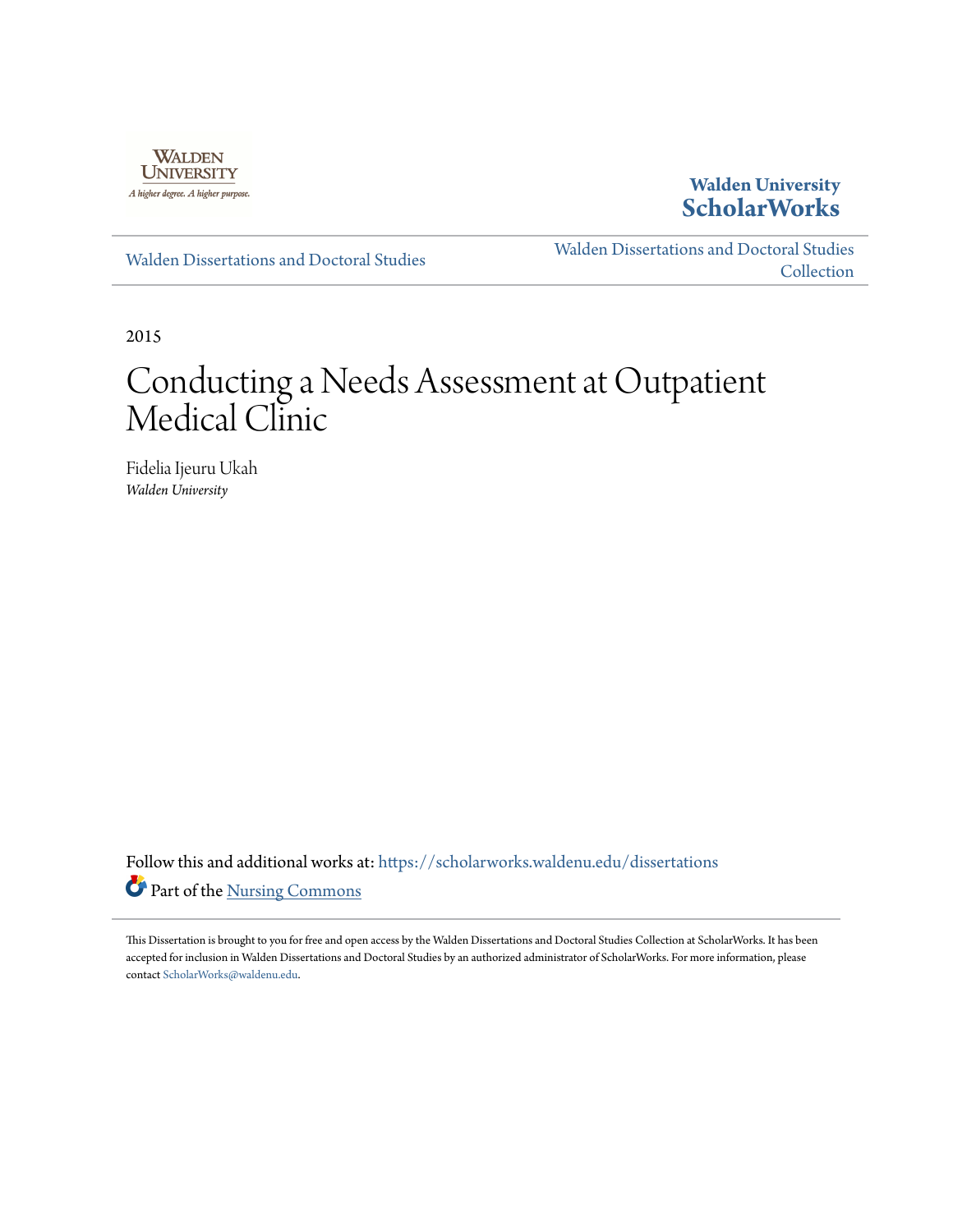Walden University

**Walden University ScholarWorks**

Walden Dissertations and Doctoral Studies

Walden Dissertations and Doctoral Studies Collection

2015

# Conducting a Needs Assessment at Outpatient Medical Clinic

Fidelia Ijeuru Ukah
*Walden University*

Follow this and additional works at: https://scholarworks.waldenu.edu/dissertations

Part of the Nursing Commons

This Dissertation is brought to you for free and open access by the Walden Dissertations and Doctoral Studies Collection at ScholarWorks. It has been accepted for inclusion in Walden Dissertations and Doctoral Studies by an authorized administrator of ScholarWorks. For more information, please contact ScholarWorks@waldenu.edu.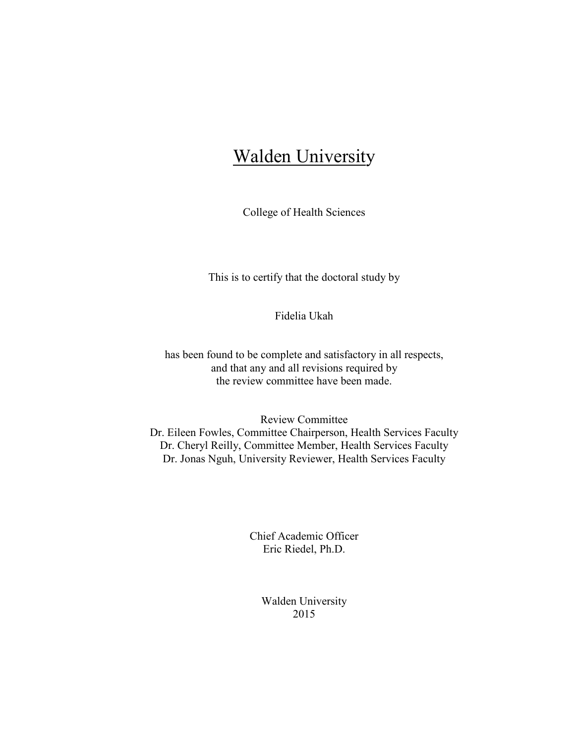# Walden University

College of Health Sciences

This is to certify that the doctoral study by

Fidelia Ukah

has been found to be complete and satisfactory in all respects,
and that any and all revisions required by
the review committee have been made.

Review Committee
Dr. Eileen Fowles, Committee Chairperson, Health Services Faculty
Dr. Cheryl Reilly, Committee Member, Health Services Faculty
Dr. Jonas Nguh, University Reviewer, Health Services Faculty

Chief Academic Officer
Eric Riedel, Ph.D.

Walden University
2015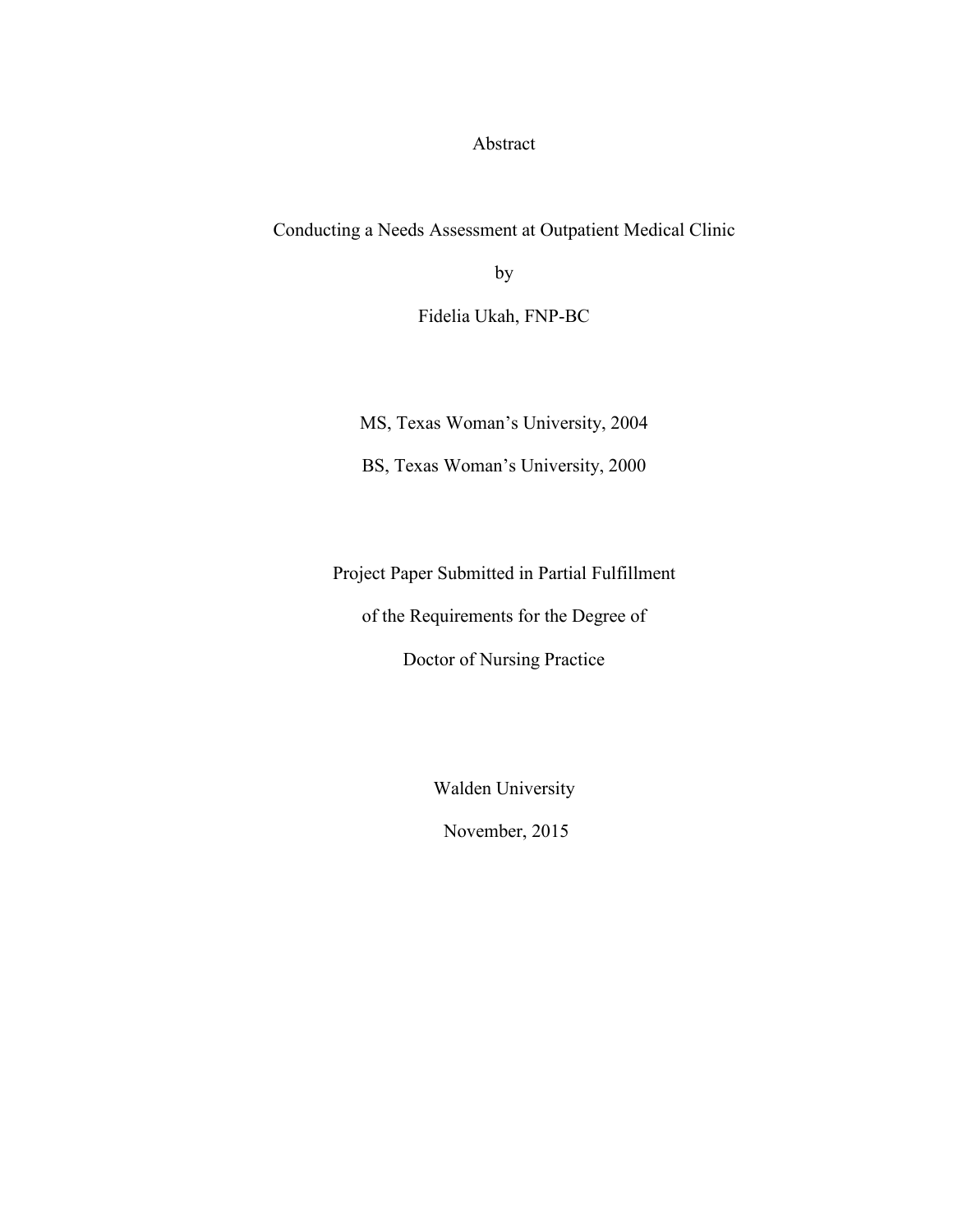# Abstract

Conducting a Needs Assessment at Outpatient Medical Clinic

by

Fidelia Ukah, FNP-BC

MS, Texas Woman's University, 2004

BS, Texas Woman's University, 2000

Project Paper Submitted in Partial Fulfillment

of the Requirements for the Degree of

Doctor of Nursing Practice

Walden University

November, 2015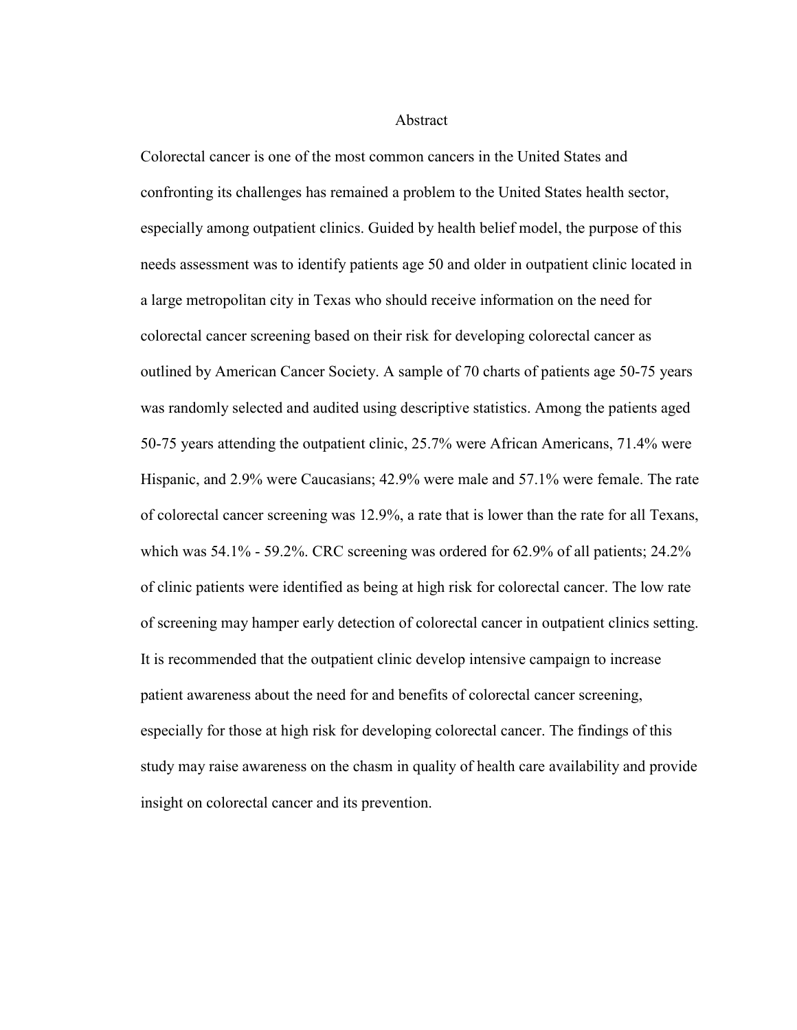# Abstract

Colorectal cancer is one of the most common cancers in the United States and confronting its challenges has remained a problem to the United States health sector, especially among outpatient clinics. Guided by health belief model, the purpose of this needs assessment was to identify patients age 50 and older in outpatient clinic located in a large metropolitan city in Texas who should receive information on the need for colorectal cancer screening based on their risk for developing colorectal cancer as outlined by American Cancer Society. A sample of 70 charts of patients age 50-75 years was randomly selected and audited using descriptive statistics. Among the patients aged 50-75 years attending the outpatient clinic, 25.7% were African Americans, 71.4% were Hispanic, and 2.9% were Caucasians; 42.9% were male and 57.1% were female. The rate of colorectal cancer screening was 12.9%, a rate that is lower than the rate for all Texans, which was 54.1% - 59.2%. CRC screening was ordered for 62.9% of all patients; 24.2% of clinic patients were identified as being at high risk for colorectal cancer. The low rate of screening may hamper early detection of colorectal cancer in outpatient clinics setting. It is recommended that the outpatient clinic develop intensive campaign to increase patient awareness about the need for and benefits of colorectal cancer screening, especially for those at high risk for developing colorectal cancer. The findings of this study may raise awareness on the chasm in quality of health care availability and provide insight on colorectal cancer and its prevention.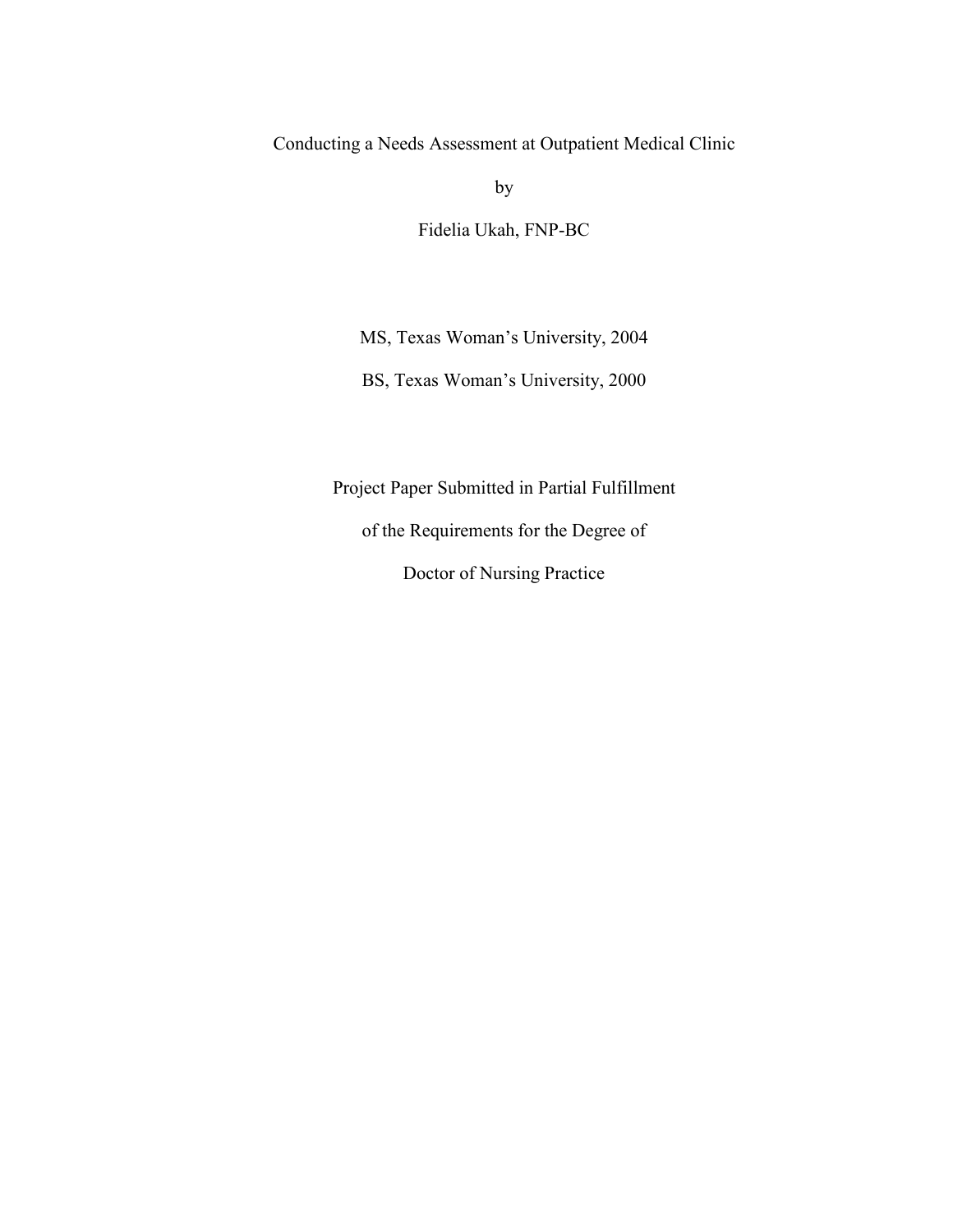Conducting a Needs Assessment at Outpatient Medical Clinic

by

Fidelia Ukah, FNP-BC

MS, Texas Woman's University, 2004

BS, Texas Woman's University, 2000

Project Paper Submitted in Partial Fulfillment

of the Requirements for the Degree of

Doctor of Nursing Practice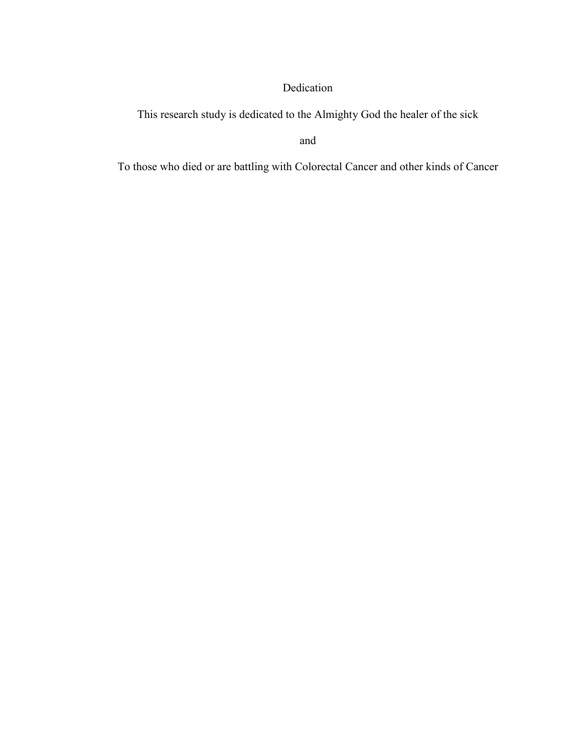# Dedication

This research study is dedicated to the Almighty God the healer of the sick

and

To those who died or are battling with Colorectal Cancer and other kinds of Cancer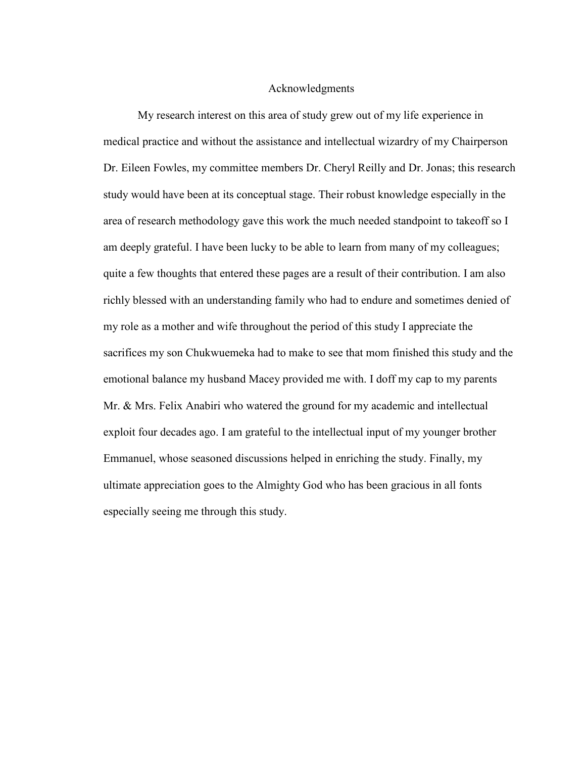# Acknowledgments

My research interest on this area of study grew out of my life experience in medical practice and without the assistance and intellectual wizardry of my Chairperson Dr. Eileen Fowles, my committee members Dr. Cheryl Reilly and Dr. Jonas; this research study would have been at its conceptual stage. Their robust knowledge especially in the area of research methodology gave this work the much needed standpoint to takeoff so I am deeply grateful. I have been lucky to be able to learn from many of my colleagues; quite a few thoughts that entered these pages are a result of their contribution. I am also richly blessed with an understanding family who had to endure and sometimes denied of my role as a mother and wife throughout the period of this study I appreciate the sacrifices my son Chukwuemeka had to make to see that mom finished this study and the emotional balance my husband Macey provided me with. I doff my cap to my parents Mr. & Mrs. Felix Anabiri who watered the ground for my academic and intellectual exploit four decades ago. I am grateful to the intellectual input of my younger brother Emmanuel, whose seasoned discussions helped in enriching the study. Finally, my ultimate appreciation goes to the Almighty God who has been gracious in all fonts especially seeing me through this study.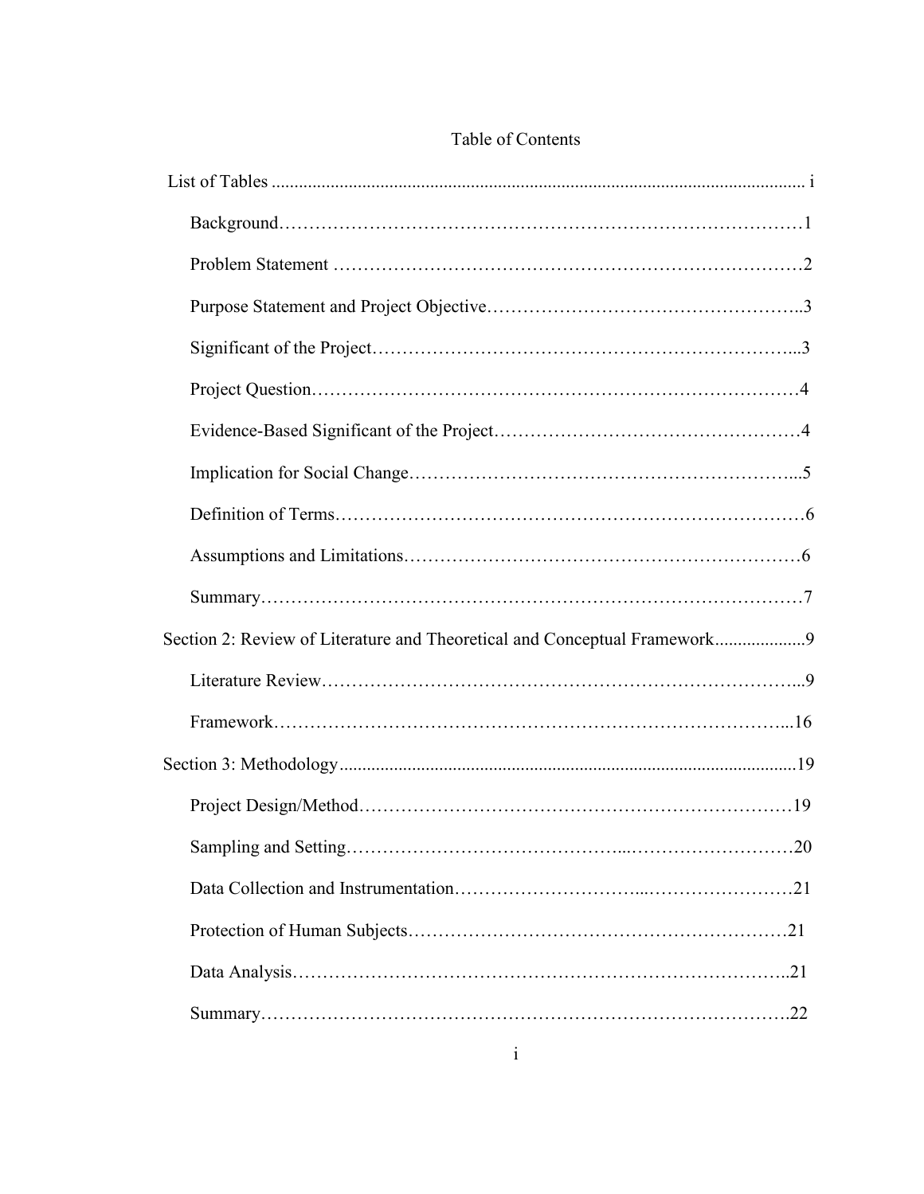Table of Contents

List of Tables ........................................................................................................................ i

Background……………………………………………………………………………1

Problem Statement ……………………………………………………………………2

Purpose Statement and Project Objective…………………………………………..3

Significant of the Project…………………………………………………………...3

Project Question………………………………………………………………………4

Evidence-Based Significant of the Project…………………………………………4

Implication for Social Change………………………………………………………...5

Definition of Terms……………………………………………………………………6

Assumptions and Limitations………………………………………………………6

Summary………………………………………………………………………………7

Section 2: Review of Literature and Theoretical and Conceptual Framework....................9

Literature Review…………………………………………………………………...9

Framework…………………………………………………………………………...16

Section 3: Methodology.....................................................................................................19

Project Design/Method………………………………………………………………19

Sampling and Setting………………………………………...………………………20

Data Collection and Instrumentation…………………………...……………………21

Protection of Human Subjects………………………………………………………21

Data Analysis………………………………………………………………………..21

Summary……………………………………………………………………………….22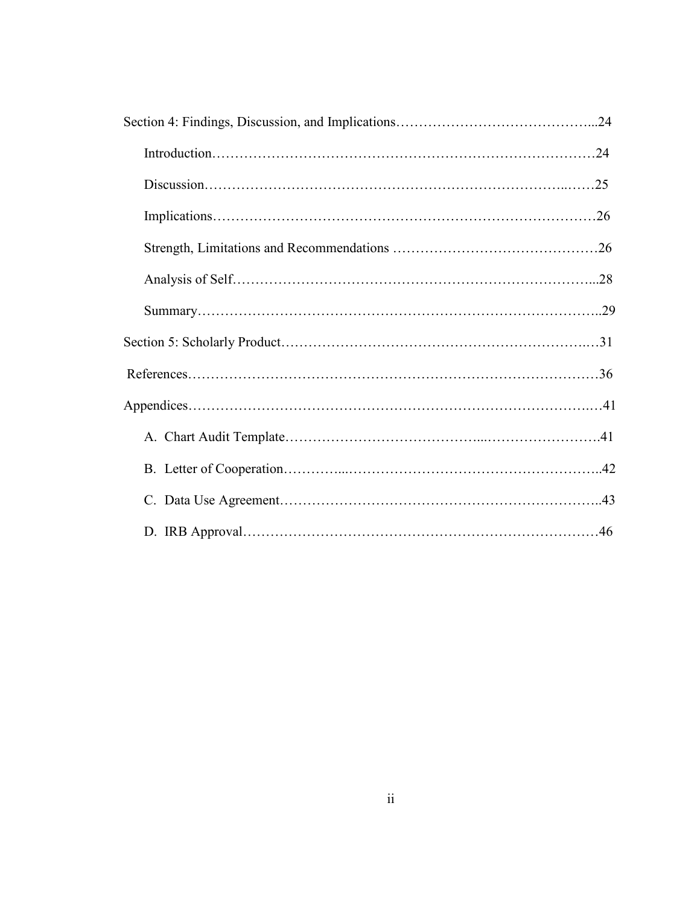Section 4: Findings, Discussion, and Implications……………………………………...24

Introduction………………………………………………………………………24

Discussion…………………………………………………………………...……25

Implications………………………………………………………………………26

Strength, Limitations and Recommendations ……………………………………26

Analysis of Self…………………………………………………………………...28

Summary…………………………………………………………………………..29

Section 5: Scholarly Product………………………………………………………….…31

References……………………………………………………………………………36

Appendices……………………………………………………………………….…41

A. Chart Audit Template……………………………………...……………………41

B. Letter of Cooperation…………...……………………………………………..42

C. Data Use Agreement………………………………………………………….43

D. IRB Approval………………………………………………………………46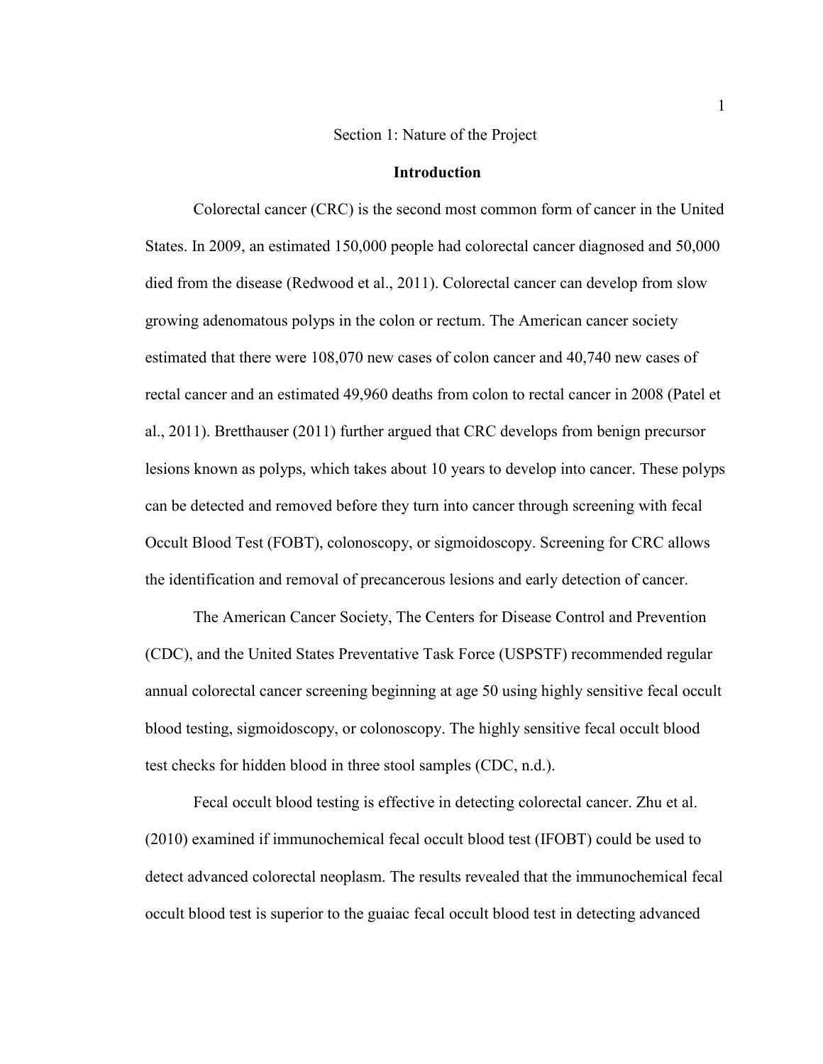# Section 1: Nature of the Project

## Introduction

Colorectal cancer (CRC) is the second most common form of cancer in the United States. In 2009, an estimated 150,000 people had colorectal cancer diagnosed and 50,000 died from the disease (Redwood et al., 2011). Colorectal cancer can develop from slow growing adenomatous polyps in the colon or rectum. The American cancer society estimated that there were 108,070 new cases of colon cancer and 40,740 new cases of rectal cancer and an estimated 49,960 deaths from colon to rectal cancer in 2008 (Patel et al., 2011). Bretthauser (2011) further argued that CRC develops from benign precursor lesions known as polyps, which takes about 10 years to develop into cancer. These polyps can be detected and removed before they turn into cancer through screening with fecal Occult Blood Test (FOBT), colonoscopy, or sigmoidoscopy. Screening for CRC allows the identification and removal of precancerous lesions and early detection of cancer.

The American Cancer Society, The Centers for Disease Control and Prevention (CDC), and the United States Preventative Task Force (USPSTF) recommended regular annual colorectal cancer screening beginning at age 50 using highly sensitive fecal occult blood testing, sigmoidoscopy, or colonoscopy. The highly sensitive fecal occult blood test checks for hidden blood in three stool samples (CDC, n.d.).

Fecal occult blood testing is effective in detecting colorectal cancer. Zhu et al. (2010) examined if immunochemical fecal occult blood test (IFOBT) could be used to detect advanced colorectal neoplasm. The results revealed that the immunochemical fecal occult blood test is superior to the guaiac fecal occult blood test in detecting advanced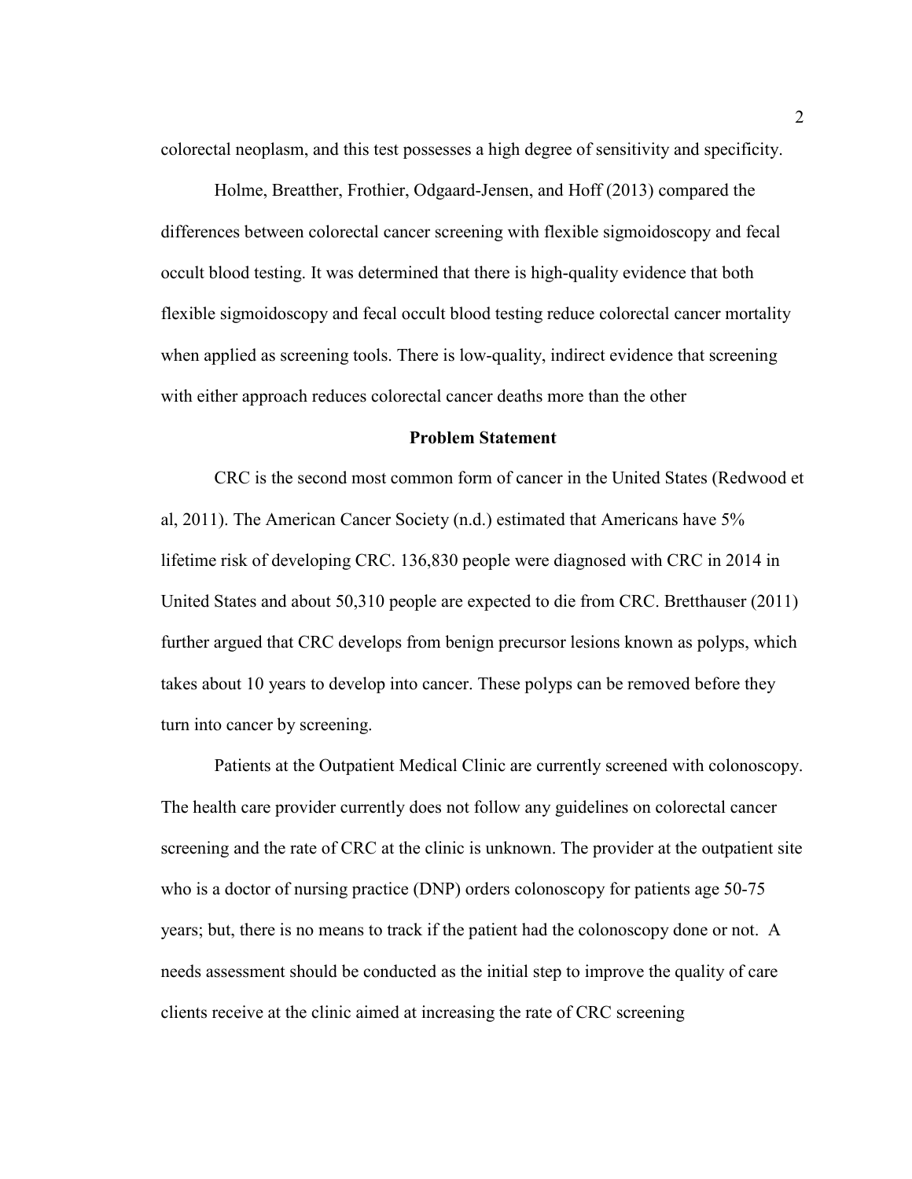colorectal neoplasm, and this test possesses a high degree of sensitivity and specificity.

Holme, Breatther, Frothier, Odgaard-Jensen, and Hoff (2013) compared the differences between colorectal cancer screening with flexible sigmoidoscopy and fecal occult blood testing. It was determined that there is high-quality evidence that both flexible sigmoidoscopy and fecal occult blood testing reduce colorectal cancer mortality when applied as screening tools. There is low-quality, indirect evidence that screening with either approach reduces colorectal cancer deaths more than the other

## Problem Statement

CRC is the second most common form of cancer in the United States (Redwood et al, 2011). The American Cancer Society (n.d.) estimated that Americans have 5% lifetime risk of developing CRC. 136,830 people were diagnosed with CRC in 2014 in United States and about 50,310 people are expected to die from CRC. Bretthauser (2011) further argued that CRC develops from benign precursor lesions known as polyps, which takes about 10 years to develop into cancer. These polyps can be removed before they turn into cancer by screening.

Patients at the Outpatient Medical Clinic are currently screened with colonoscopy. The health care provider currently does not follow any guidelines on colorectal cancer screening and the rate of CRC at the clinic is unknown. The provider at the outpatient site who is a doctor of nursing practice (DNP) orders colonoscopy for patients age 50-75 years; but, there is no means to track if the patient had the colonoscopy done or not. A needs assessment should be conducted as the initial step to improve the quality of care clients receive at the clinic aimed at increasing the rate of CRC screening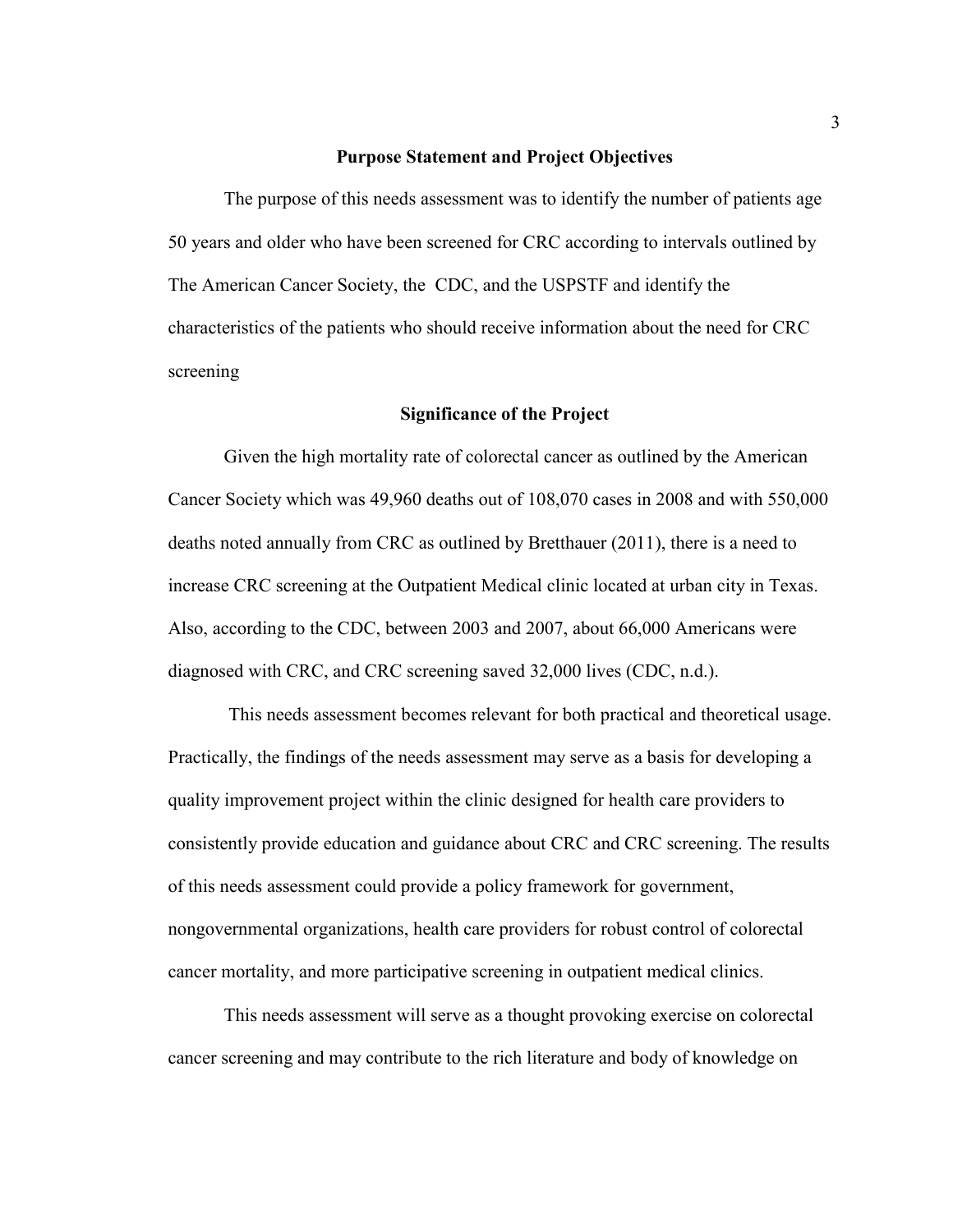## Purpose Statement and Project Objectives

The purpose of this needs assessment was to identify the number of patients age 50 years and older who have been screened for CRC according to intervals outlined by The American Cancer Society, the CDC, and the USPSTF and identify the characteristics of the patients who should receive information about the need for CRC screening

## Significance of the Project

Given the high mortality rate of colorectal cancer as outlined by the American Cancer Society which was 49,960 deaths out of 108,070 cases in 2008 and with 550,000 deaths noted annually from CRC as outlined by Bretthauer (2011), there is a need to increase CRC screening at the Outpatient Medical clinic located at urban city in Texas. Also, according to the CDC, between 2003 and 2007, about 66,000 Americans were diagnosed with CRC, and CRC screening saved 32,000 lives (CDC, n.d.).

This needs assessment becomes relevant for both practical and theoretical usage. Practically, the findings of the needs assessment may serve as a basis for developing a quality improvement project within the clinic designed for health care providers to consistently provide education and guidance about CRC and CRC screening. The results of this needs assessment could provide a policy framework for government, nongovernmental organizations, health care providers for robust control of colorectal cancer mortality, and more participative screening in outpatient medical clinics.

This needs assessment will serve as a thought provoking exercise on colorectal cancer screening and may contribute to the rich literature and body of knowledge on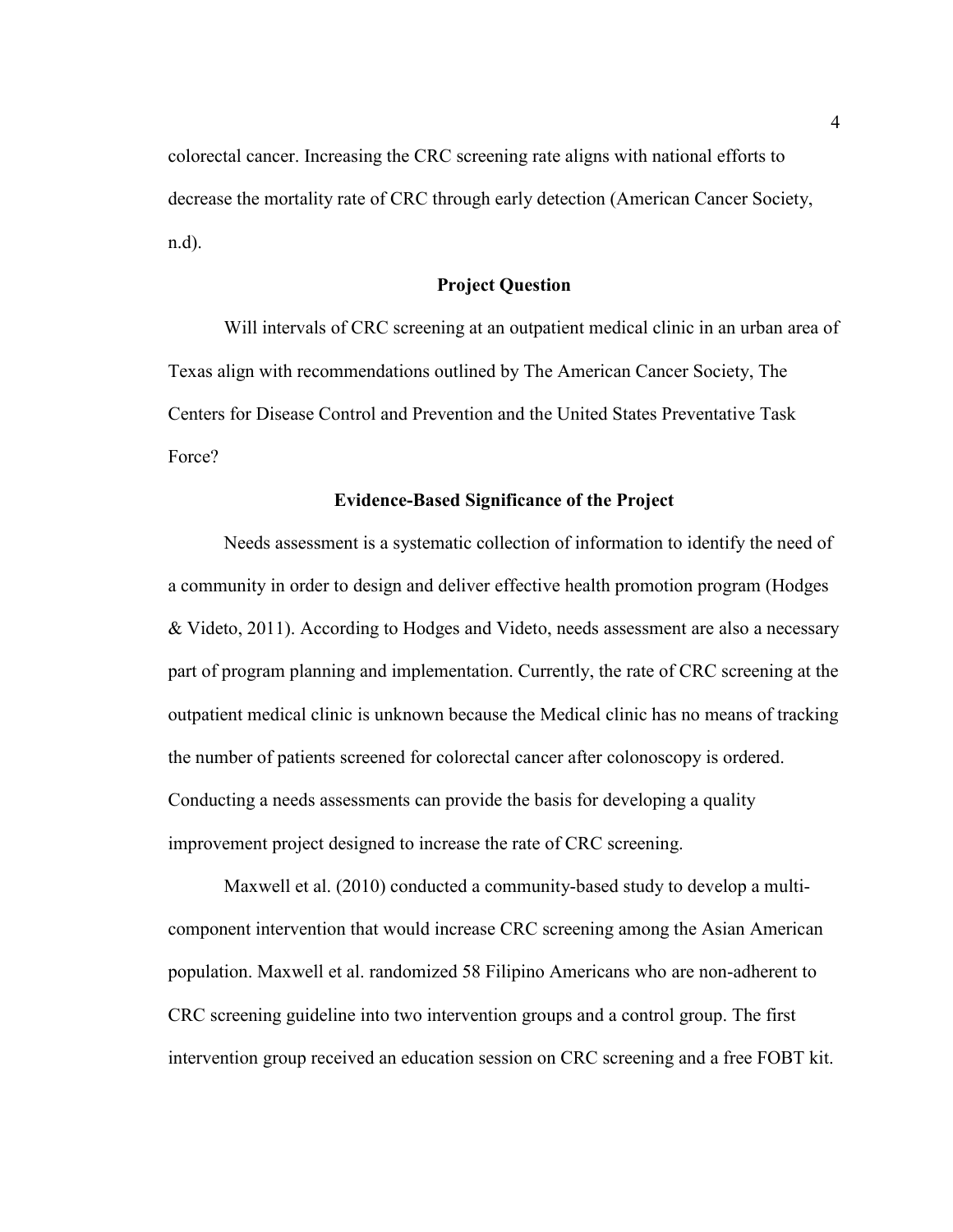colorectal cancer. Increasing the CRC screening rate aligns with national efforts to decrease the mortality rate of CRC through early detection (American Cancer Society, n.d).

## Project Question

Will intervals of CRC screening at an outpatient medical clinic in an urban area of Texas align with recommendations outlined by The American Cancer Society, The Centers for Disease Control and Prevention and the United States Preventative Task Force?

## Evidence-Based Significance of the Project

Needs assessment is a systematic collection of information to identify the need of a community in order to design and deliver effective health promotion program (Hodges & Videto, 2011). According to Hodges and Videto, needs assessment are also a necessary part of program planning and implementation. Currently, the rate of CRC screening at the outpatient medical clinic is unknown because the Medical clinic has no means of tracking the number of patients screened for colorectal cancer after colonoscopy is ordered. Conducting a needs assessments can provide the basis for developing a quality improvement project designed to increase the rate of CRC screening.

Maxwell et al. (2010) conducted a community-based study to develop a multi-component intervention that would increase CRC screening among the Asian American population. Maxwell et al. randomized 58 Filipino Americans who are non-adherent to CRC screening guideline into two intervention groups and a control group. The first intervention group received an education session on CRC screening and a free FOBT kit.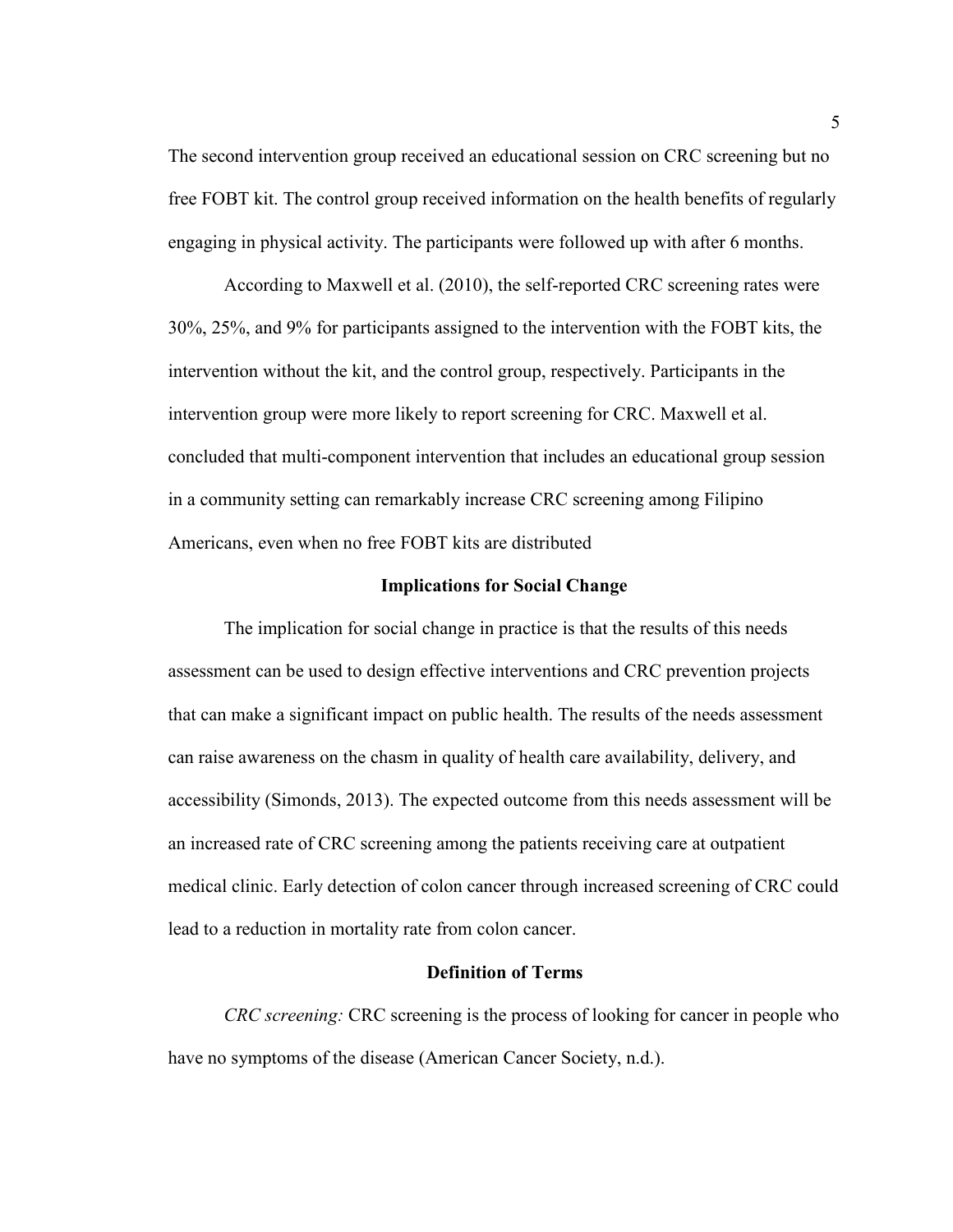The second intervention group received an educational session on CRC screening but no free FOBT kit. The control group received information on the health benefits of regularly engaging in physical activity. The participants were followed up with after 6 months.

According to Maxwell et al. (2010), the self-reported CRC screening rates were 30%, 25%, and 9% for participants assigned to the intervention with the FOBT kits, the intervention without the kit, and the control group, respectively. Participants in the intervention group were more likely to report screening for CRC. Maxwell et al. concluded that multi-component intervention that includes an educational group session in a community setting can remarkably increase CRC screening among Filipino Americans, even when no free FOBT kits are distributed

## Implications for Social Change

The implication for social change in practice is that the results of this needs assessment can be used to design effective interventions and CRC prevention projects that can make a significant impact on public health. The results of the needs assessment can raise awareness on the chasm in quality of health care availability, delivery, and accessibility (Simonds, 2013). The expected outcome from this needs assessment will be an increased rate of CRC screening among the patients receiving care at outpatient medical clinic. Early detection of colon cancer through increased screening of CRC could lead to a reduction in mortality rate from colon cancer.

## Definition of Terms

*CRC screening:* CRC screening is the process of looking for cancer in people who have no symptoms of the disease (American Cancer Society, n.d.).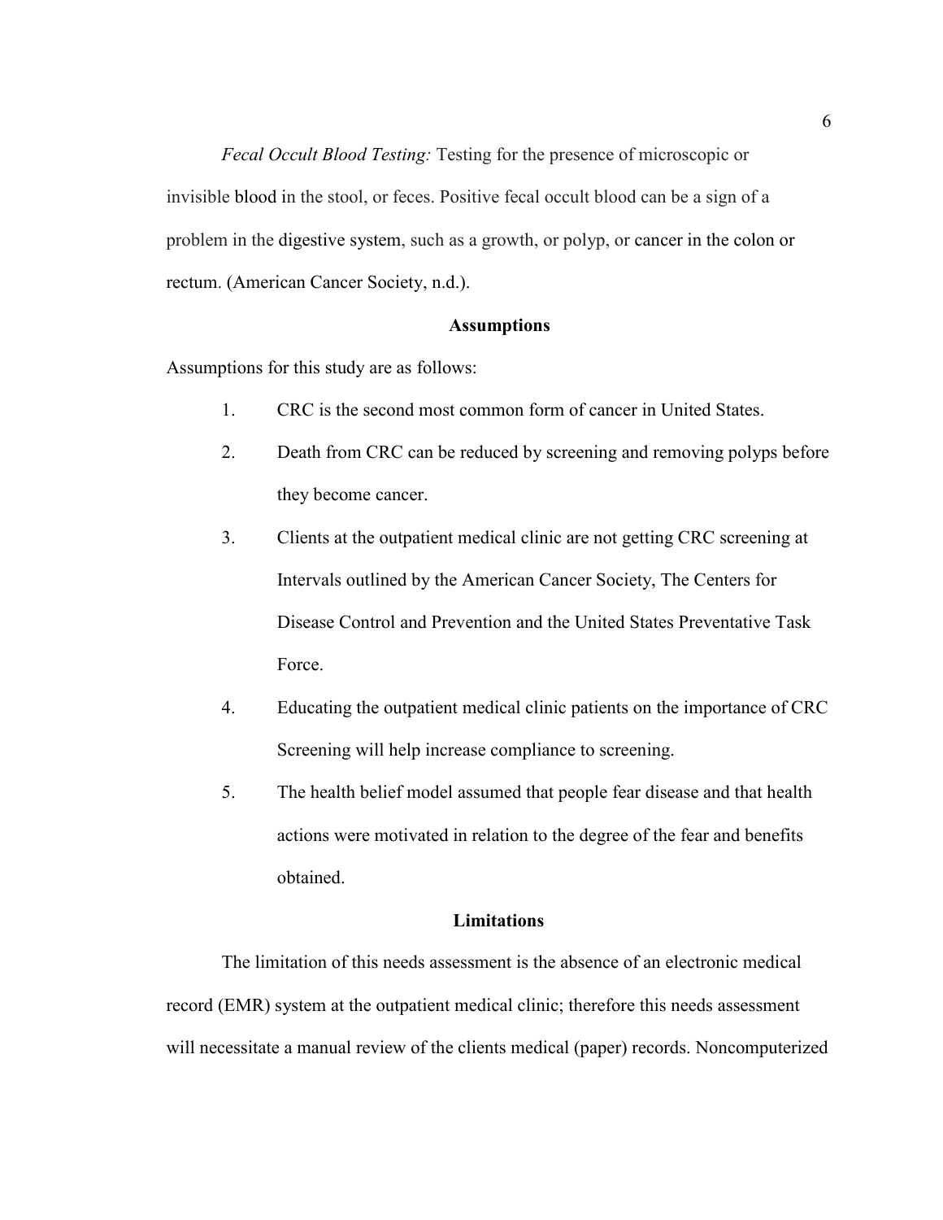*Fecal Occult Blood Testing:* Testing for the presence of microscopic or invisible blood in the stool, or feces. Positive fecal occult blood can be a sign of a problem in the digestive system, such as a growth, or polyp, or cancer in the colon or rectum. (American Cancer Society, n.d.).

## Assumptions

Assumptions for this study are as follows:

1. CRC is the second most common form of cancer in United States.
2. Death from CRC can be reduced by screening and removing polyps before they become cancer.
3. Clients at the outpatient medical clinic are not getting CRC screening at Intervals outlined by the American Cancer Society, The Centers for Disease Control and Prevention and the United States Preventative Task Force.
4. Educating the outpatient medical clinic patients on the importance of CRC Screening will help increase compliance to screening.
5. The health belief model assumed that people fear disease and that health actions were motivated in relation to the degree of the fear and benefits obtained.

## Limitations

The limitation of this needs assessment is the absence of an electronic medical record (EMR) system at the outpatient medical clinic; therefore this needs assessment will necessitate a manual review of the clients medical (paper) records. Noncomputerized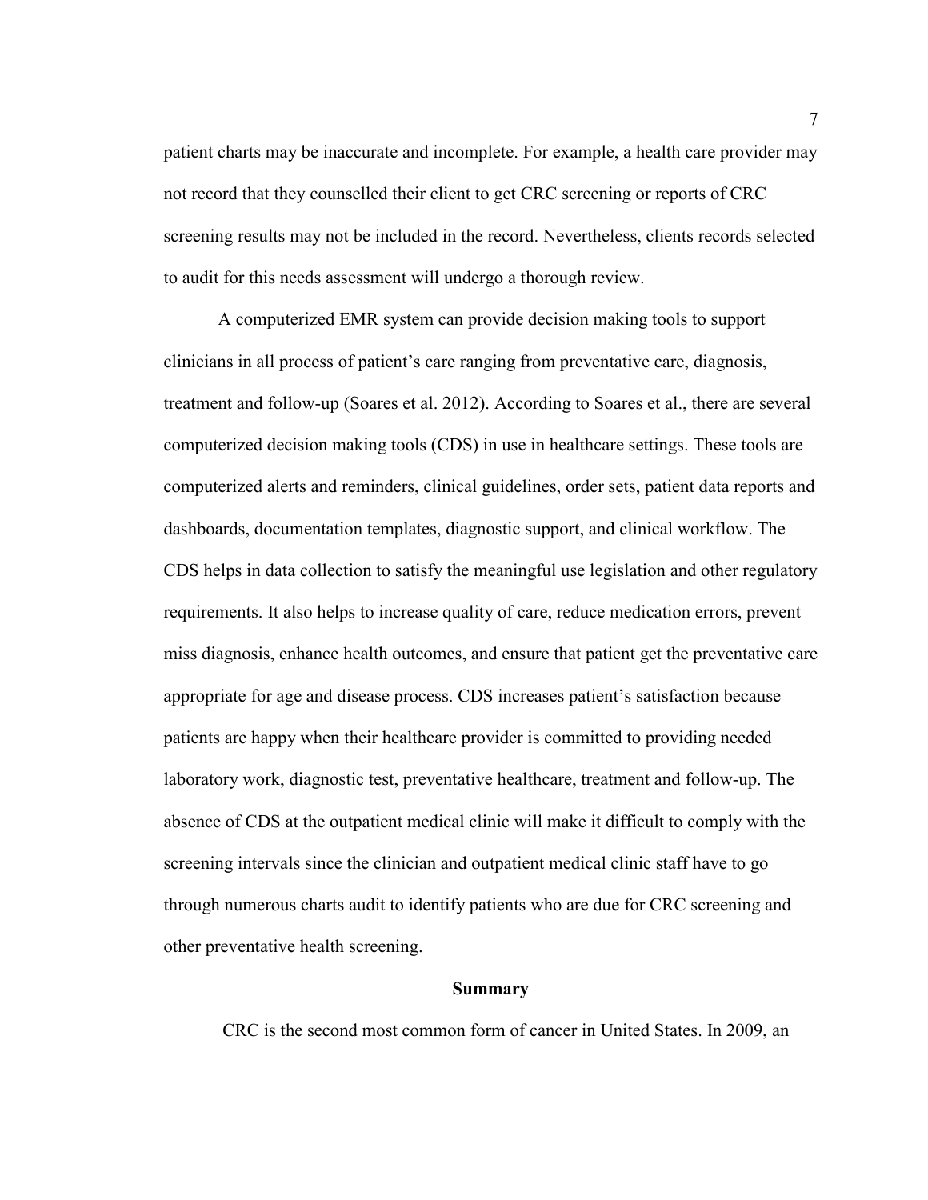patient charts may be inaccurate and incomplete. For example, a health care provider may not record that they counselled their client to get CRC screening or reports of CRC screening results may not be included in the record. Nevertheless, clients records selected to audit for this needs assessment will undergo a thorough review.

A computerized EMR system can provide decision making tools to support clinicians in all process of patient's care ranging from preventative care, diagnosis, treatment and follow-up (Soares et al. 2012). According to Soares et al., there are several computerized decision making tools (CDS) in use in healthcare settings. These tools are computerized alerts and reminders, clinical guidelines, order sets, patient data reports and dashboards, documentation templates, diagnostic support, and clinical workflow. The CDS helps in data collection to satisfy the meaningful use legislation and other regulatory requirements. It also helps to increase quality of care, reduce medication errors, prevent miss diagnosis, enhance health outcomes, and ensure that patient get the preventative care appropriate for age and disease process. CDS increases patient's satisfaction because patients are happy when their healthcare provider is committed to providing needed laboratory work, diagnostic test, preventative healthcare, treatment and follow-up. The absence of CDS at the outpatient medical clinic will make it difficult to comply with the screening intervals since the clinician and outpatient medical clinic staff have to go through numerous charts audit to identify patients who are due for CRC screening and other preventative health screening.

## Summary

CRC is the second most common form of cancer in United States. In 2009, an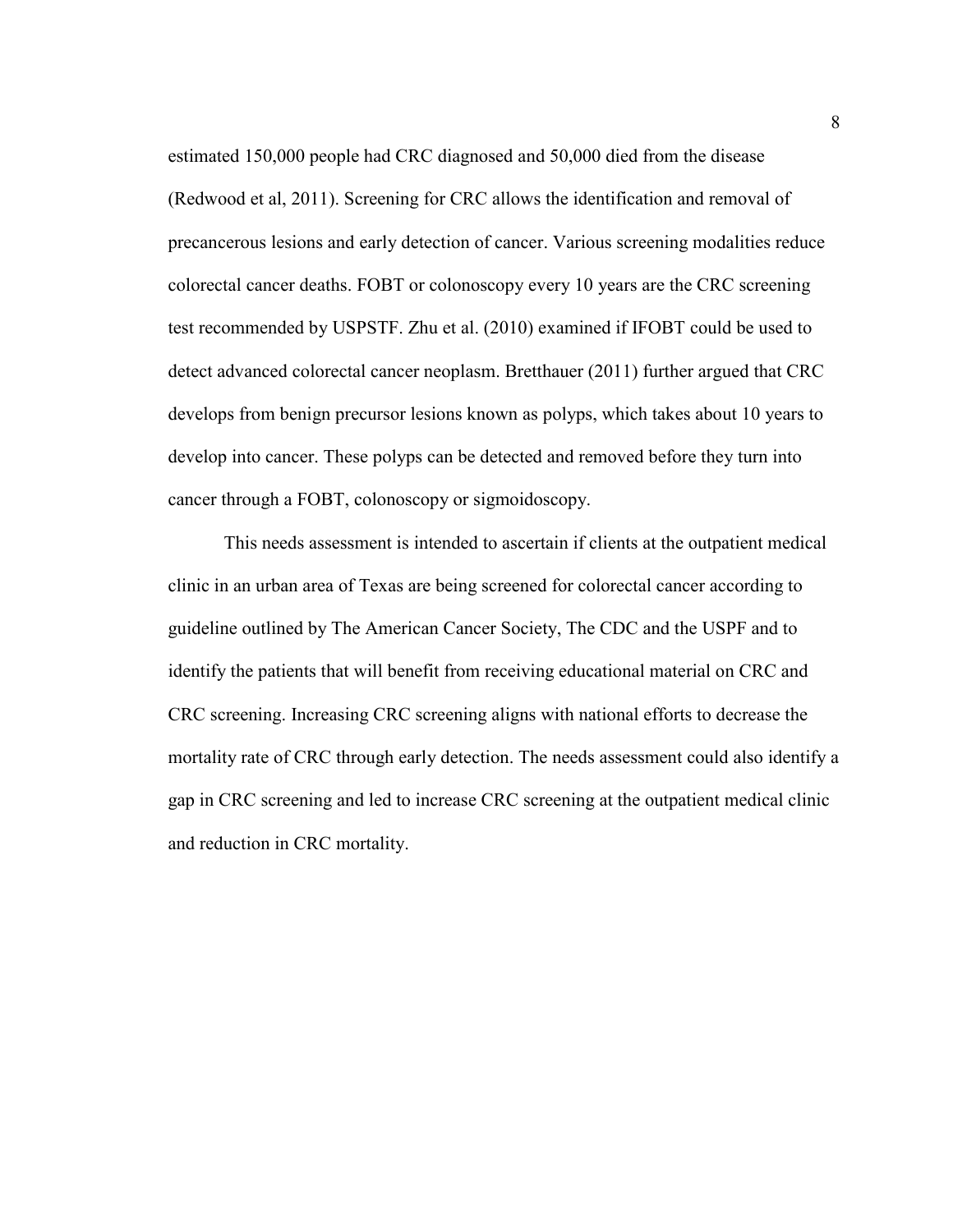estimated 150,000 people had CRC diagnosed and 50,000 died from the disease (Redwood et al, 2011). Screening for CRC allows the identification and removal of precancerous lesions and early detection of cancer. Various screening modalities reduce colorectal cancer deaths. FOBT or colonoscopy every 10 years are the CRC screening test recommended by USPSTF. Zhu et al. (2010) examined if IFOBT could be used to detect advanced colorectal cancer neoplasm. Bretthauer (2011) further argued that CRC develops from benign precursor lesions known as polyps, which takes about 10 years to develop into cancer. These polyps can be detected and removed before they turn into cancer through a FOBT, colonoscopy or sigmoidoscopy.

This needs assessment is intended to ascertain if clients at the outpatient medical clinic in an urban area of Texas are being screened for colorectal cancer according to guideline outlined by The American Cancer Society, The CDC and the USPF and to identify the patients that will benefit from receiving educational material on CRC and CRC screening. Increasing CRC screening aligns with national efforts to decrease the mortality rate of CRC through early detection. The needs assessment could also identify a gap in CRC screening and led to increase CRC screening at the outpatient medical clinic and reduction in CRC mortality.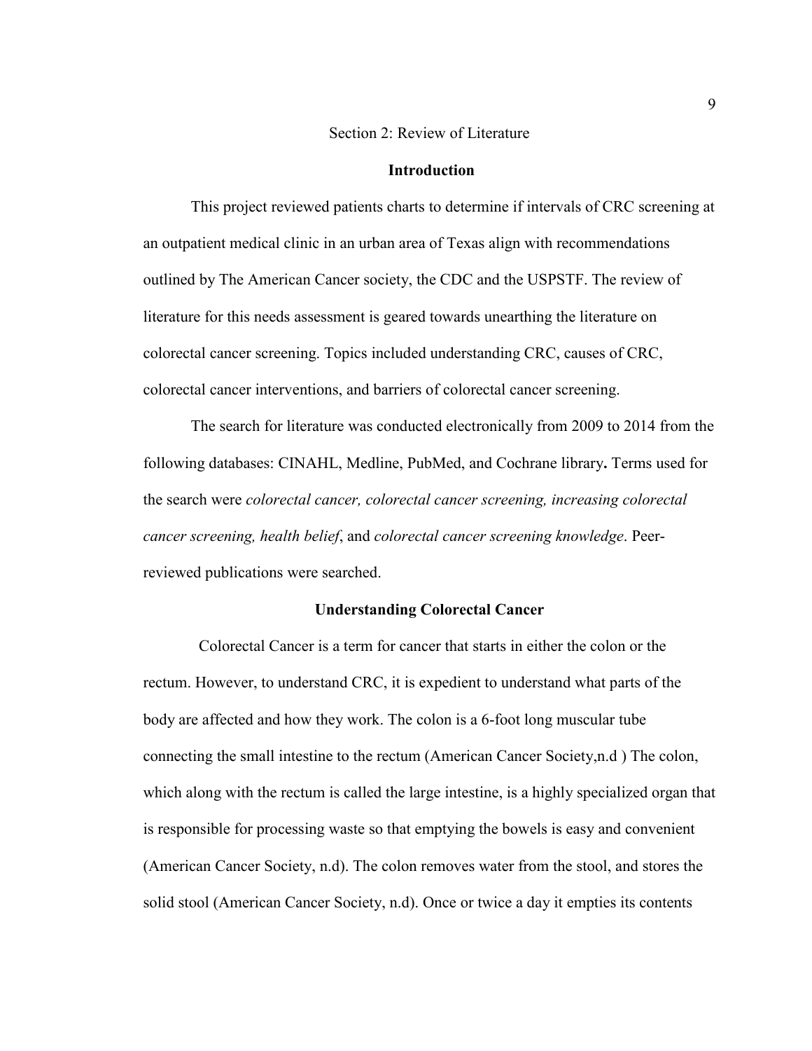Section 2: Review of Literature

## Introduction

This project reviewed patients charts to determine if intervals of CRC screening at an outpatient medical clinic in an urban area of Texas align with recommendations outlined by The American Cancer society, the CDC and the USPSTF. The review of literature for this needs assessment is geared towards unearthing the literature on colorectal cancer screening. Topics included understanding CRC, causes of CRC, colorectal cancer interventions, and barriers of colorectal cancer screening.

The search for literature was conducted electronically from 2009 to 2014 from the following databases: CINAHL, Medline, PubMed, and Cochrane library**.** Terms used for the search were *colorectal cancer, colorectal cancer screening, increasing colorectal cancer screening, health belief*, and *colorectal cancer screening knowledge*. Peer-reviewed publications were searched.

## Understanding Colorectal Cancer

Colorectal Cancer is a term for cancer that starts in either the colon or the rectum. However, to understand CRC, it is expedient to understand what parts of the body are affected and how they work. The colon is a 6-foot long muscular tube connecting the small intestine to the rectum (American Cancer Society,n.d ) The colon, which along with the rectum is called the large intestine, is a highly specialized organ that is responsible for processing waste so that emptying the bowels is easy and convenient (American Cancer Society, n.d). The colon removes water from the stool, and stores the solid stool (American Cancer Society, n.d). Once or twice a day it empties its contents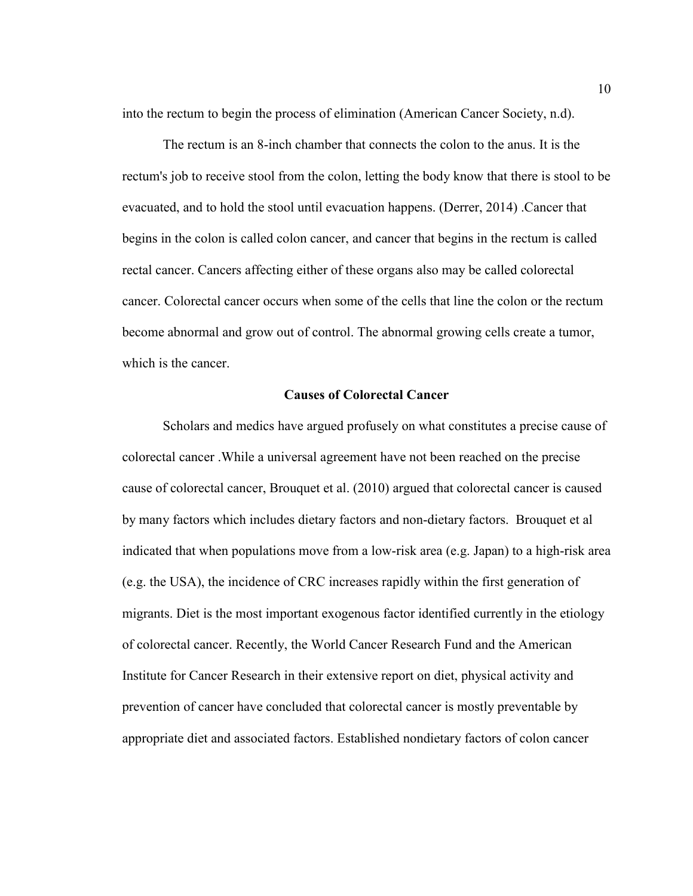into the rectum to begin the process of elimination (American Cancer Society, n.d).

The rectum is an 8-inch chamber that connects the colon to the anus. It is the rectum's job to receive stool from the colon, letting the body know that there is stool to be evacuated, and to hold the stool until evacuation happens. (Derrer, 2014) .Cancer that begins in the colon is called colon cancer, and cancer that begins in the rectum is called rectal cancer. Cancers affecting either of these organs also may be called colorectal cancer. Colorectal cancer occurs when some of the cells that line the colon or the rectum become abnormal and grow out of control. The abnormal growing cells create a tumor, which is the cancer.

### Causes of Colorectal Cancer

Scholars and medics have argued profusely on what constitutes a precise cause of colorectal cancer .While a universal agreement have not been reached on the precise cause of colorectal cancer, Brouquet et al. (2010) argued that colorectal cancer is caused by many factors which includes dietary factors and non-dietary factors. Brouquet et al indicated that when populations move from a low-risk area (e.g. Japan) to a high-risk area (e.g. the USA), the incidence of CRC increases rapidly within the first generation of migrants. Diet is the most important exogenous factor identified currently in the etiology of colorectal cancer. Recently, the World Cancer Research Fund and the American Institute for Cancer Research in their extensive report on diet, physical activity and prevention of cancer have concluded that colorectal cancer is mostly preventable by appropriate diet and associated factors. Established nondietary factors of colon cancer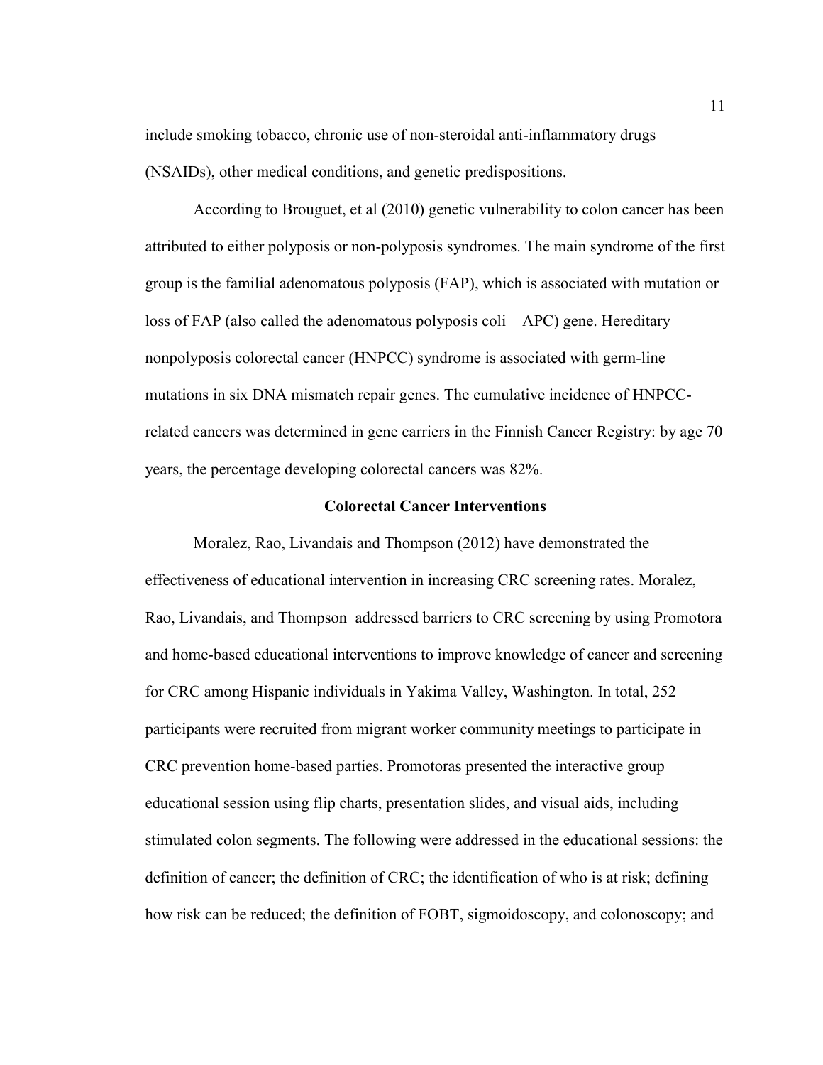include smoking tobacco, chronic use of non-steroidal anti-inflammatory drugs (NSAIDs), other medical conditions, and genetic predispositions.

According to Brouguet, et al (2010) genetic vulnerability to colon cancer has been attributed to either polyposis or non-polyposis syndromes. The main syndrome of the first group is the familial adenomatous polyposis (FAP), which is associated with mutation or loss of FAP (also called the adenomatous polyposis coli—APC) gene. Hereditary nonpolyposis colorectal cancer (HNPCC) syndrome is associated with germ-line mutations in six DNA mismatch repair genes. The cumulative incidence of HNPCC-related cancers was determined in gene carriers in the Finnish Cancer Registry: by age 70 years, the percentage developing colorectal cancers was 82%.

## Colorectal Cancer Interventions

Moralez, Rao, Livandais and Thompson (2012) have demonstrated the effectiveness of educational intervention in increasing CRC screening rates. Moralez, Rao, Livandais, and Thompson addressed barriers to CRC screening by using Promotora and home-based educational interventions to improve knowledge of cancer and screening for CRC among Hispanic individuals in Yakima Valley, Washington. In total, 252 participants were recruited from migrant worker community meetings to participate in CRC prevention home-based parties. Promotoras presented the interactive group educational session using flip charts, presentation slides, and visual aids, including stimulated colon segments. The following were addressed in the educational sessions: the definition of cancer; the definition of CRC; the identification of who is at risk; defining how risk can be reduced; the definition of FOBT, sigmoidoscopy, and colonoscopy; and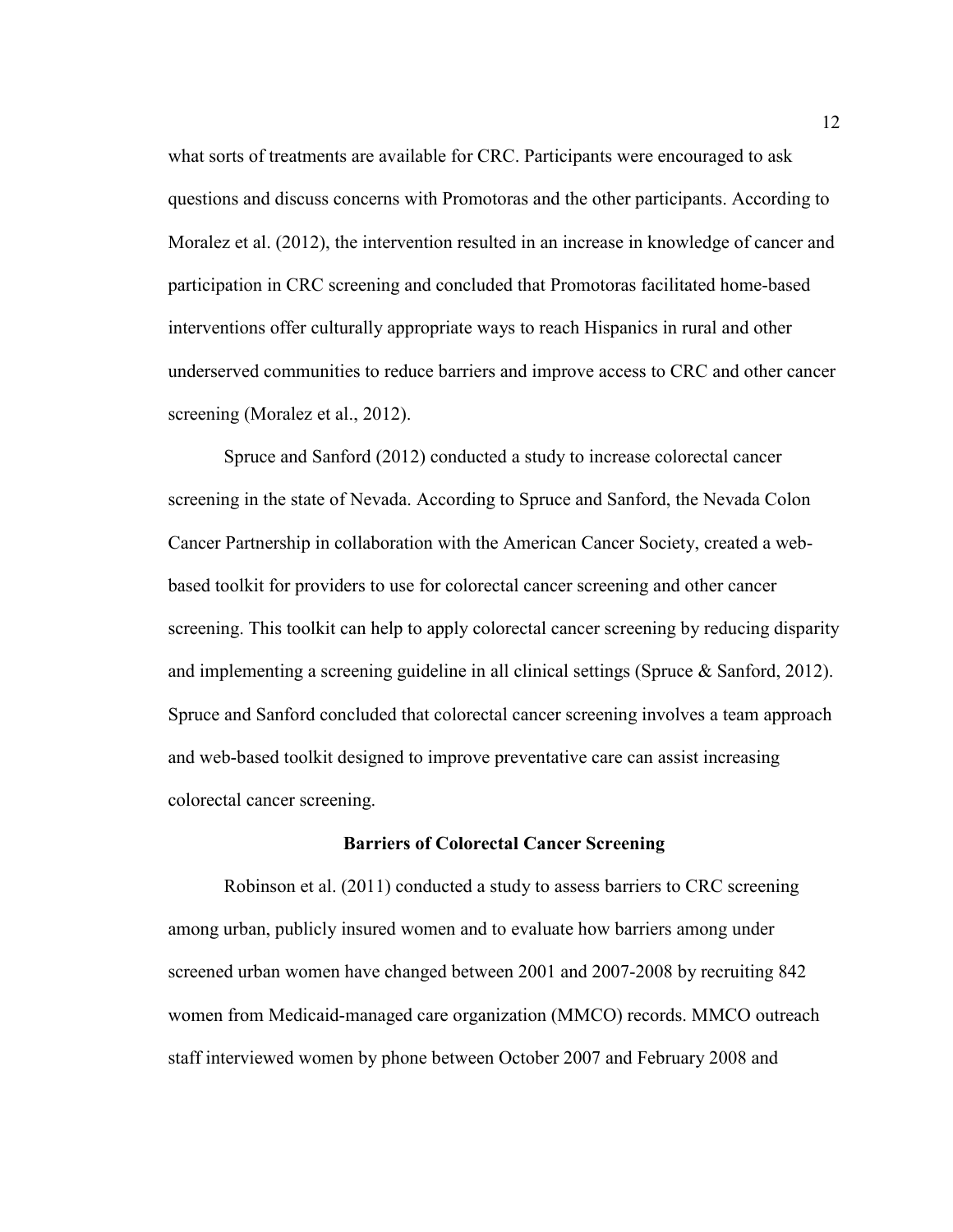what sorts of treatments are available for CRC. Participants were encouraged to ask questions and discuss concerns with Promotoras and the other participants. According to Moralez et al. (2012), the intervention resulted in an increase in knowledge of cancer and participation in CRC screening and concluded that Promotoras facilitated home-based interventions offer culturally appropriate ways to reach Hispanics in rural and other underserved communities to reduce barriers and improve access to CRC and other cancer screening (Moralez et al., 2012).

Spruce and Sanford (2012) conducted a study to increase colorectal cancer screening in the state of Nevada. According to Spruce and Sanford, the Nevada Colon Cancer Partnership in collaboration with the American Cancer Society, created a web-based toolkit for providers to use for colorectal cancer screening and other cancer screening. This toolkit can help to apply colorectal cancer screening by reducing disparity and implementing a screening guideline in all clinical settings (Spruce & Sanford, 2012). Spruce and Sanford concluded that colorectal cancer screening involves a team approach and web-based toolkit designed to improve preventative care can assist increasing colorectal cancer screening.

## Barriers of Colorectal Cancer Screening

Robinson et al. (2011) conducted a study to assess barriers to CRC screening among urban, publicly insured women and to evaluate how barriers among under screened urban women have changed between 2001 and 2007-2008 by recruiting 842 women from Medicaid-managed care organization (MMCO) records. MMCO outreach staff interviewed women by phone between October 2007 and February 2008 and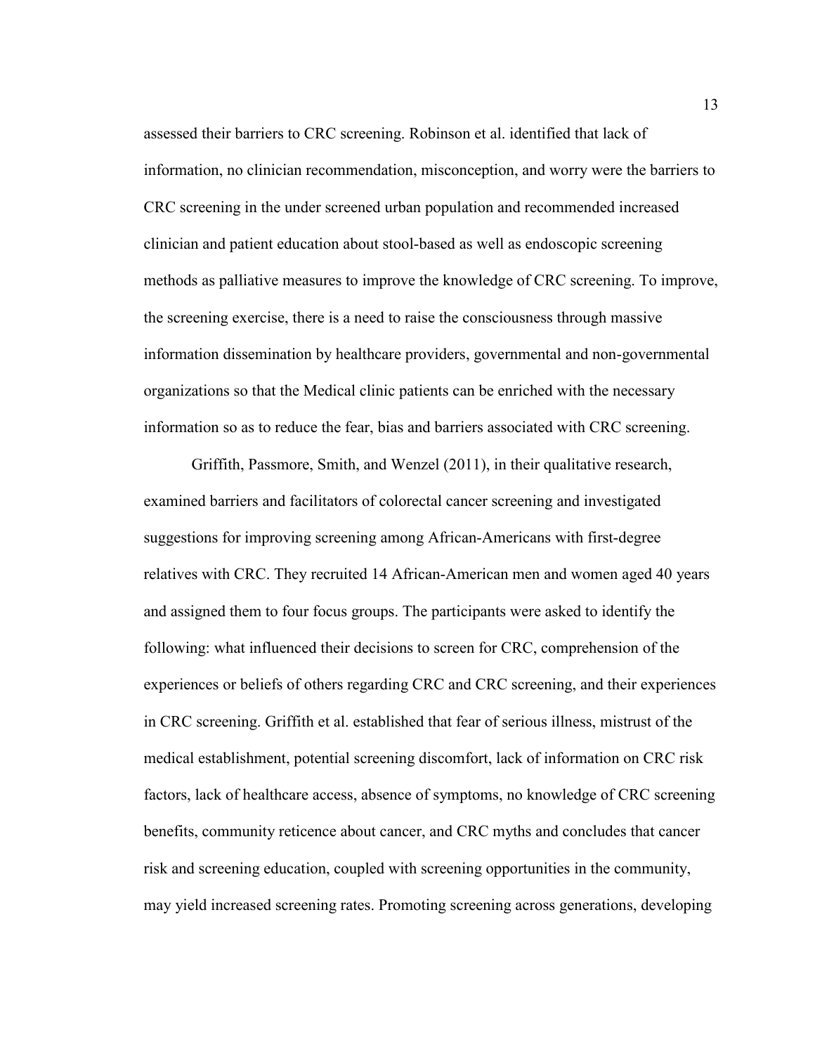assessed their barriers to CRC screening. Robinson et al. identified that lack of information, no clinician recommendation, misconception, and worry were the barriers to CRC screening in the under screened urban population and recommended increased clinician and patient education about stool-based as well as endoscopic screening methods as palliative measures to improve the knowledge of CRC screening. To improve, the screening exercise, there is a need to raise the consciousness through massive information dissemination by healthcare providers, governmental and non-governmental organizations so that the Medical clinic patients can be enriched with the necessary information so as to reduce the fear, bias and barriers associated with CRC screening.

Griffith, Passmore, Smith, and Wenzel (2011), in their qualitative research, examined barriers and facilitators of colorectal cancer screening and investigated suggestions for improving screening among African-Americans with first-degree relatives with CRC. They recruited 14 African-American men and women aged 40 years and assigned them to four focus groups. The participants were asked to identify the following: what influenced their decisions to screen for CRC, comprehension of the experiences or beliefs of others regarding CRC and CRC screening, and their experiences in CRC screening. Griffith et al. established that fear of serious illness, mistrust of the medical establishment, potential screening discomfort, lack of information on CRC risk factors, lack of healthcare access, absence of symptoms, no knowledge of CRC screening benefits, community reticence about cancer, and CRC myths and concludes that cancer risk and screening education, coupled with screening opportunities in the community, may yield increased screening rates. Promoting screening across generations, developing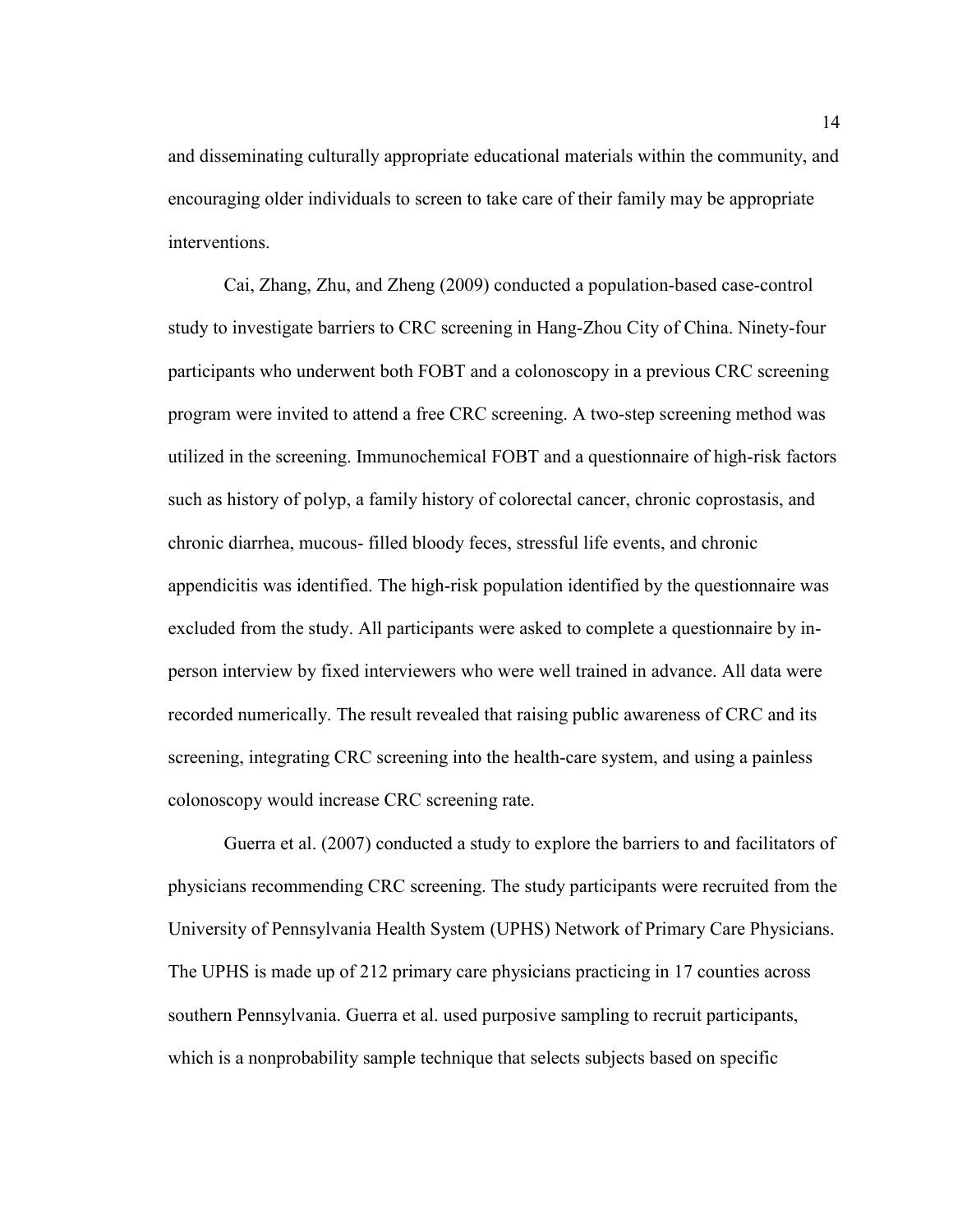and disseminating culturally appropriate educational materials within the community, and encouraging older individuals to screen to take care of their family may be appropriate interventions.

Cai, Zhang, Zhu, and Zheng (2009) conducted a population-based case-control study to investigate barriers to CRC screening in Hang-Zhou City of China. Ninety-four participants who underwent both FOBT and a colonoscopy in a previous CRC screening program were invited to attend a free CRC screening. A two-step screening method was utilized in the screening. Immunochemical FOBT and a questionnaire of high-risk factors such as history of polyp, a family history of colorectal cancer, chronic coprostasis, and chronic diarrhea, mucous- filled bloody feces, stressful life events, and chronic appendicitis was identified. The high-risk population identified by the questionnaire was excluded from the study. All participants were asked to complete a questionnaire by in-person interview by fixed interviewers who were well trained in advance. All data were recorded numerically. The result revealed that raising public awareness of CRC and its screening, integrating CRC screening into the health-care system, and using a painless colonoscopy would increase CRC screening rate.

Guerra et al. (2007) conducted a study to explore the barriers to and facilitators of physicians recommending CRC screening. The study participants were recruited from the University of Pennsylvania Health System (UPHS) Network of Primary Care Physicians. The UPHS is made up of 212 primary care physicians practicing in 17 counties across southern Pennsylvania. Guerra et al. used purposive sampling to recruit participants, which is a nonprobability sample technique that selects subjects based on specific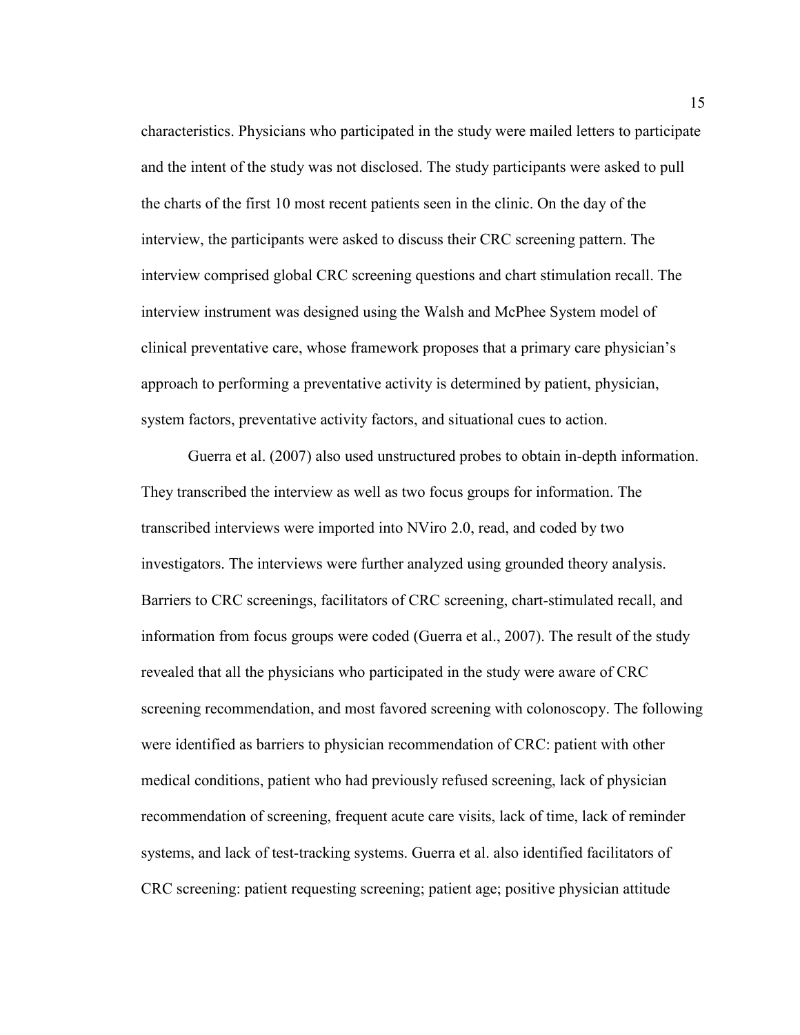characteristics. Physicians who participated in the study were mailed letters to participate and the intent of the study was not disclosed. The study participants were asked to pull the charts of the first 10 most recent patients seen in the clinic. On the day of the interview, the participants were asked to discuss their CRC screening pattern. The interview comprised global CRC screening questions and chart stimulation recall. The interview instrument was designed using the Walsh and McPhee System model of clinical preventative care, whose framework proposes that a primary care physician's approach to performing a preventative activity is determined by patient, physician, system factors, preventative activity factors, and situational cues to action.

Guerra et al. (2007) also used unstructured probes to obtain in-depth information. They transcribed the interview as well as two focus groups for information. The transcribed interviews were imported into NViro 2.0, read, and coded by two investigators. The interviews were further analyzed using grounded theory analysis. Barriers to CRC screenings, facilitators of CRC screening, chart-stimulated recall, and information from focus groups were coded (Guerra et al., 2007). The result of the study revealed that all the physicians who participated in the study were aware of CRC screening recommendation, and most favored screening with colonoscopy. The following were identified as barriers to physician recommendation of CRC: patient with other medical conditions, patient who had previously refused screening, lack of physician recommendation of screening, frequent acute care visits, lack of time, lack of reminder systems, and lack of test-tracking systems. Guerra et al. also identified facilitators of CRC screening: patient requesting screening; patient age; positive physician attitude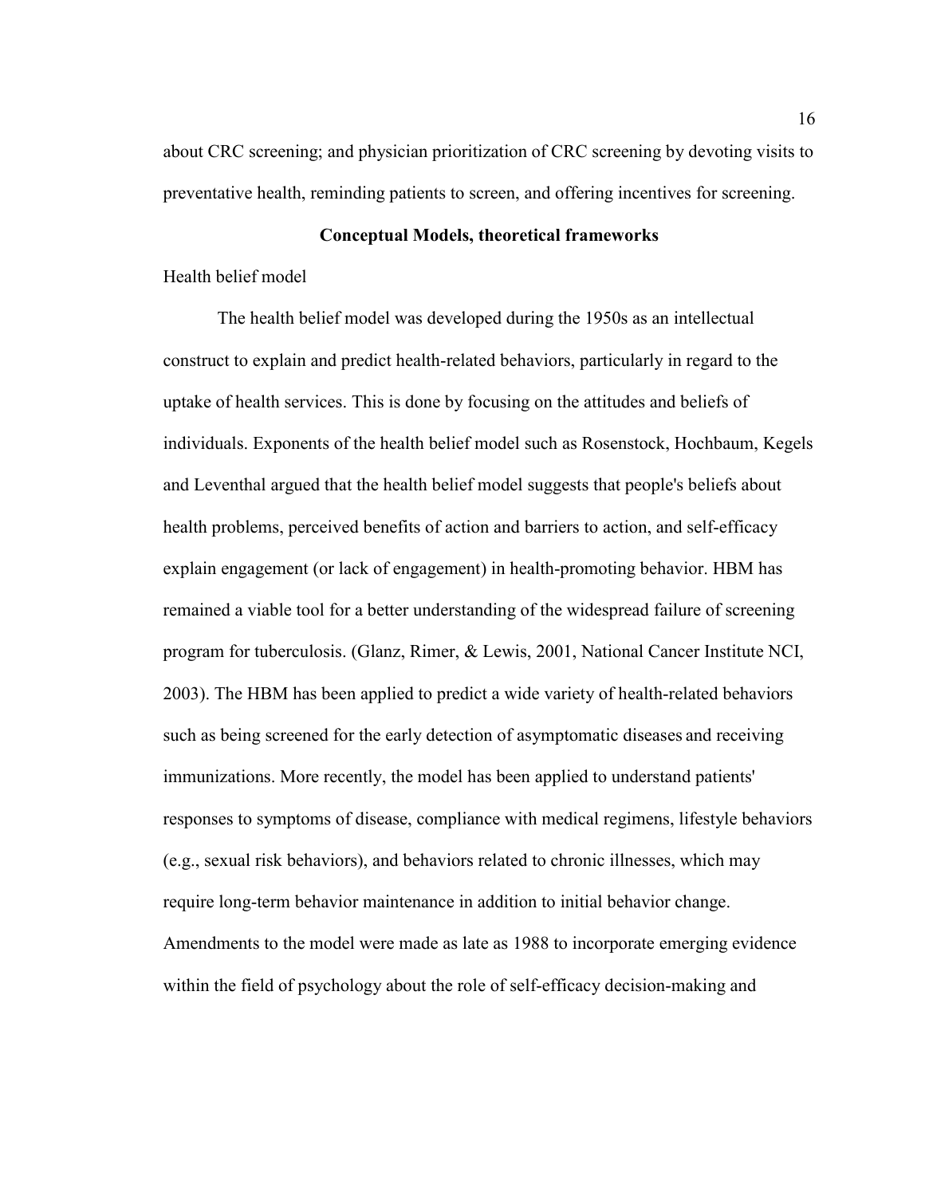about CRC screening; and physician prioritization of CRC screening by devoting visits to preventative health, reminding patients to screen, and offering incentives for screening.

## Conceptual Models, theoretical frameworks

Health belief model

The health belief model was developed during the 1950s as an intellectual construct to explain and predict health-related behaviors, particularly in regard to the uptake of health services. This is done by focusing on the attitudes and beliefs of individuals. Exponents of the health belief model such as Rosenstock, Hochbaum, Kegels and Leventhal argued that the health belief model suggests that people's beliefs about health problems, perceived benefits of action and barriers to action, and self-efficacy explain engagement (or lack of engagement) in health-promoting behavior. HBM has remained a viable tool for a better understanding of the widespread failure of screening program for tuberculosis. (Glanz, Rimer, & Lewis, 2001, National Cancer Institute NCI, 2003). The HBM has been applied to predict a wide variety of health-related behaviors such as being screened for the early detection of asymptomatic diseases and receiving immunizations. More recently, the model has been applied to understand patients' responses to symptoms of disease, compliance with medical regimens, lifestyle behaviors (e.g., sexual risk behaviors), and behaviors related to chronic illnesses, which may require long-term behavior maintenance in addition to initial behavior change. Amendments to the model were made as late as 1988 to incorporate emerging evidence within the field of psychology about the role of self-efficacy decision-making and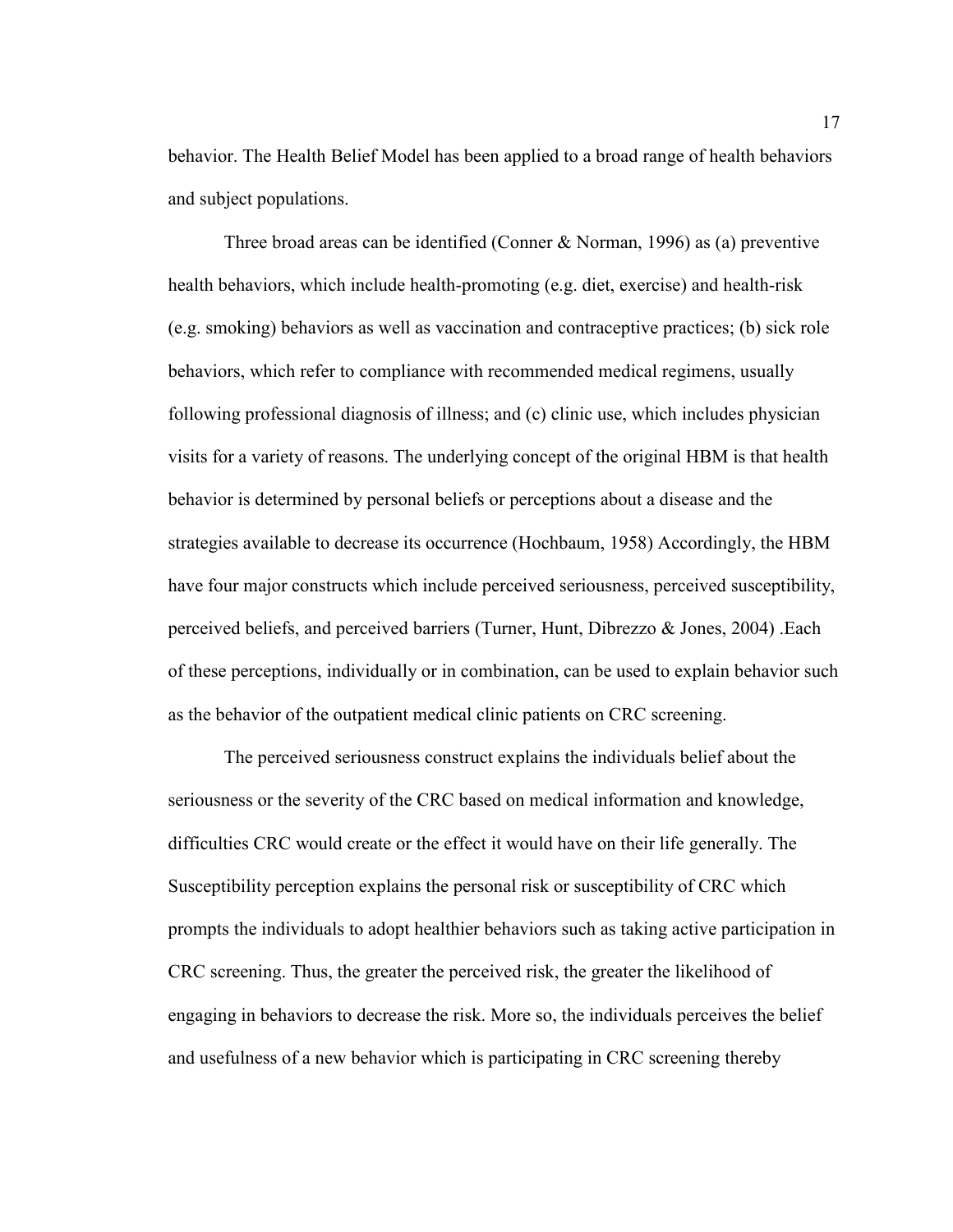behavior. The Health Belief Model has been applied to a broad range of health behaviors and subject populations.

Three broad areas can be identified (Conner & Norman, 1996) as (a) preventive health behaviors, which include health-promoting (e.g. diet, exercise) and health-risk (e.g. smoking) behaviors as well as vaccination and contraceptive practices; (b) sick role behaviors, which refer to compliance with recommended medical regimens, usually following professional diagnosis of illness; and (c) clinic use, which includes physician visits for a variety of reasons. The underlying concept of the original HBM is that health behavior is determined by personal beliefs or perceptions about a disease and the strategies available to decrease its occurrence (Hochbaum, 1958) Accordingly, the HBM have four major constructs which include perceived seriousness, perceived susceptibility, perceived beliefs, and perceived barriers (Turner, Hunt, Dibrezzo & Jones, 2004) .Each of these perceptions, individually or in combination, can be used to explain behavior such as the behavior of the outpatient medical clinic patients on CRC screening.

The perceived seriousness construct explains the individuals belief about the seriousness or the severity of the CRC based on medical information and knowledge, difficulties CRC would create or the effect it would have on their life generally. The Susceptibility perception explains the personal risk or susceptibility of CRC which prompts the individuals to adopt healthier behaviors such as taking active participation in CRC screening. Thus, the greater the perceived risk, the greater the likelihood of engaging in behaviors to decrease the risk. More so, the individuals perceives the belief and usefulness of a new behavior which is participating in CRC screening thereby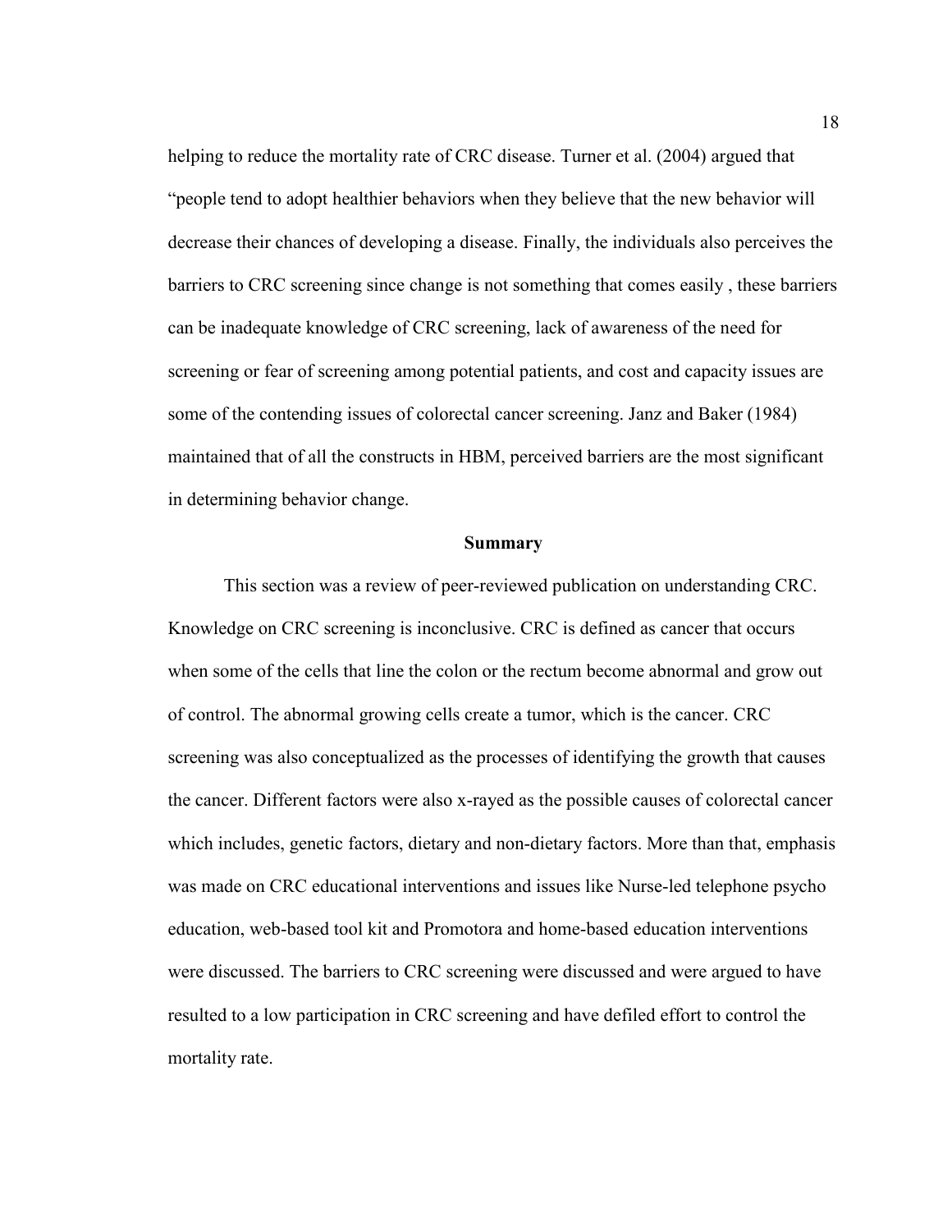helping to reduce the mortality rate of CRC disease. Turner et al. (2004) argued that "people tend to adopt healthier behaviors when they believe that the new behavior will decrease their chances of developing a disease. Finally, the individuals also perceives the barriers to CRC screening since change is not something that comes easily , these barriers can be inadequate knowledge of CRC screening, lack of awareness of the need for screening or fear of screening among potential patients, and cost and capacity issues are some of the contending issues of colorectal cancer screening. Janz and Baker (1984) maintained that of all the constructs in HBM, perceived barriers are the most significant in determining behavior change.

## Summary

This section was a review of peer-reviewed publication on understanding CRC. Knowledge on CRC screening is inconclusive. CRC is defined as cancer that occurs when some of the cells that line the colon or the rectum become abnormal and grow out of control. The abnormal growing cells create a tumor, which is the cancer. CRC screening was also conceptualized as the processes of identifying the growth that causes the cancer. Different factors were also x-rayed as the possible causes of colorectal cancer which includes, genetic factors, dietary and non-dietary factors. More than that, emphasis was made on CRC educational interventions and issues like Nurse-led telephone psycho education, web-based tool kit and Promotora and home-based education interventions were discussed. The barriers to CRC screening were discussed and were argued to have resulted to a low participation in CRC screening and have defiled effort to control the mortality rate.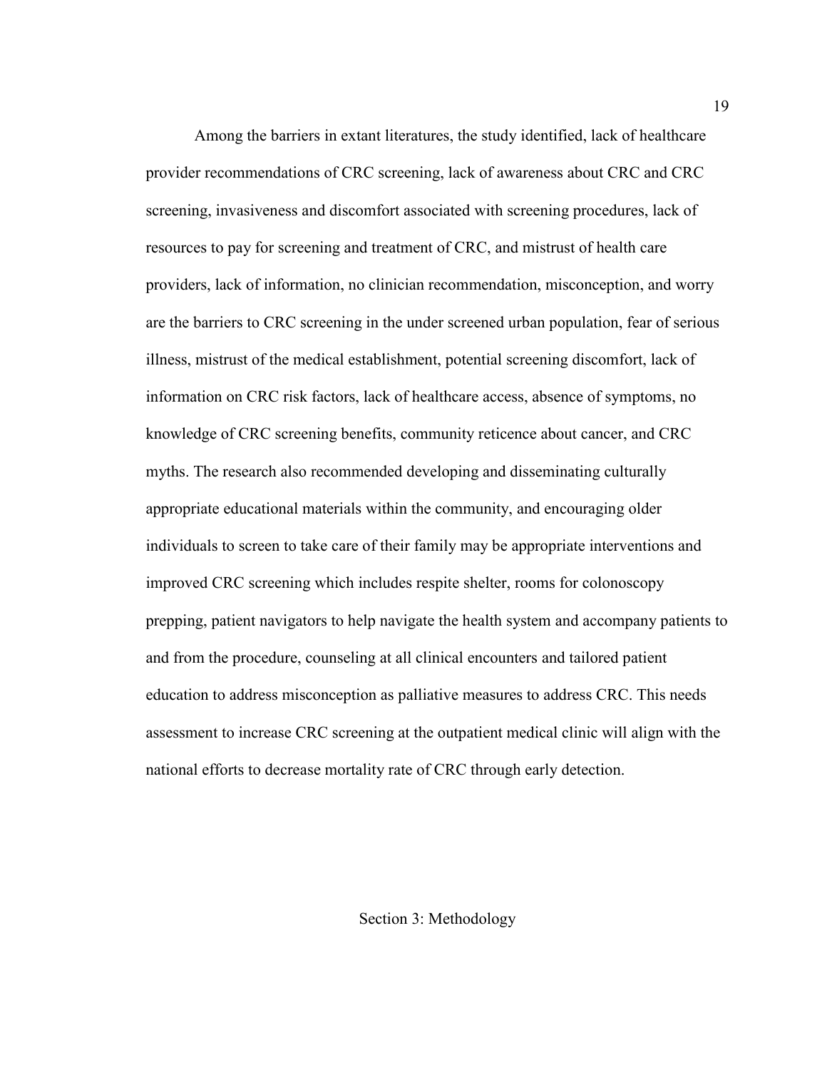Among the barriers in extant literatures, the study identified, lack of healthcare provider recommendations of CRC screening, lack of awareness about CRC and CRC screening, invasiveness and discomfort associated with screening procedures, lack of resources to pay for screening and treatment of CRC, and mistrust of health care providers, lack of information, no clinician recommendation, misconception, and worry are the barriers to CRC screening in the under screened urban population, fear of serious illness, mistrust of the medical establishment, potential screening discomfort, lack of information on CRC risk factors, lack of healthcare access, absence of symptoms, no knowledge of CRC screening benefits, community reticence about cancer, and CRC myths. The research also recommended developing and disseminating culturally appropriate educational materials within the community, and encouraging older individuals to screen to take care of their family may be appropriate interventions and improved CRC screening which includes respite shelter, rooms for colonoscopy prepping, patient navigators to help navigate the health system and accompany patients to and from the procedure, counseling at all clinical encounters and tailored patient education to address misconception as palliative measures to address CRC. This needs assessment to increase CRC screening at the outpatient medical clinic will align with the national efforts to decrease mortality rate of CRC through early detection.

# Section 3: Methodology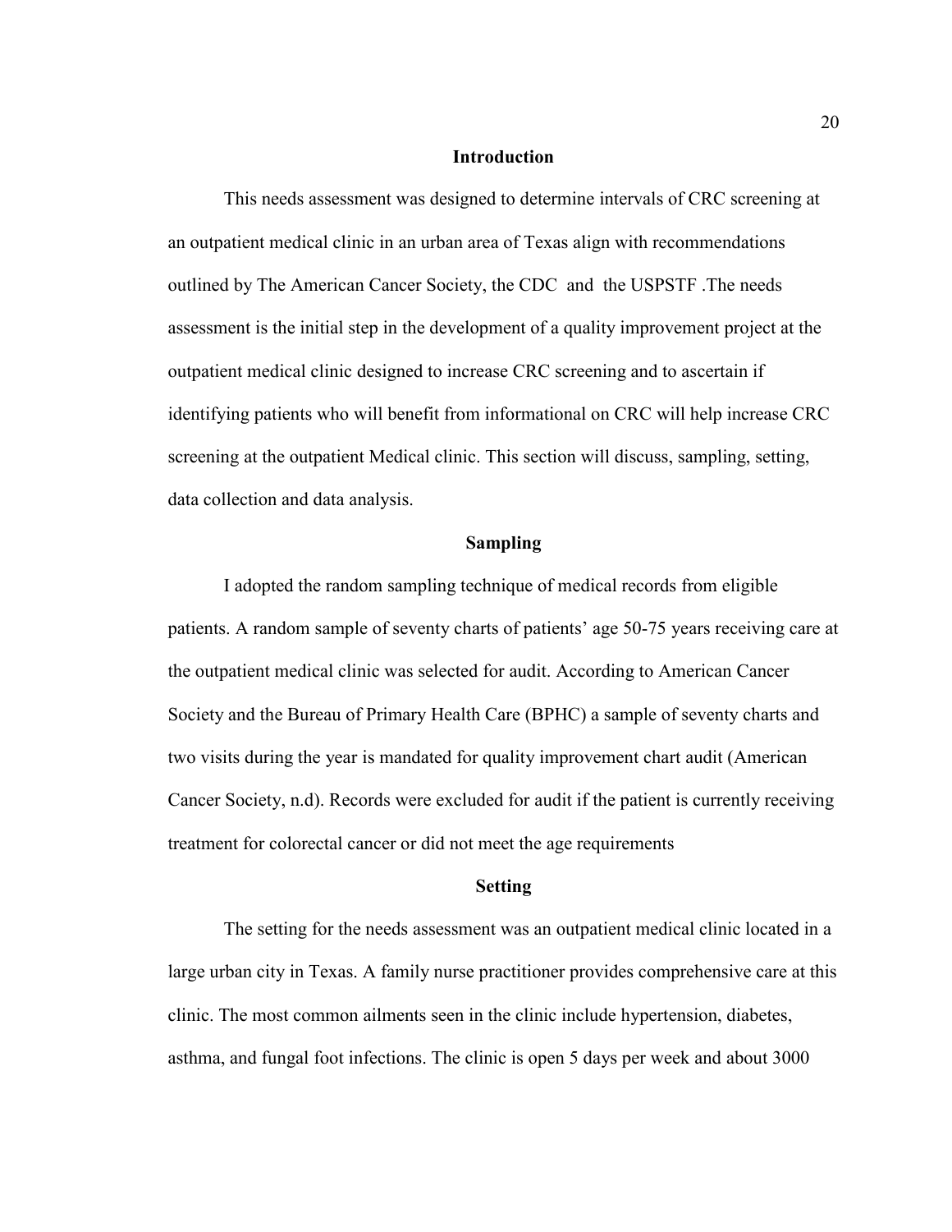## Introduction

This needs assessment was designed to determine intervals of CRC screening at an outpatient medical clinic in an urban area of Texas align with recommendations outlined by The American Cancer Society, the CDC and the USPSTF .The needs assessment is the initial step in the development of a quality improvement project at the outpatient medical clinic designed to increase CRC screening and to ascertain if identifying patients who will benefit from informational on CRC will help increase CRC screening at the outpatient Medical clinic. This section will discuss, sampling, setting, data collection and data analysis.

## Sampling

I adopted the random sampling technique of medical records from eligible patients. A random sample of seventy charts of patients' age 50-75 years receiving care at the outpatient medical clinic was selected for audit. According to American Cancer Society and the Bureau of Primary Health Care (BPHC) a sample of seventy charts and two visits during the year is mandated for quality improvement chart audit (American Cancer Society, n.d). Records were excluded for audit if the patient is currently receiving treatment for colorectal cancer or did not meet the age requirements

## Setting

The setting for the needs assessment was an outpatient medical clinic located in a large urban city in Texas. A family nurse practitioner provides comprehensive care at this clinic. The most common ailments seen in the clinic include hypertension, diabetes, asthma, and fungal foot infections. The clinic is open 5 days per week and about 3000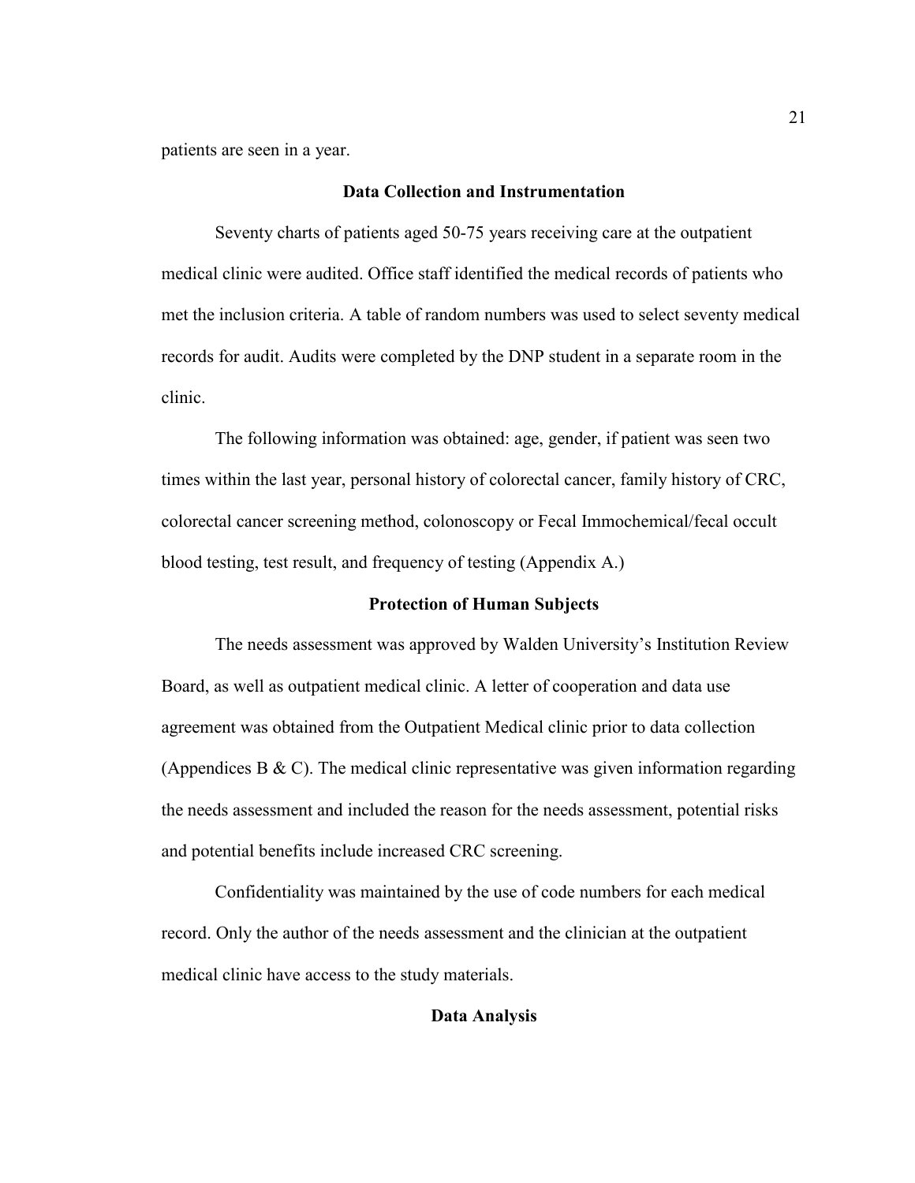patients are seen in a year.

## Data Collection and Instrumentation

Seventy charts of patients aged 50-75 years receiving care at the outpatient medical clinic were audited. Office staff identified the medical records of patients who met the inclusion criteria. A table of random numbers was used to select seventy medical records for audit. Audits were completed by the DNP student in a separate room in the clinic.

The following information was obtained: age, gender, if patient was seen two times within the last year, personal history of colorectal cancer, family history of CRC, colorectal cancer screening method, colonoscopy or Fecal Immochemical/fecal occult blood testing, test result, and frequency of testing (Appendix A.)

## Protection of Human Subjects

The needs assessment was approved by Walden University's Institution Review Board, as well as outpatient medical clinic. A letter of cooperation and data use agreement was obtained from the Outpatient Medical clinic prior to data collection (Appendices B & C). The medical clinic representative was given information regarding the needs assessment and included the reason for the needs assessment, potential risks and potential benefits include increased CRC screening.

Confidentiality was maintained by the use of code numbers for each medical record. Only the author of the needs assessment and the clinician at the outpatient medical clinic have access to the study materials.

## Data Analysis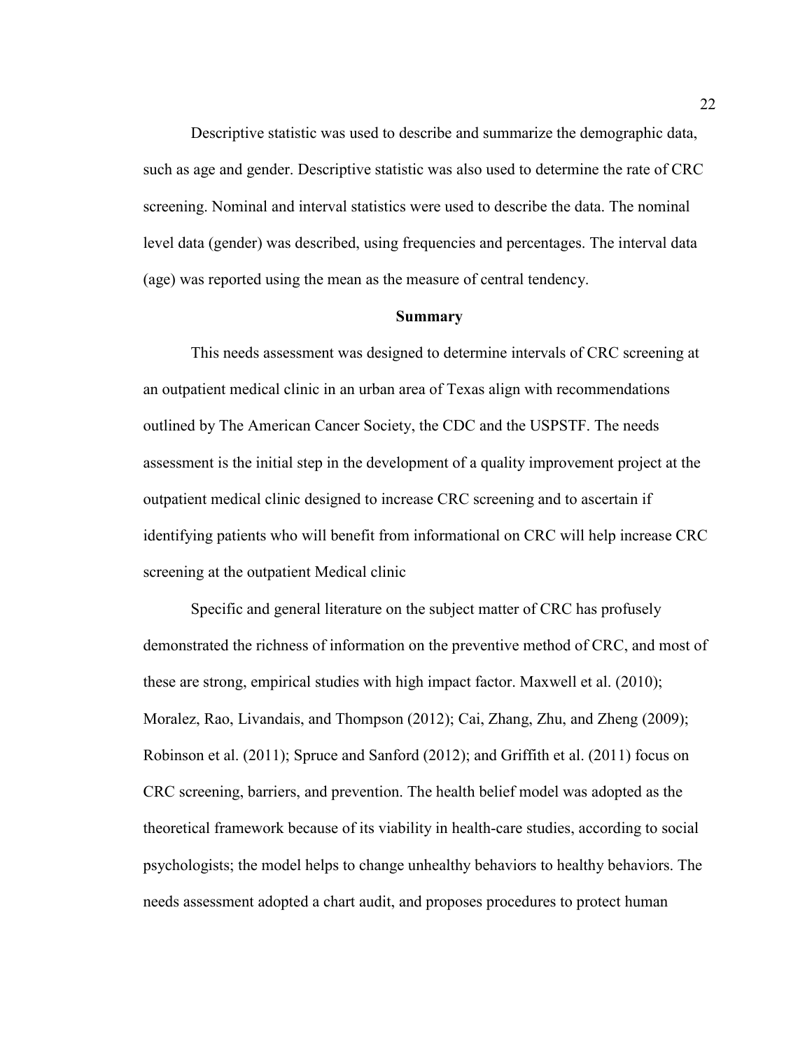Descriptive statistic was used to describe and summarize the demographic data, such as age and gender. Descriptive statistic was also used to determine the rate of CRC screening. Nominal and interval statistics were used to describe the data. The nominal level data (gender) was described, using frequencies and percentages. The interval data (age) was reported using the mean as the measure of central tendency.

## Summary

This needs assessment was designed to determine intervals of CRC screening at an outpatient medical clinic in an urban area of Texas align with recommendations outlined by The American Cancer Society, the CDC and the USPSTF. The needs assessment is the initial step in the development of a quality improvement project at the outpatient medical clinic designed to increase CRC screening and to ascertain if identifying patients who will benefit from informational on CRC will help increase CRC screening at the outpatient Medical clinic

Specific and general literature on the subject matter of CRC has profusely demonstrated the richness of information on the preventive method of CRC, and most of these are strong, empirical studies with high impact factor. Maxwell et al. (2010); Moralez, Rao, Livandais, and Thompson (2012); Cai, Zhang, Zhu, and Zheng (2009); Robinson et al. (2011); Spruce and Sanford (2012); and Griffith et al. (2011) focus on CRC screening, barriers, and prevention. The health belief model was adopted as the theoretical framework because of its viability in health-care studies, according to social psychologists; the model helps to change unhealthy behaviors to healthy behaviors. The needs assessment adopted a chart audit, and proposes procedures to protect human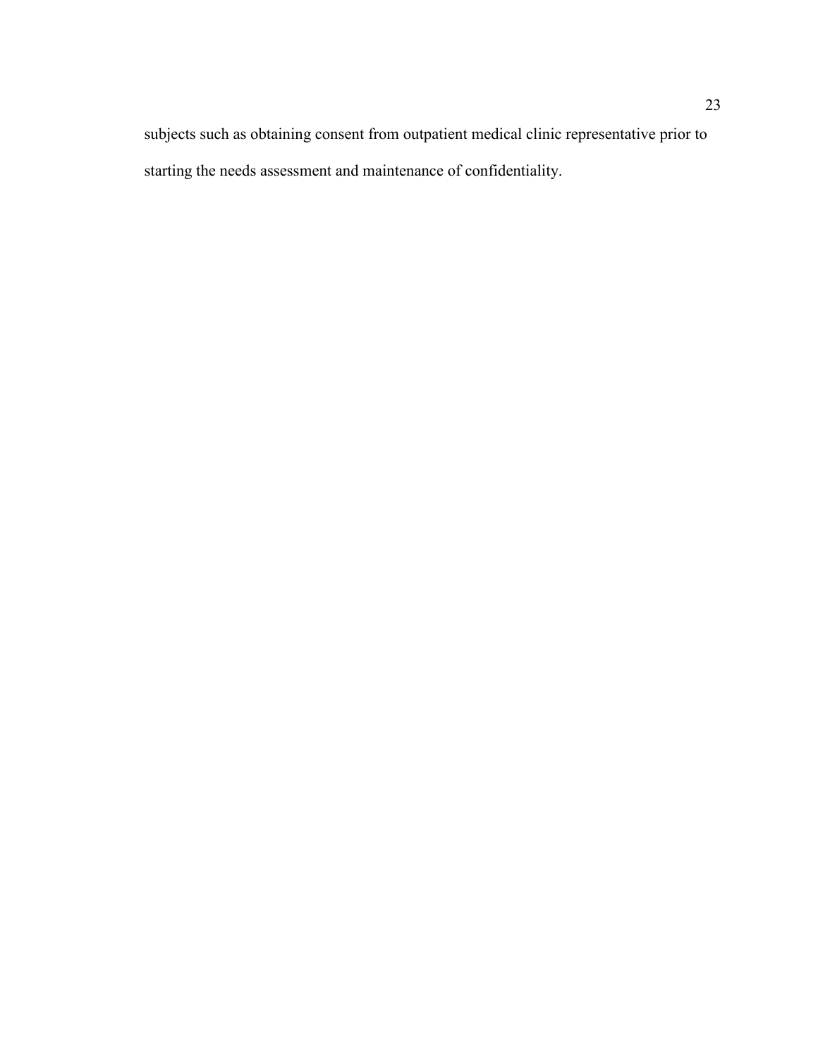subjects such as obtaining consent from outpatient medical clinic representative prior to starting the needs assessment and maintenance of confidentiality.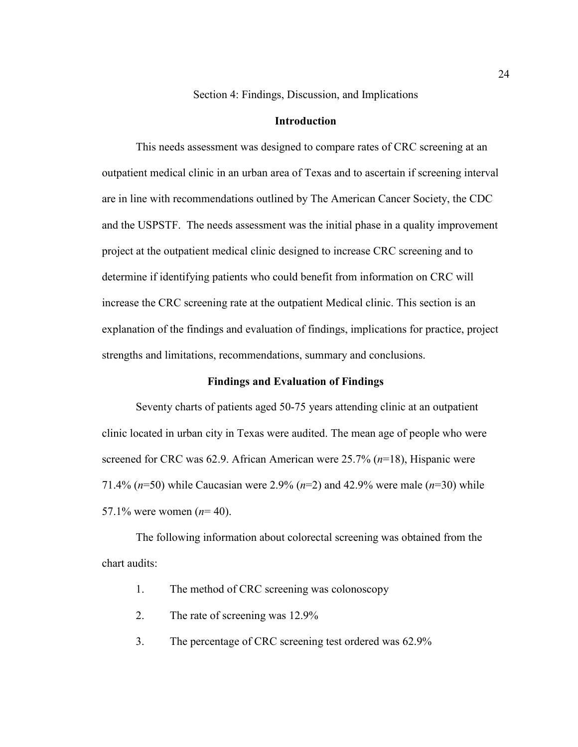## Section 4: Findings, Discussion, and Implications

### Introduction

This needs assessment was designed to compare rates of CRC screening at an outpatient medical clinic in an urban area of Texas and to ascertain if screening interval are in line with recommendations outlined by The American Cancer Society, the CDC and the USPSTF. The needs assessment was the initial phase in a quality improvement project at the outpatient medical clinic designed to increase CRC screening and to determine if identifying patients who could benefit from information on CRC will increase the CRC screening rate at the outpatient Medical clinic. This section is an explanation of the findings and evaluation of findings, implications for practice, project strengths and limitations, recommendations, summary and conclusions.

### Findings and Evaluation of Findings

Seventy charts of patients aged 50-75 years attending clinic at an outpatient clinic located in urban city in Texas were audited. The mean age of people who were screened for CRC was 62.9. African American were 25.7% (*n*=18), Hispanic were 71.4% (*n*=50) while Caucasian were 2.9% (*n*=2) and 42.9% were male (*n*=30) while 57.1% were women (*n*= 40).

The following information about colorectal screening was obtained from the chart audits:

1. The method of CRC screening was colonoscopy
2. The rate of screening was 12.9%
3. The percentage of CRC screening test ordered was 62.9%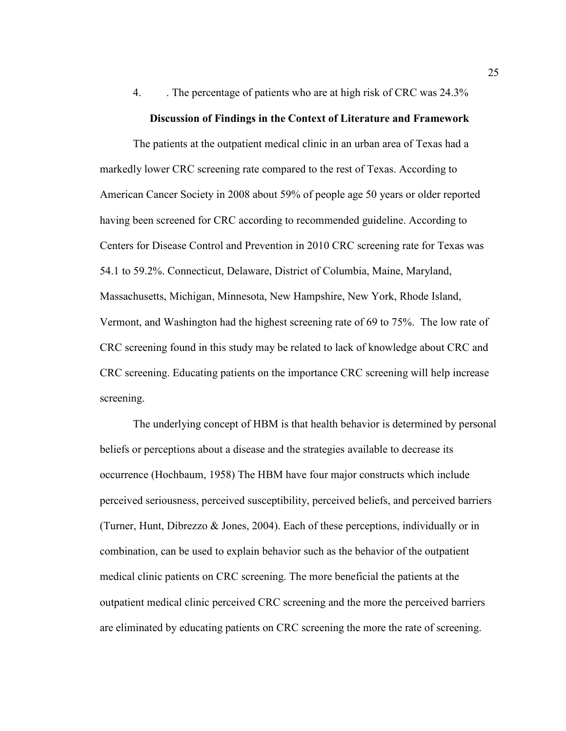4. . The percentage of patients who are at high risk of CRC was 24.3%

**Discussion of Findings in the Context of Literature and Framework**

The patients at the outpatient medical clinic in an urban area of Texas had a markedly lower CRC screening rate compared to the rest of Texas. According to American Cancer Society in 2008 about 59% of people age 50 years or older reported having been screened for CRC according to recommended guideline. According to Centers for Disease Control and Prevention in 2010 CRC screening rate for Texas was 54.1 to 59.2%. Connecticut, Delaware, District of Columbia, Maine, Maryland, Massachusetts, Michigan, Minnesota, New Hampshire, New York, Rhode Island, Vermont, and Washington had the highest screening rate of 69 to 75%. The low rate of CRC screening found in this study may be related to lack of knowledge about CRC and CRC screening. Educating patients on the importance CRC screening will help increase screening.

The underlying concept of HBM is that health behavior is determined by personal beliefs or perceptions about a disease and the strategies available to decrease its occurrence (Hochbaum, 1958) The HBM have four major constructs which include perceived seriousness, perceived susceptibility, perceived beliefs, and perceived barriers (Turner, Hunt, Dibrezzo & Jones, 2004). Each of these perceptions, individually or in combination, can be used to explain behavior such as the behavior of the outpatient medical clinic patients on CRC screening. The more beneficial the patients at the outpatient medical clinic perceived CRC screening and the more the perceived barriers are eliminated by educating patients on CRC screening the more the rate of screening.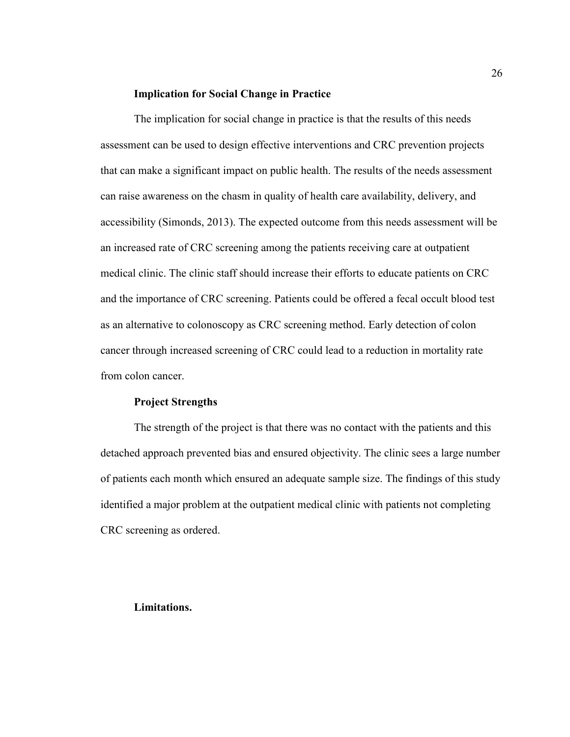### Implication for Social Change in Practice

The implication for social change in practice is that the results of this needs assessment can be used to design effective interventions and CRC prevention projects that can make a significant impact on public health. The results of the needs assessment can raise awareness on the chasm in quality of health care availability, delivery, and accessibility (Simonds, 2013). The expected outcome from this needs assessment will be an increased rate of CRC screening among the patients receiving care at outpatient medical clinic. The clinic staff should increase their efforts to educate patients on CRC and the importance of CRC screening. Patients could be offered a fecal occult blood test as an alternative to colonoscopy as CRC screening method. Early detection of colon cancer through increased screening of CRC could lead to a reduction in mortality rate from colon cancer.

### Project Strengths

The strength of the project is that there was no contact with the patients and this detached approach prevented bias and ensured objectivity. The clinic sees a large number of patients each month which ensured an adequate sample size. The findings of this study identified a major problem at the outpatient medical clinic with patients not completing CRC screening as ordered.

### Limitations.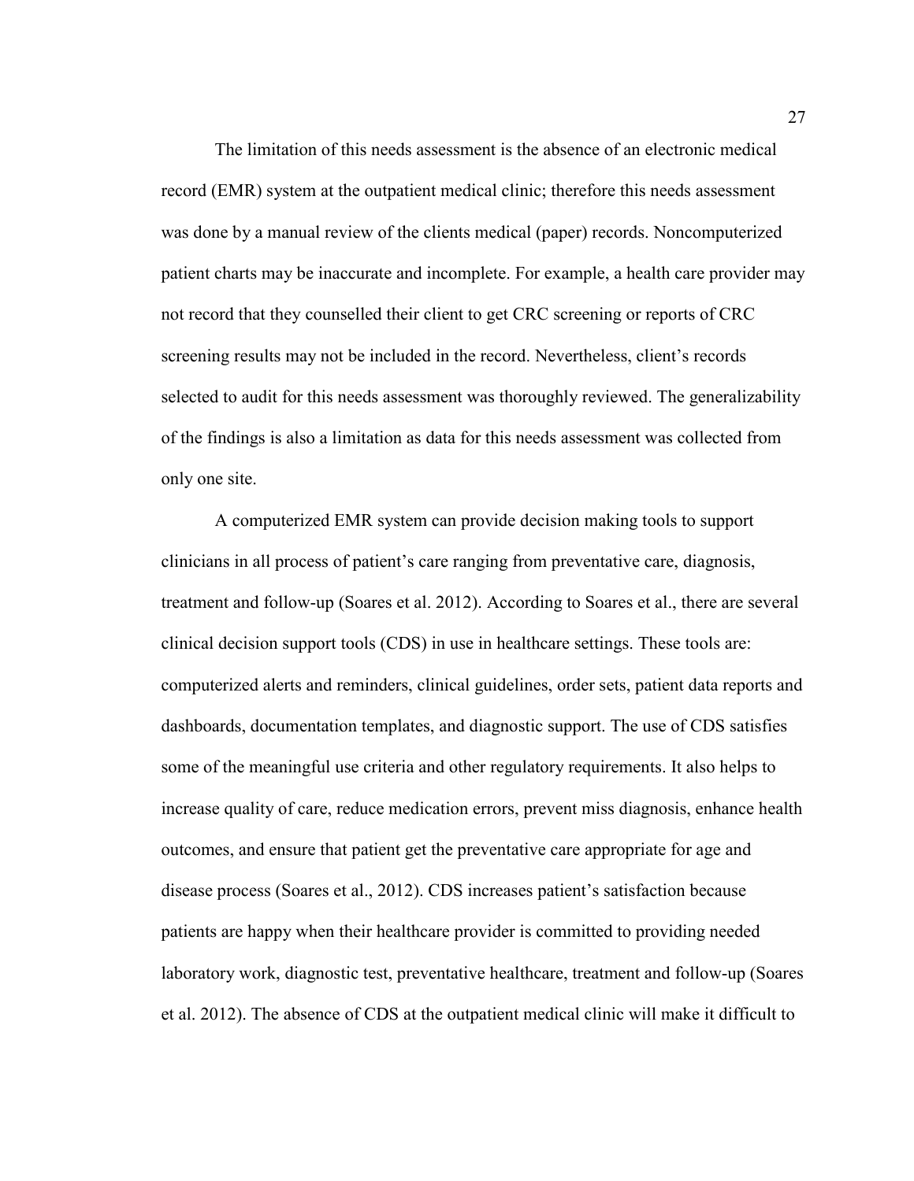The limitation of this needs assessment is the absence of an electronic medical record (EMR) system at the outpatient medical clinic; therefore this needs assessment was done by a manual review of the clients medical (paper) records. Noncomputerized patient charts may be inaccurate and incomplete. For example, a health care provider may not record that they counselled their client to get CRC screening or reports of CRC screening results may not be included in the record. Nevertheless, client's records selected to audit for this needs assessment was thoroughly reviewed. The generalizability of the findings is also a limitation as data for this needs assessment was collected from only one site.

A computerized EMR system can provide decision making tools to support clinicians in all process of patient's care ranging from preventative care, diagnosis, treatment and follow-up (Soares et al. 2012). According to Soares et al., there are several clinical decision support tools (CDS) in use in healthcare settings. These tools are: computerized alerts and reminders, clinical guidelines, order sets, patient data reports and dashboards, documentation templates, and diagnostic support. The use of CDS satisfies some of the meaningful use criteria and other regulatory requirements. It also helps to increase quality of care, reduce medication errors, prevent miss diagnosis, enhance health outcomes, and ensure that patient get the preventative care appropriate for age and disease process (Soares et al., 2012). CDS increases patient's satisfaction because patients are happy when their healthcare provider is committed to providing needed laboratory work, diagnostic test, preventative healthcare, treatment and follow-up (Soares et al. 2012). The absence of CDS at the outpatient medical clinic will make it difficult to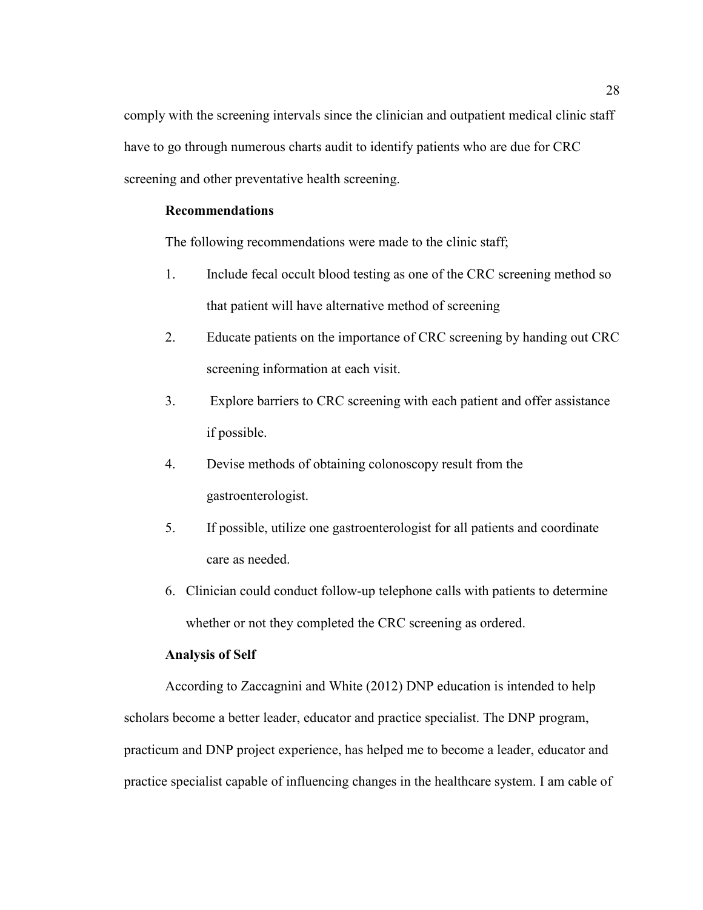comply with the screening intervals since the clinician and outpatient medical clinic staff have to go through numerous charts audit to identify patients who are due for CRC screening and other preventative health screening.

### Recommendations

The following recommendations were made to the clinic staff;

1. Include fecal occult blood testing as one of the CRC screening method so that patient will have alternative method of screening
2. Educate patients on the importance of CRC screening by handing out CRC screening information at each visit.
3. Explore barriers to CRC screening with each patient and offer assistance if possible.
4. Devise methods of obtaining colonoscopy result from the gastroenterologist.
5. If possible, utilize one gastroenterologist for all patients and coordinate care as needed.
6. Clinician could conduct follow-up telephone calls with patients to determine whether or not they completed the CRC screening as ordered.

### Analysis of Self

According to Zaccagnini and White (2012) DNP education is intended to help scholars become a better leader, educator and practice specialist. The DNP program, practicum and DNP project experience, has helped me to become a leader, educator and practice specialist capable of influencing changes in the healthcare system. I am cable of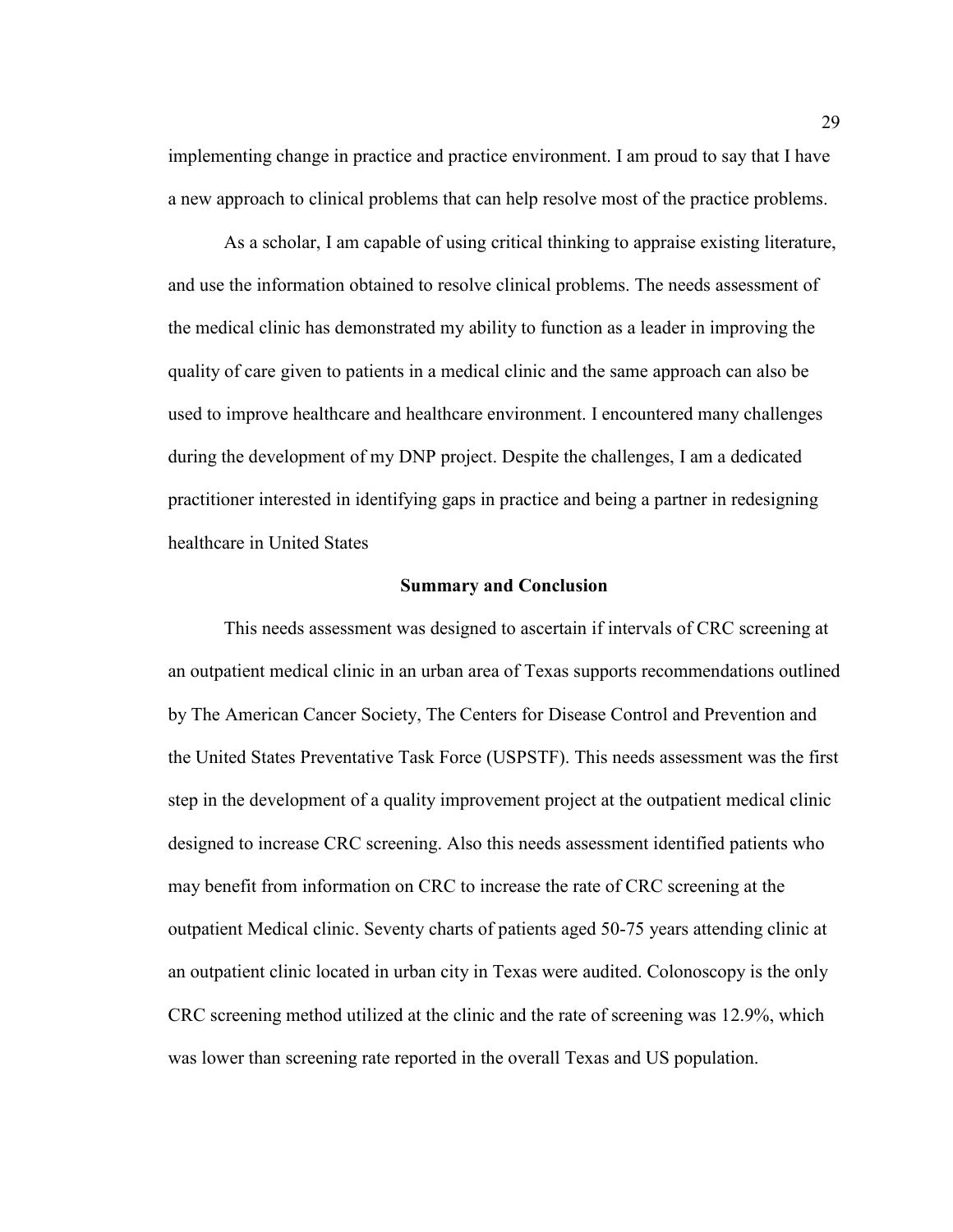implementing change in practice and practice environment. I am proud to say that I have a new approach to clinical problems that can help resolve most of the practice problems.

As a scholar, I am capable of using critical thinking to appraise existing literature, and use the information obtained to resolve clinical problems. The needs assessment of the medical clinic has demonstrated my ability to function as a leader in improving the quality of care given to patients in a medical clinic and the same approach can also be used to improve healthcare and healthcare environment. I encountered many challenges during the development of my DNP project. Despite the challenges, I am a dedicated practitioner interested in identifying gaps in practice and being a partner in redesigning healthcare in United States

## Summary and Conclusion

This needs assessment was designed to ascertain if intervals of CRC screening at an outpatient medical clinic in an urban area of Texas supports recommendations outlined by The American Cancer Society, The Centers for Disease Control and Prevention and the United States Preventative Task Force (USPSTF). This needs assessment was the first step in the development of a quality improvement project at the outpatient medical clinic designed to increase CRC screening. Also this needs assessment identified patients who may benefit from information on CRC to increase the rate of CRC screening at the outpatient Medical clinic. Seventy charts of patients aged 50-75 years attending clinic at an outpatient clinic located in urban city in Texas were audited. Colonoscopy is the only CRC screening method utilized at the clinic and the rate of screening was 12.9%, which was lower than screening rate reported in the overall Texas and US population.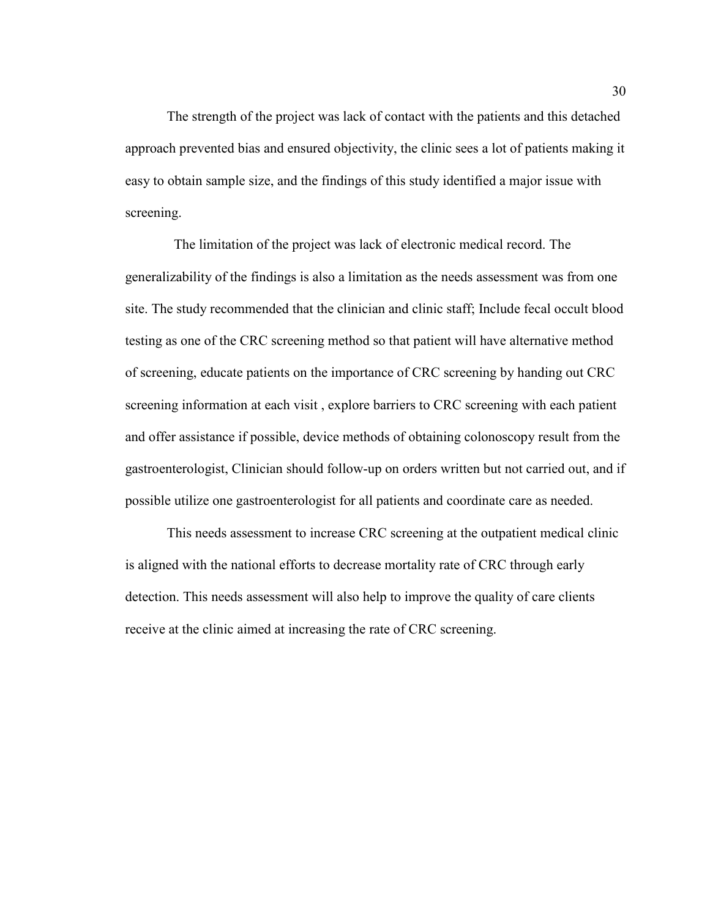The strength of the project was lack of contact with the patients and this detached approach prevented bias and ensured objectivity, the clinic sees a lot of patients making it easy to obtain sample size, and the findings of this study identified a major issue with screening.

The limitation of the project was lack of electronic medical record. The generalizability of the findings is also a limitation as the needs assessment was from one site. The study recommended that the clinician and clinic staff; Include fecal occult blood testing as one of the CRC screening method so that patient will have alternative method of screening, educate patients on the importance of CRC screening by handing out CRC screening information at each visit , explore barriers to CRC screening with each patient and offer assistance if possible, device methods of obtaining colonoscopy result from the gastroenterologist, Clinician should follow-up on orders written but not carried out, and if possible utilize one gastroenterologist for all patients and coordinate care as needed.

This needs assessment to increase CRC screening at the outpatient medical clinic is aligned with the national efforts to decrease mortality rate of CRC through early detection. This needs assessment will also help to improve the quality of care clients receive at the clinic aimed at increasing the rate of CRC screening.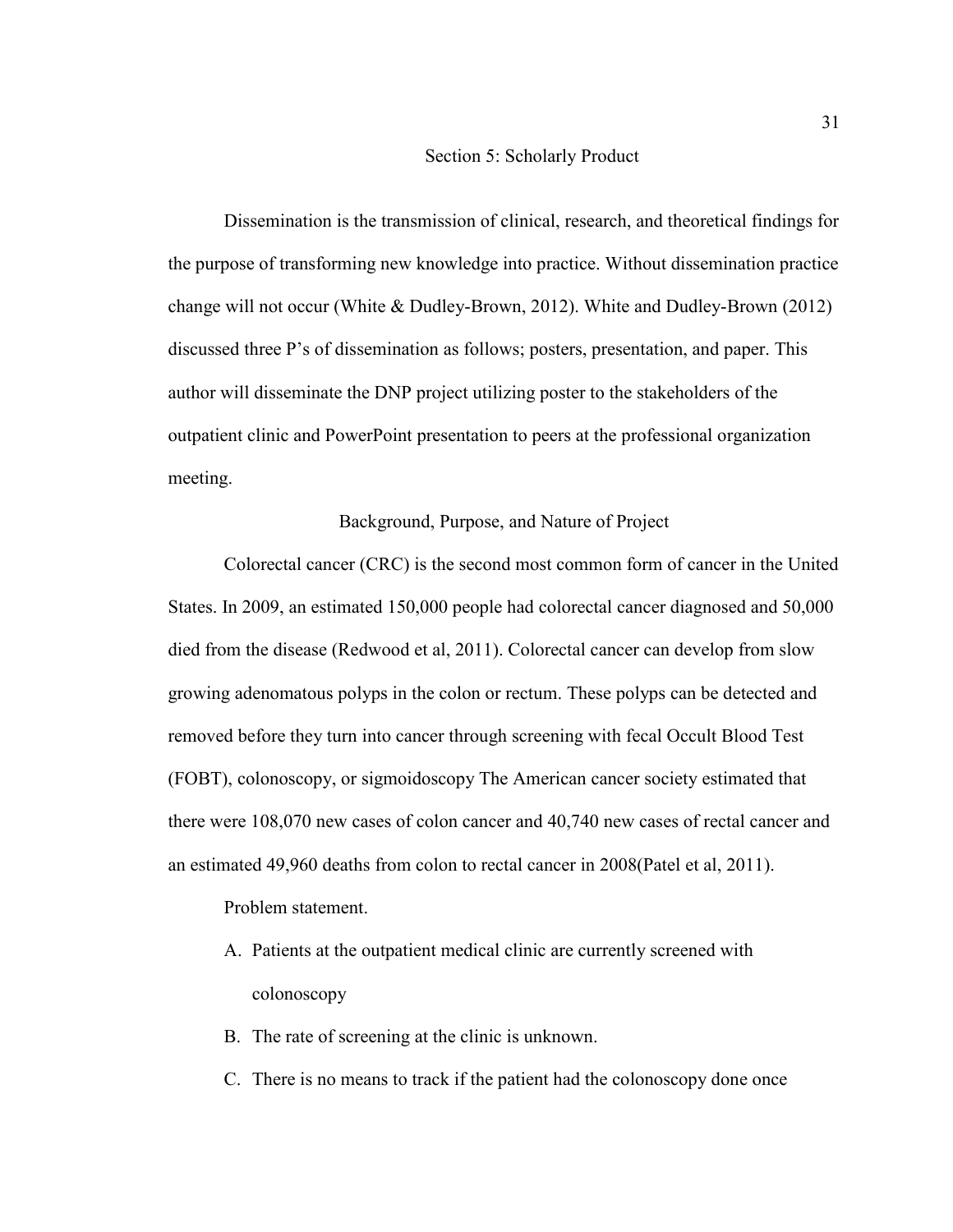## Section 5: Scholarly Product

Dissemination is the transmission of clinical, research, and theoretical findings for the purpose of transforming new knowledge into practice. Without dissemination practice change will not occur (White & Dudley-Brown, 2012). White and Dudley-Brown (2012) discussed three P's of dissemination as follows; posters, presentation, and paper. This author will disseminate the DNP project utilizing poster to the stakeholders of the outpatient clinic and PowerPoint presentation to peers at the professional organization meeting.

### Background, Purpose, and Nature of Project

Colorectal cancer (CRC) is the second most common form of cancer in the United States. In 2009, an estimated 150,000 people had colorectal cancer diagnosed and 50,000 died from the disease (Redwood et al, 2011). Colorectal cancer can develop from slow growing adenomatous polyps in the colon or rectum. These polyps can be detected and removed before they turn into cancer through screening with fecal Occult Blood Test (FOBT), colonoscopy, or sigmoidoscopy The American cancer society estimated that there were 108,070 new cases of colon cancer and 40,740 new cases of rectal cancer and an estimated 49,960 deaths from colon to rectal cancer in 2008(Patel et al, 2011).

Problem statement.

A. Patients at the outpatient medical clinic are currently screened with colonoscopy

B. The rate of screening at the clinic is unknown.

C. There is no means to track if the patient had the colonoscopy done once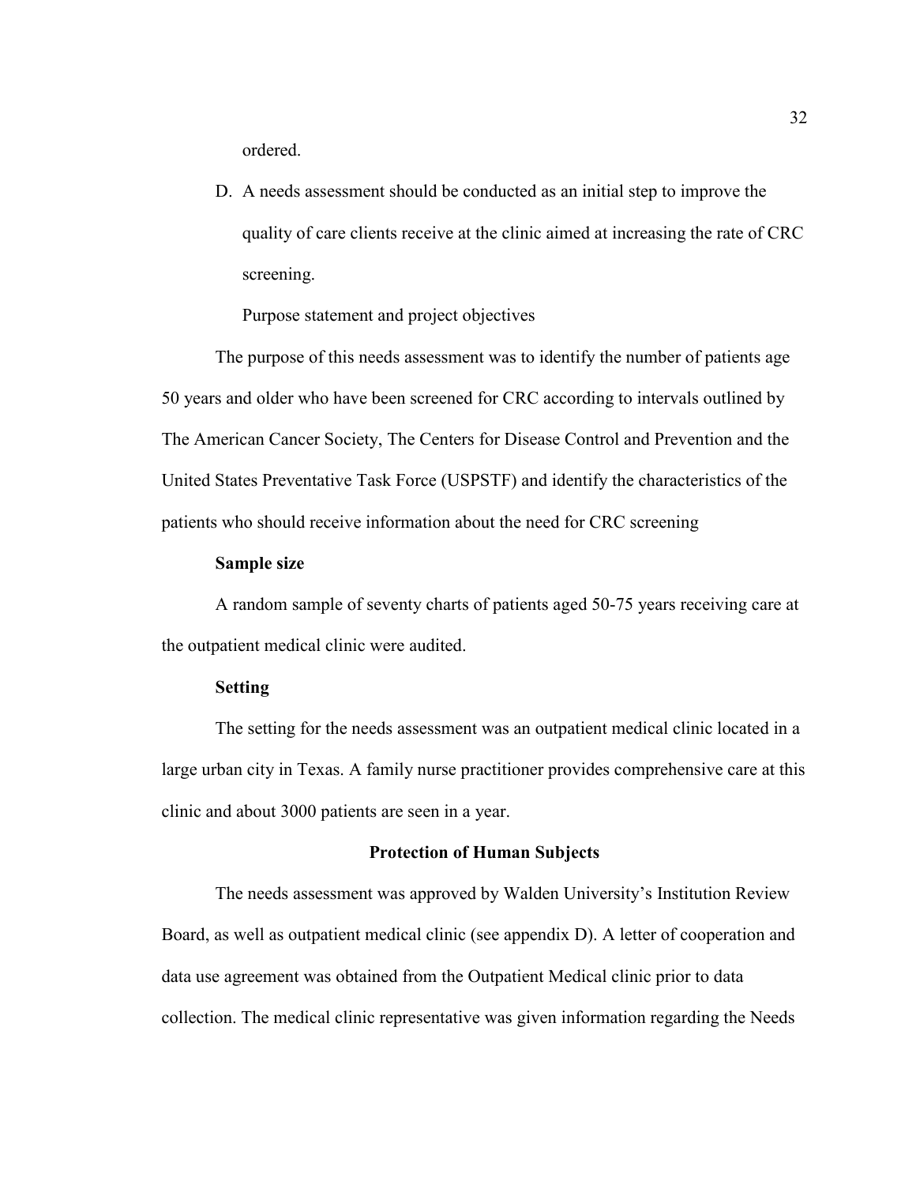ordered.

D. A needs assessment should be conducted as an initial step to improve the quality of care clients receive at the clinic aimed at increasing the rate of CRC screening.

Purpose statement and project objectives

The purpose of this needs assessment was to identify the number of patients age 50 years and older who have been screened for CRC according to intervals outlined by The American Cancer Society, The Centers for Disease Control and Prevention and the United States Preventative Task Force (USPSTF) and identify the characteristics of the patients who should receive information about the need for CRC screening

**Sample size**

A random sample of seventy charts of patients aged 50-75 years receiving care at the outpatient medical clinic were audited.

**Setting**

The setting for the needs assessment was an outpatient medical clinic located in a large urban city in Texas. A family nurse practitioner provides comprehensive care at this clinic and about 3000 patients are seen in a year.

## Protection of Human Subjects

The needs assessment was approved by Walden University's Institution Review Board, as well as outpatient medical clinic (see appendix D). A letter of cooperation and data use agreement was obtained from the Outpatient Medical clinic prior to data collection. The medical clinic representative was given information regarding the Needs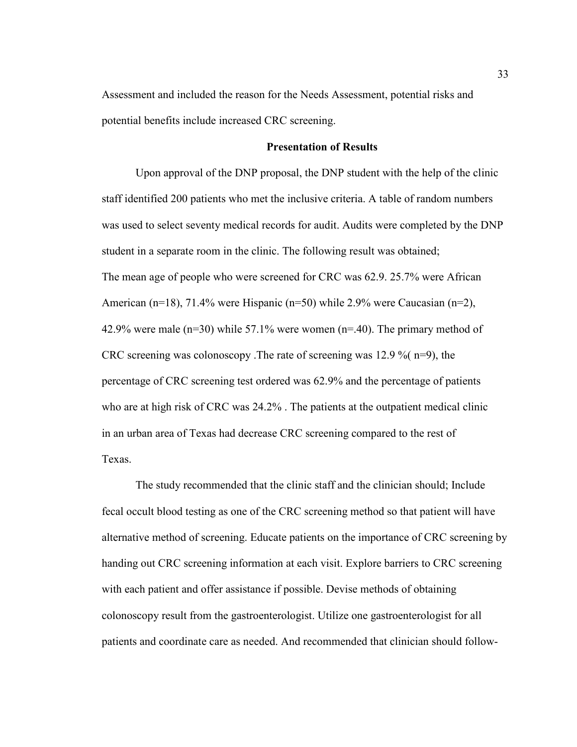Assessment and included the reason for the Needs Assessment, potential risks and potential benefits include increased CRC screening.

**Presentation of Results**

Upon approval of the DNP proposal, the DNP student with the help of the clinic staff identified 200 patients who met the inclusive criteria. A table of random numbers was used to select seventy medical records for audit. Audits were completed by the DNP student in a separate room in the clinic. The following result was obtained;
The mean age of people who were screened for CRC was 62.9. 25.7% were African American (n=18), 71.4% were Hispanic (n=50) while 2.9% were Caucasian (n=2), 42.9% were male (n=30) while 57.1% were women (n=.40). The primary method of CRC screening was colonoscopy .The rate of screening was 12.9 %( n=9), the percentage of CRC screening test ordered was 62.9% and the percentage of patients who are at high risk of CRC was 24.2% . The patients at the outpatient medical clinic in an urban area of Texas had decrease CRC screening compared to the rest of Texas.

The study recommended that the clinic staff and the clinician should; Include fecal occult blood testing as one of the CRC screening method so that patient will have alternative method of screening. Educate patients on the importance of CRC screening by handing out CRC screening information at each visit. Explore barriers to CRC screening with each patient and offer assistance if possible. Devise methods of obtaining colonoscopy result from the gastroenterologist. Utilize one gastroenterologist for all patients and coordinate care as needed. And recommended that clinician should follow-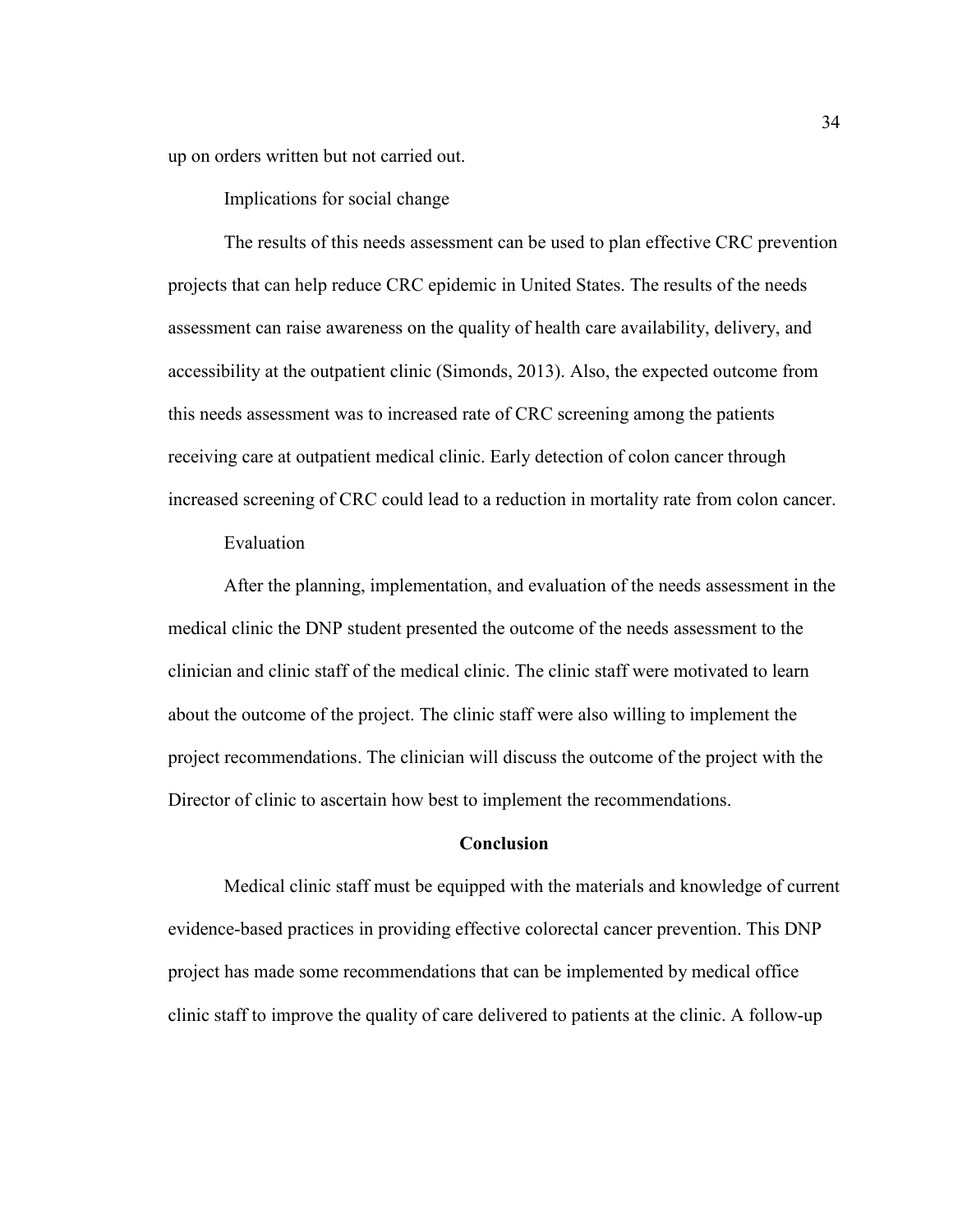up on orders written but not carried out.

Implications for social change

The results of this needs assessment can be used to plan effective CRC prevention projects that can help reduce CRC epidemic in United States. The results of the needs assessment can raise awareness on the quality of health care availability, delivery, and accessibility at the outpatient clinic (Simonds, 2013). Also, the expected outcome from this needs assessment was to increased rate of CRC screening among the patients receiving care at outpatient medical clinic. Early detection of colon cancer through increased screening of CRC could lead to a reduction in mortality rate from colon cancer.

Evaluation

After the planning, implementation, and evaluation of the needs assessment in the medical clinic the DNP student presented the outcome of the needs assessment to the clinician and clinic staff of the medical clinic. The clinic staff were motivated to learn about the outcome of the project. The clinic staff were also willing to implement the project recommendations. The clinician will discuss the outcome of the project with the Director of clinic to ascertain how best to implement the recommendations.

## Conclusion

Medical clinic staff must be equipped with the materials and knowledge of current evidence-based practices in providing effective colorectal cancer prevention. This DNP project has made some recommendations that can be implemented by medical office clinic staff to improve the quality of care delivered to patients at the clinic. A follow-up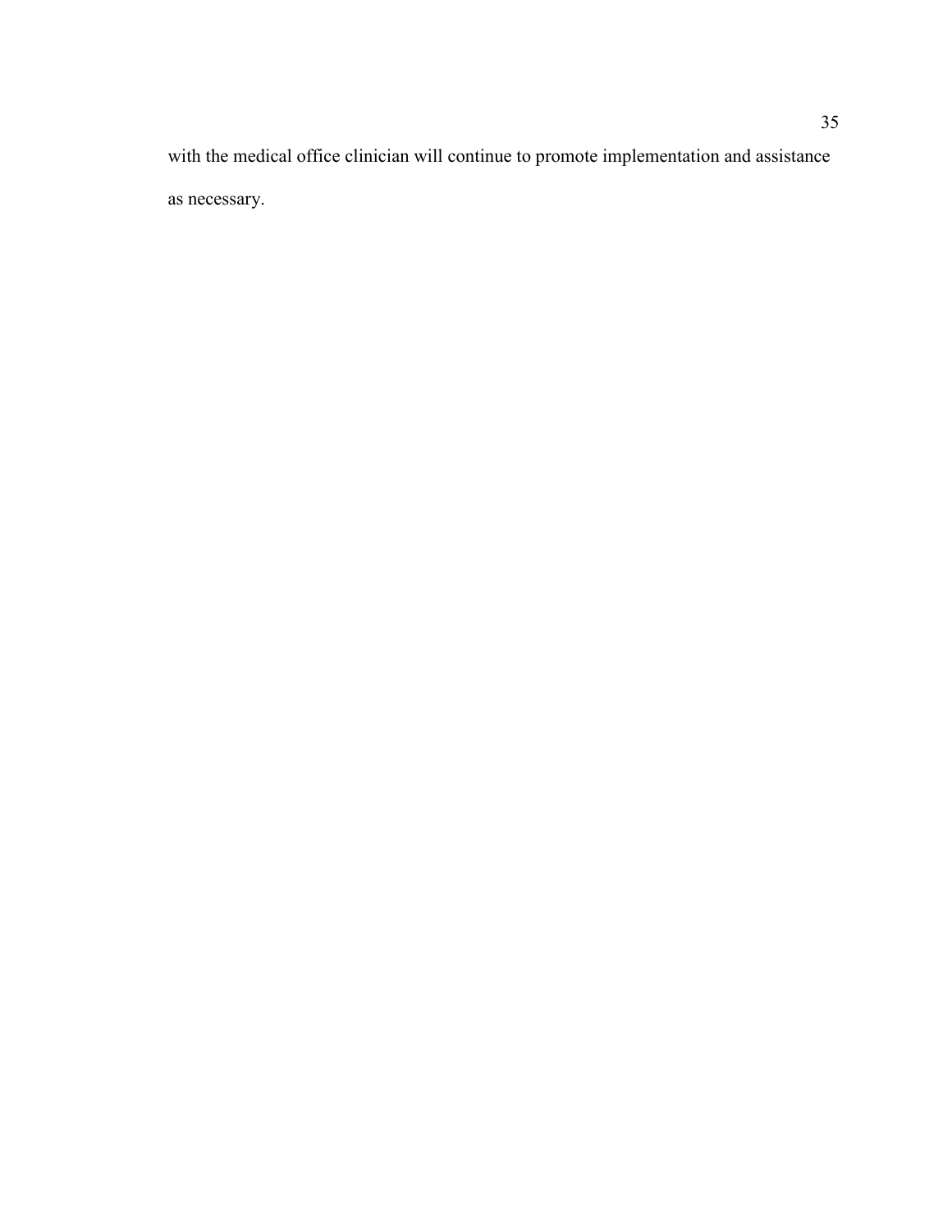with the medical office clinician will continue to promote implementation and assistance as necessary.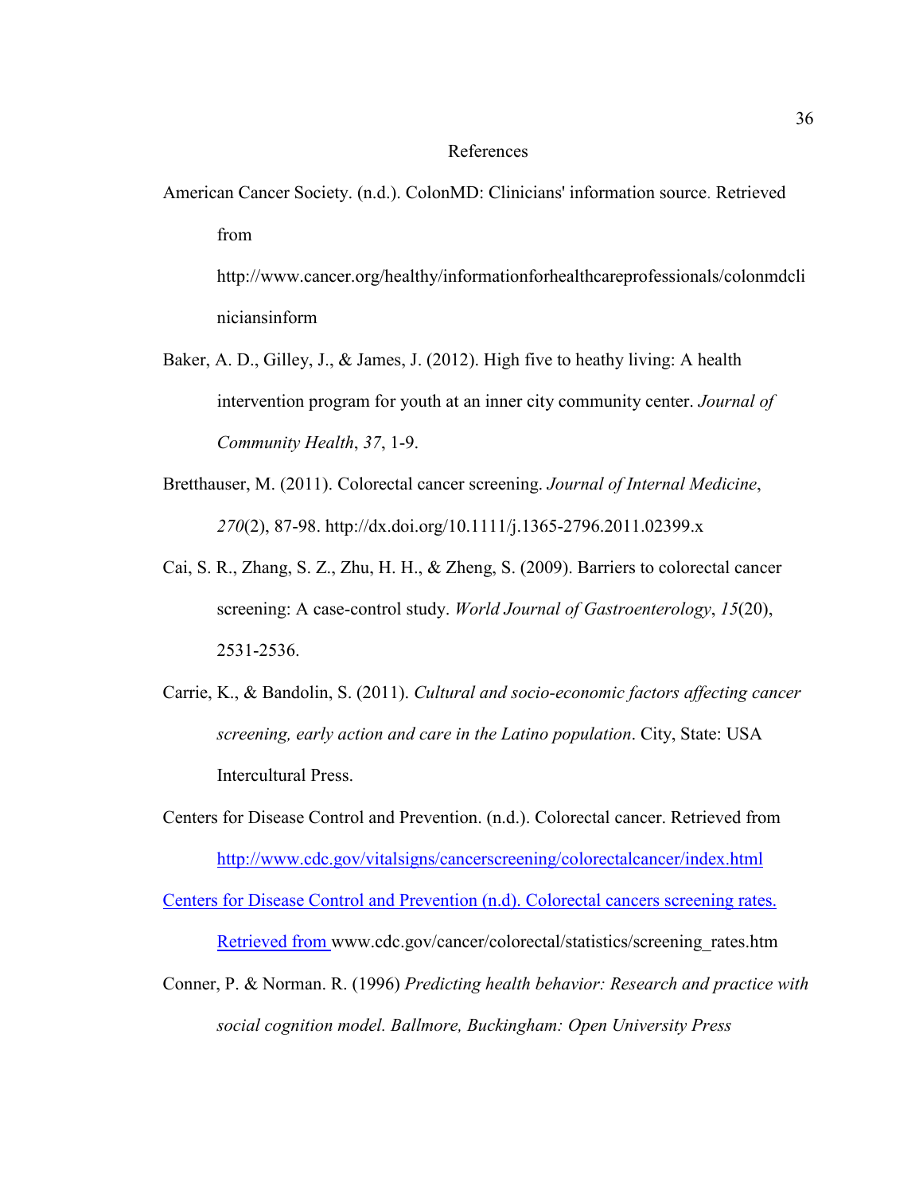# References

American Cancer Society. (n.d.). ColonMD: Clinicians' information source. Retrieved from http://www.cancer.org/healthy/informationforhealthcareprofessionals/colonmdcliniciansinform

Baker, A. D., Gilley, J., & James, J. (2012). High five to heathy living: A health intervention program for youth at an inner city community center. *Journal of Community Health*, *37*, 1-9.

Bretthauser, M. (2011). Colorectal cancer screening. *Journal of Internal Medicine*, *270*(2), 87-98. http://dx.doi.org/10.1111/j.1365-2796.2011.02399.x

Cai, S. R., Zhang, S. Z., Zhu, H. H., & Zheng, S. (2009). Barriers to colorectal cancer screening: A case-control study. *World Journal of Gastroenterology*, *15*(20), 2531-2536.

Carrie, K., & Bandolin, S. (2011). *Cultural and socio-economic factors affecting cancer screening, early action and care in the Latino population*. City, State: USA Intercultural Press.

Centers for Disease Control and Prevention. (n.d.). Colorectal cancer. Retrieved from http://www.cdc.gov/vitalsigns/cancerscreening/colorectalcancer/index.html

Centers for Disease Control and Prevention (n.d). Colorectal cancers screening rates. Retrieved from www.cdc.gov/cancer/colorectal/statistics/screening_rates.htm

Conner, P. & Norman. R. (1996) *Predicting health behavior: Research and practice with social cognition model. Ballmore, Buckingham: Open University Press*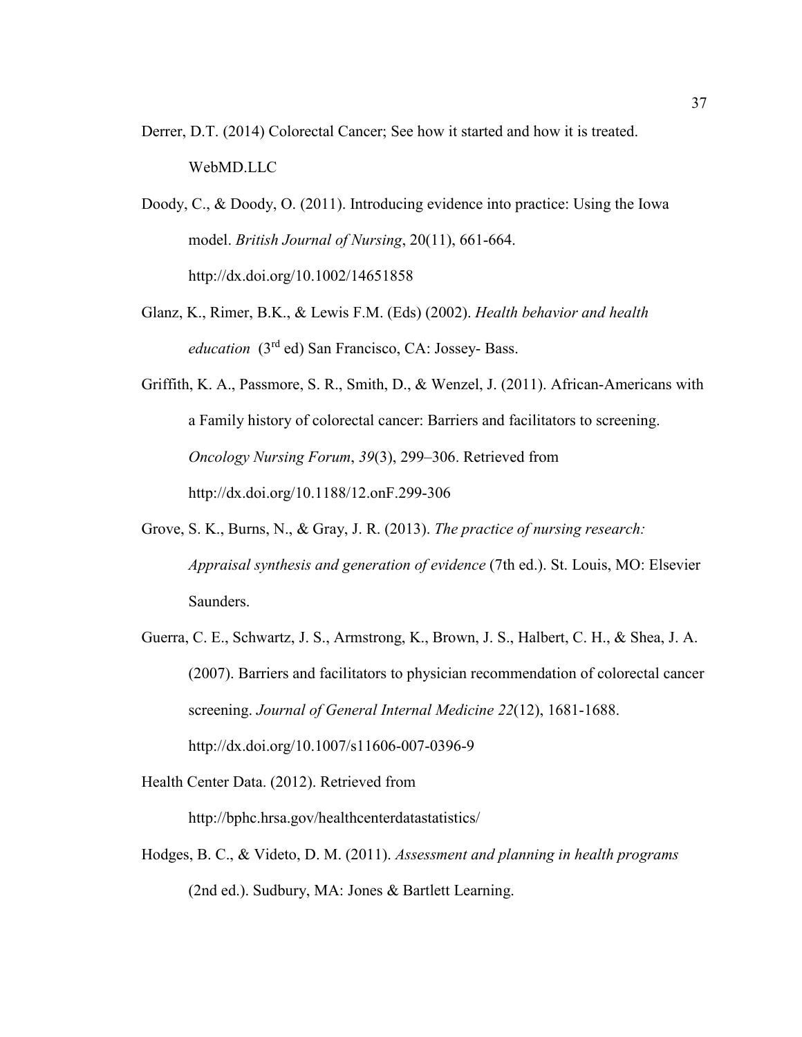Derrer, D.T. (2014) Colorectal Cancer; See how it started and how it is treated. WebMD.LLC

Doody, C., & Doody, O. (2011). Introducing evidence into practice: Using the Iowa model. *British Journal of Nursing*, 20(11), 661-664. http://dx.doi.org/10.1002/14651858

Glanz, K., Rimer, B.K., & Lewis F.M. (Eds) (2002). *Health behavior and health education* (3rd ed) San Francisco, CA: Jossey- Bass.

Griffith, K. A., Passmore, S. R., Smith, D., & Wenzel, J. (2011). African-Americans with a Family history of colorectal cancer: Barriers and facilitators to screening. *Oncology Nursing Forum*, *39*(3), 299–306. Retrieved from http://dx.doi.org/10.1188/12.onF.299-306

Grove, S. K., Burns, N., & Gray, J. R. (2013). *The practice of nursing research: Appraisal synthesis and generation of evidence* (7th ed.). St. Louis, MO: Elsevier Saunders.

Guerra, C. E., Schwartz, J. S., Armstrong, K., Brown, J. S., Halbert, C. H., & Shea, J. A. (2007). Barriers and facilitators to physician recommendation of colorectal cancer screening. *Journal of General Internal Medicine 22*(12), 1681-1688. http://dx.doi.org/10.1007/s11606-007-0396-9

Health Center Data. (2012). Retrieved from http://bphc.hrsa.gov/healthcenterdatastatistics/

Hodges, B. C., & Videto, D. M. (2011). *Assessment and planning in health programs* (2nd ed.). Sudbury, MA: Jones & Bartlett Learning.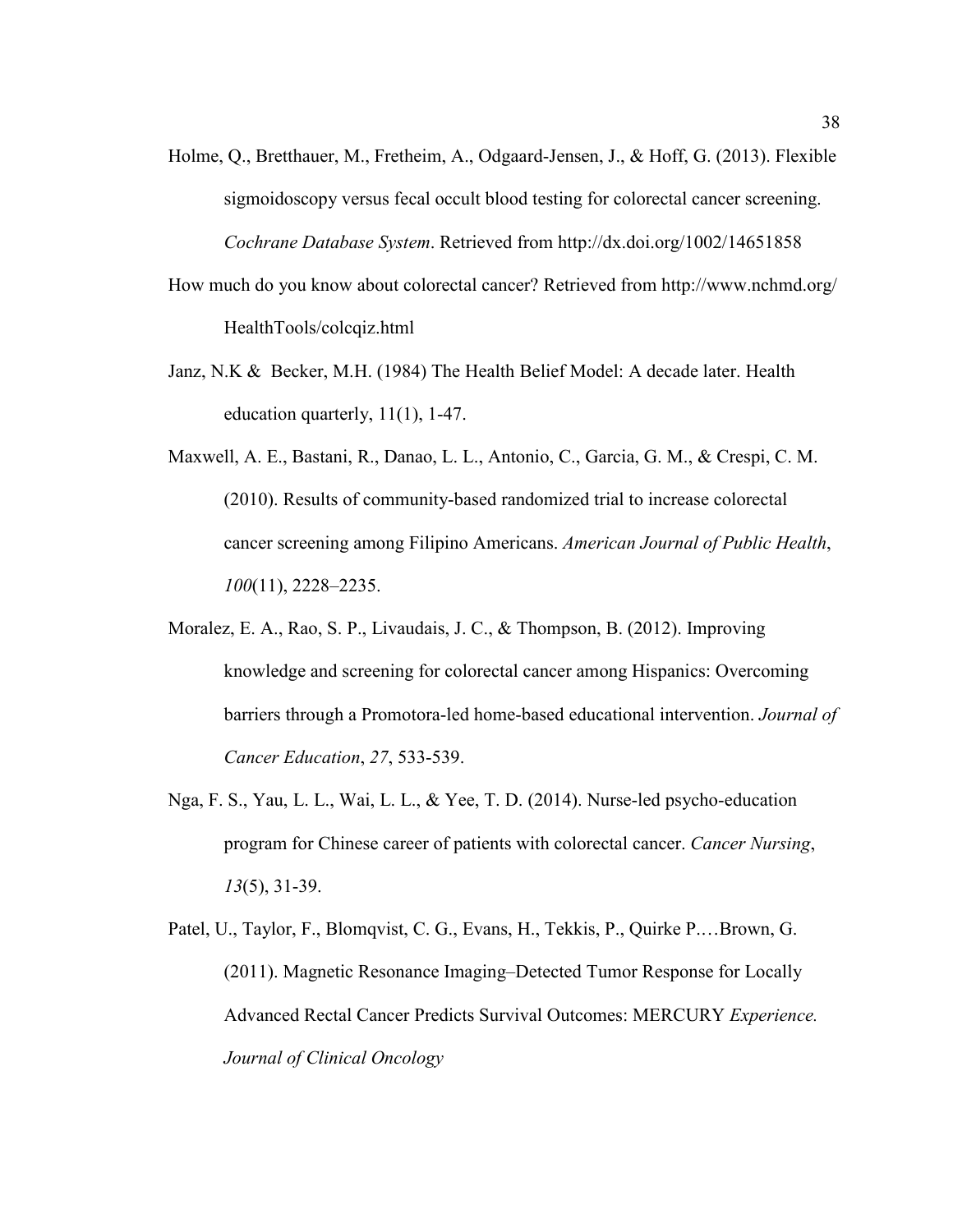Holme, Q., Bretthauer, M., Fretheim, A., Odgaard-Jensen, J., & Hoff, G. (2013). Flexible sigmoidoscopy versus fecal occult blood testing for colorectal cancer screening. *Cochrane Database System*. Retrieved from http://dx.doi.org/1002/14651858

How much do you know about colorectal cancer? Retrieved from http://www.nchmd.org/HealthTools/colcqiz.html

Janz, N.K & Becker, M.H. (1984) The Health Belief Model: A decade later. Health education quarterly, 11(1), 1-47.

Maxwell, A. E., Bastani, R., Danao, L. L., Antonio, C., Garcia, G. M., & Crespi, C. M. (2010). Results of community-based randomized trial to increase colorectal cancer screening among Filipino Americans. *American Journal of Public Health*, *100*(11), 2228–2235.

Moralez, E. A., Rao, S. P., Livaudais, J. C., & Thompson, B. (2012). Improving knowledge and screening for colorectal cancer among Hispanics: Overcoming barriers through a Promotora-led home-based educational intervention. *Journal of Cancer Education*, *27*, 533-539.

Nga, F. S., Yau, L. L., Wai, L. L., & Yee, T. D. (2014). Nurse-led psycho-education program for Chinese career of patients with colorectal cancer. *Cancer Nursing*, *13*(5), 31-39.

Patel, U., Taylor, F., Blomqvist, C. G., Evans, H., Tekkis, P., Quirke P.…Brown, G. (2011). Magnetic Resonance Imaging–Detected Tumor Response for Locally Advanced Rectal Cancer Predicts Survival Outcomes: MERCURY *Experience. Journal of Clinical Oncology*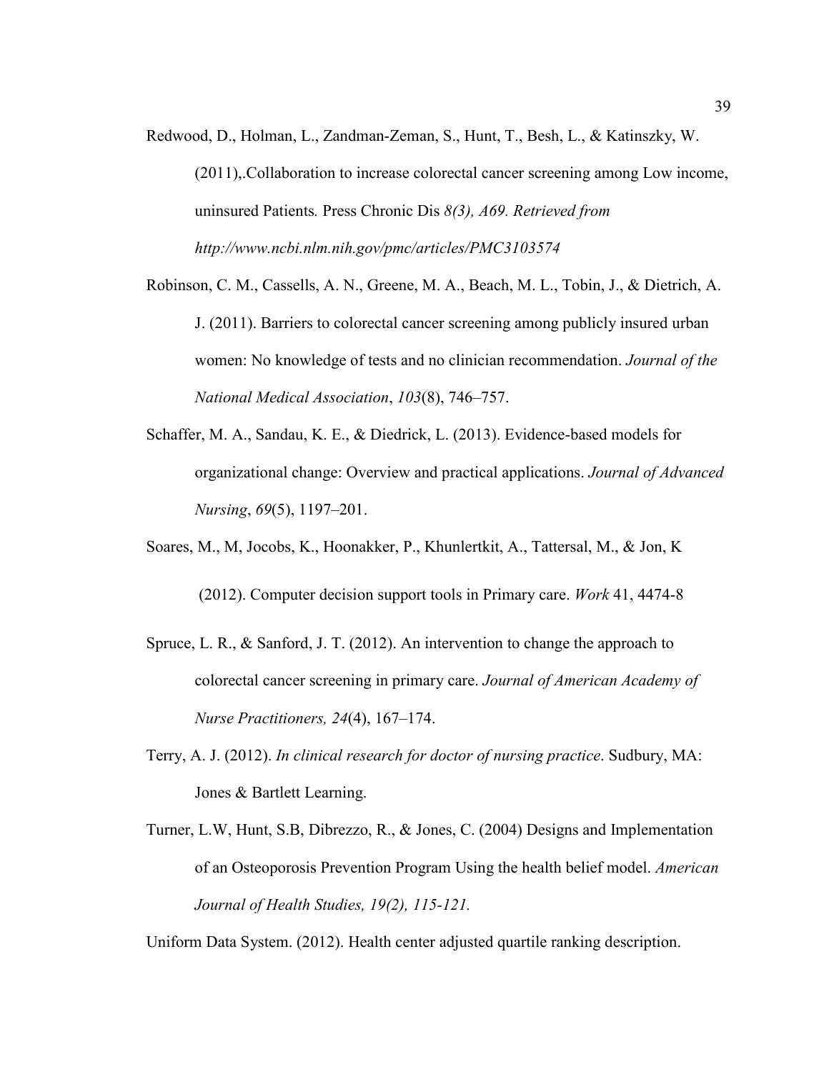Redwood, D., Holman, L., Zandman-Zeman, S., Hunt, T., Besh, L., & Katinszky, W. (2011),.Collaboration to increase colorectal cancer screening among Low income, uninsured Patients. Press Chronic Dis *8(3), A69. Retrieved from http://www.ncbi.nlm.nih.gov/pmc/articles/PMC3103574*

Robinson, C. M., Cassells, A. N., Greene, M. A., Beach, M. L., Tobin, J., & Dietrich, A. J. (2011). Barriers to colorectal cancer screening among publicly insured urban women: No knowledge of tests and no clinician recommendation. *Journal of the National Medical Association*, *103*(8), 746–757.

Schaffer, M. A., Sandau, K. E., & Diedrick, L. (2013). Evidence-based models for organizational change: Overview and practical applications. *Journal of Advanced Nursing*, *69*(5), 1197–201.

Soares, M., M, Jocobs, K., Hoonakker, P., Khunlertkit, A., Tattersal, M., & Jon, K (2012). Computer decision support tools in Primary care. *Work* 41, 4474-8

Spruce, L. R., & Sanford, J. T. (2012). An intervention to change the approach to colorectal cancer screening in primary care. *Journal of American Academy of Nurse Practitioners, 24*(4), 167–174.

Terry, A. J. (2012). *In clinical research for doctor of nursing practice*. Sudbury, MA: Jones & Bartlett Learning.

Turner, L.W, Hunt, S.B, Dibrezzo, R., & Jones, C. (2004) Designs and Implementation of an Osteoporosis Prevention Program Using the health belief model. *American Journal of Health Studies, 19(2), 115-121.*

Uniform Data System. (2012). Health center adjusted quartile ranking description.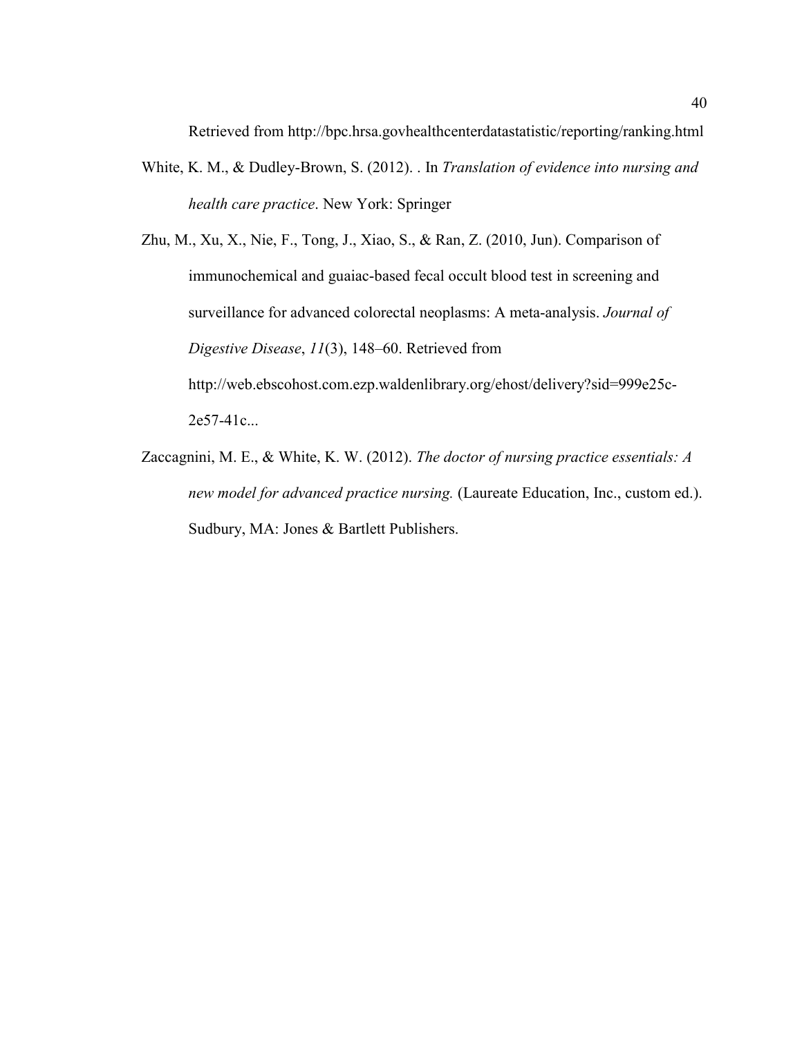Retrieved from http://bpc.hrsa.govhealthcenterdatastatistic/reporting/ranking.html

White, K. M., & Dudley-Brown, S. (2012). . In *Translation of evidence into nursing and health care practice*. New York: Springer

Zhu, M., Xu, X., Nie, F., Tong, J., Xiao, S., & Ran, Z. (2010, Jun). Comparison of immunochemical and guaiac-based fecal occult blood test in screening and surveillance for advanced colorectal neoplasms: A meta-analysis. *Journal of Digestive Disease*, *11*(3), 148–60. Retrieved from http://web.ebscohost.com.ezp.waldenlibrary.org/ehost/delivery?sid=999e25c-2e57-41c...

Zaccagnini, M. E., & White, K. W. (2012). *The doctor of nursing practice essentials: A new model for advanced practice nursing.* (Laureate Education, Inc., custom ed.). Sudbury, MA: Jones & Bartlett Publishers.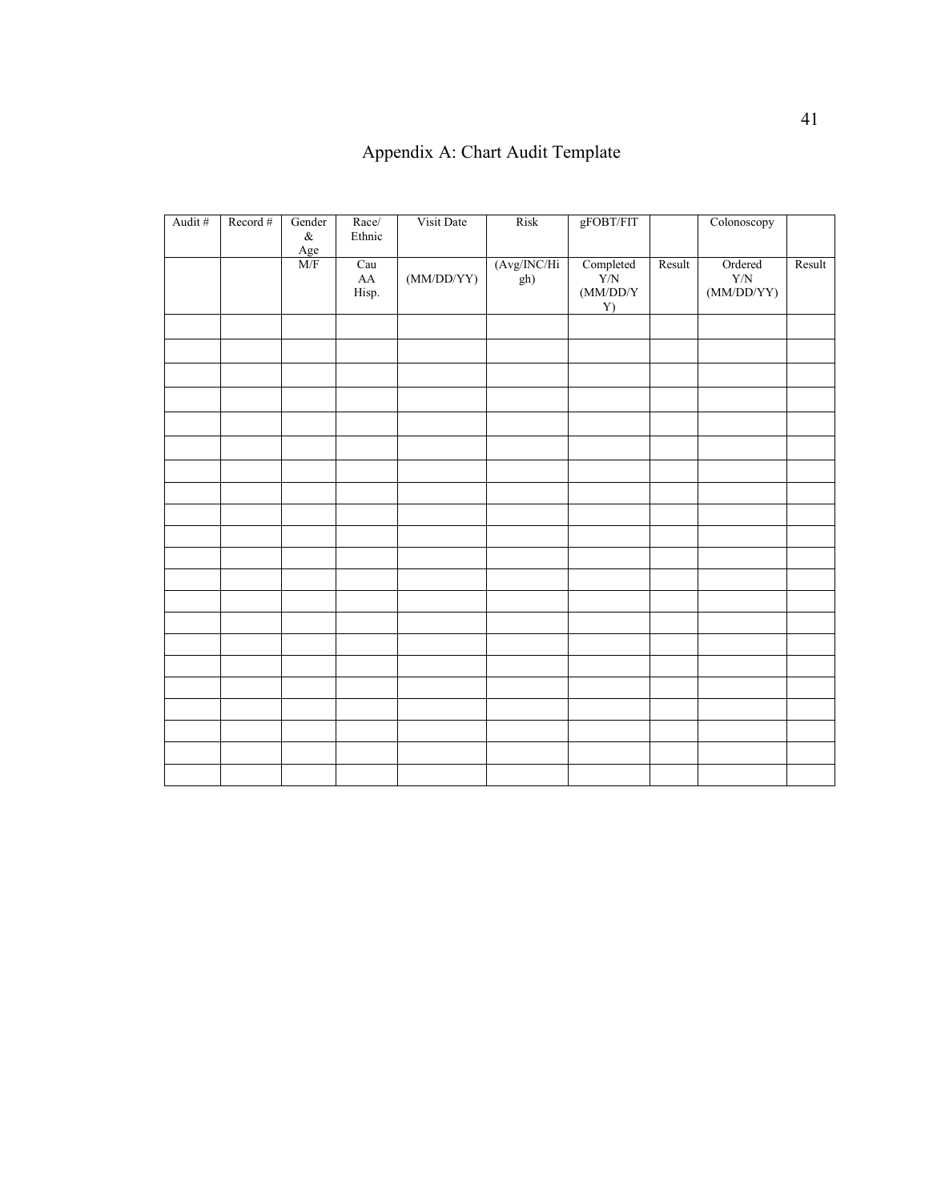# Appendix A: Chart Audit Template

| Audit # | Record # | Gender & Age | Race/ Ethnic | Visit Date | Risk | gFOBT/FIT | | Colonoscopy | |
|---|---|---|---|---|---|---|---|---|---|
| | | M/F | Cau AA Hisp. | (MM/DD/YY) | (Avg/INC/High) | Completed Y/N (MM/DD/YY) | Result | Ordered Y/N (MM/DD/YY) | Result |
| | | | | | | | | | |
| | | | | | | | | | |
| | | | | | | | | | |
| | | | | | | | | | |
| | | | | | | | | | |
| | | | | | | | | | |
| | | | | | | | | | |
| | | | | | | | | | |
| | | | | | | | | | |
| | | | | | | | | | |
| | | | | | | | | | |
| | | | | | | | | | |
| | | | | | | | | | |
| | | | | | | | | | |
| | | | | | | | | | |
| | | | | | | | | | |
| | | | | | | | | | |
| | | | | | | | | | |
| | | | | | | | | | |
| | | | | | | | | | |
| | | | | | | | | | |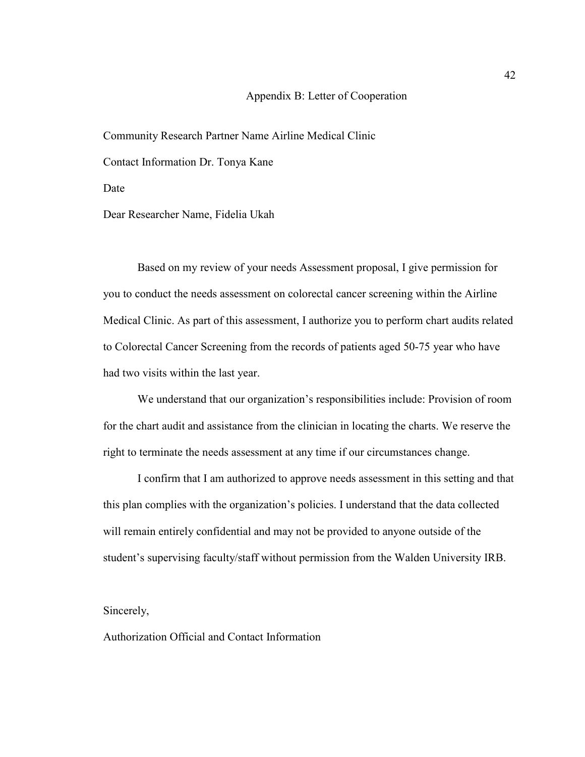# Appendix B: Letter of Cooperation

Community Research Partner Name Airline Medical Clinic

Contact Information Dr. Tonya Kane

Date

Dear Researcher Name, Fidelia Ukah

Based on my review of your needs Assessment proposal, I give permission for you to conduct the needs assessment on colorectal cancer screening within the Airline Medical Clinic. As part of this assessment, I authorize you to perform chart audits related to Colorectal Cancer Screening from the records of patients aged 50-75 year who have had two visits within the last year.

We understand that our organization's responsibilities include: Provision of room for the chart audit and assistance from the clinician in locating the charts. We reserve the right to terminate the needs assessment at any time if our circumstances change.

I confirm that I am authorized to approve needs assessment in this setting and that this plan complies with the organization's policies. I understand that the data collected will remain entirely confidential and may not be provided to anyone outside of the student's supervising faculty/staff without permission from the Walden University IRB.

Sincerely,

Authorization Official and Contact Information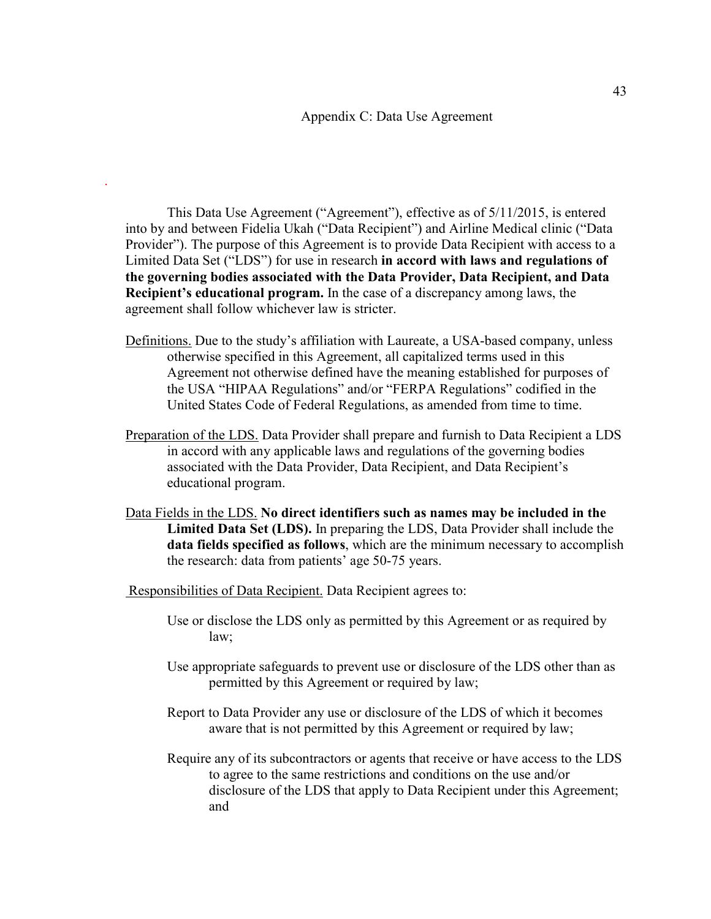## Appendix C: Data Use Agreement

This Data Use Agreement ("Agreement"), effective as of 5/11/2015, is entered into by and between Fidelia Ukah ("Data Recipient") and Airline Medical clinic ("Data Provider"). The purpose of this Agreement is to provide Data Recipient with access to a Limited Data Set ("LDS") for use in research **in accord with laws and regulations of the governing bodies associated with the Data Provider, Data Recipient, and Data Recipient's educational program.** In the case of a discrepancy among laws, the agreement shall follow whichever law is stricter.

Definitions. Due to the study's affiliation with Laureate, a USA-based company, unless otherwise specified in this Agreement, all capitalized terms used in this Agreement not otherwise defined have the meaning established for purposes of the USA "HIPAA Regulations" and/or "FERPA Regulations" codified in the United States Code of Federal Regulations, as amended from time to time.

Preparation of the LDS. Data Provider shall prepare and furnish to Data Recipient a LDS in accord with any applicable laws and regulations of the governing bodies associated with the Data Provider, Data Recipient, and Data Recipient's educational program.

Data Fields in the LDS. **No direct identifiers such as names may be included in the Limited Data Set (LDS).** In preparing the LDS, Data Provider shall include the **data fields specified as follows**, which are the minimum necessary to accomplish the research: data from patients' age 50-75 years.

Responsibilities of Data Recipient. Data Recipient agrees to:

- Use or disclose the LDS only as permitted by this Agreement or as required by law;
- Use appropriate safeguards to prevent use or disclosure of the LDS other than as permitted by this Agreement or required by law;
- Report to Data Provider any use or disclosure of the LDS of which it becomes aware that is not permitted by this Agreement or required by law;
- Require any of its subcontractors or agents that receive or have access to the LDS to agree to the same restrictions and conditions on the use and/or disclosure of the LDS that apply to Data Recipient under this Agreement; and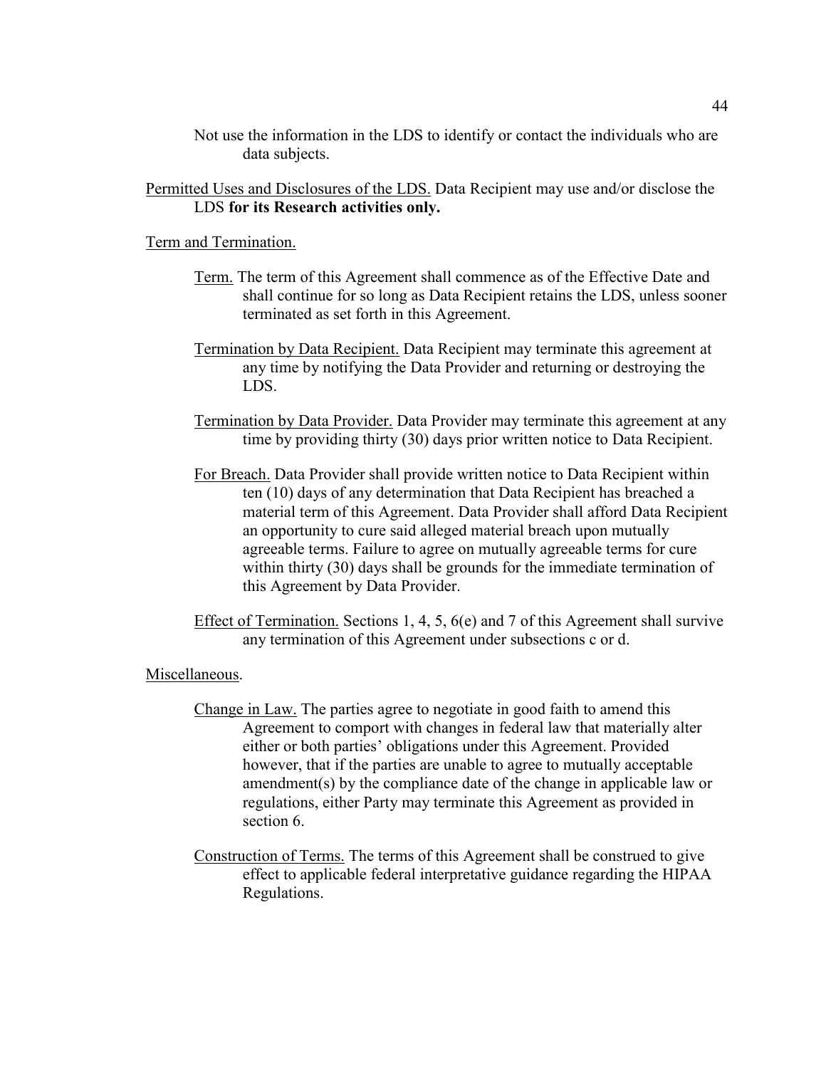Not use the information in the LDS to identify or contact the individuals who are data subjects.

Permitted Uses and Disclosures of the LDS. Data Recipient may use and/or disclose the LDS **for its Research activities only.**

Term and Termination.

Term. The term of this Agreement shall commence as of the Effective Date and shall continue for so long as Data Recipient retains the LDS, unless sooner terminated as set forth in this Agreement.

Termination by Data Recipient. Data Recipient may terminate this agreement at any time by notifying the Data Provider and returning or destroying the LDS.

Termination by Data Provider. Data Provider may terminate this agreement at any time by providing thirty (30) days prior written notice to Data Recipient.

For Breach. Data Provider shall provide written notice to Data Recipient within ten (10) days of any determination that Data Recipient has breached a material term of this Agreement. Data Provider shall afford Data Recipient an opportunity to cure said alleged material breach upon mutually agreeable terms. Failure to agree on mutually agreeable terms for cure within thirty (30) days shall be grounds for the immediate termination of this Agreement by Data Provider.

Effect of Termination. Sections 1, 4, 5, 6(e) and 7 of this Agreement shall survive any termination of this Agreement under subsections c or d.

Miscellaneous.

Change in Law. The parties agree to negotiate in good faith to amend this Agreement to comport with changes in federal law that materially alter either or both parties' obligations under this Agreement. Provided however, that if the parties are unable to agree to mutually acceptable amendment(s) by the compliance date of the change in applicable law or regulations, either Party may terminate this Agreement as provided in section 6.

Construction of Terms. The terms of this Agreement shall be construed to give effect to applicable federal interpretative guidance regarding the HIPAA Regulations.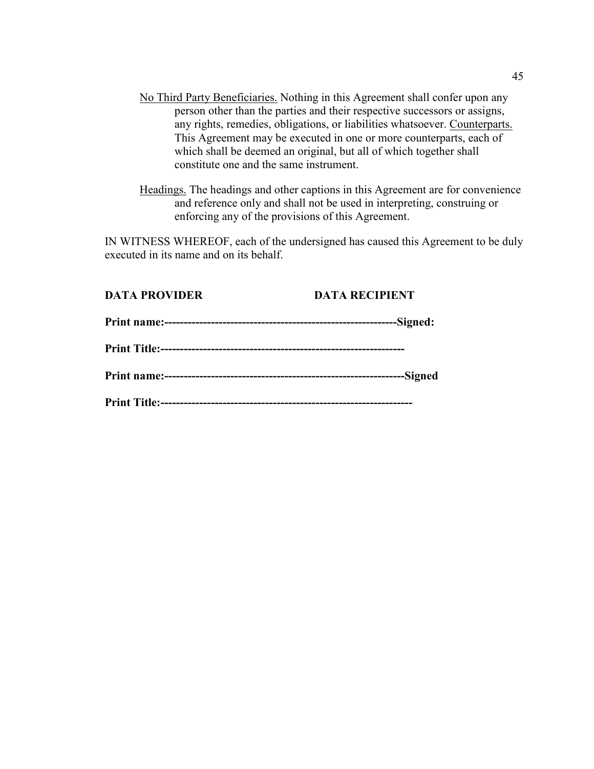No Third Party Beneficiaries. Nothing in this Agreement shall confer upon any person other than the parties and their respective successors or assigns, any rights, remedies, obligations, or liabilities whatsoever. Counterparts. This Agreement may be executed in one or more counterparts, each of which shall be deemed an original, but all of which together shall constitute one and the same instrument.

Headings. The headings and other captions in this Agreement are for convenience and reference only and shall not be used in interpreting, construing or enforcing any of the provisions of this Agreement.

IN WITNESS WHEREOF, each of the undersigned has caused this Agreement to be duly executed in its name and on its behalf.

**DATA PROVIDER** **DATA RECIPIENT**

**Print name:------------------------------------------------------------Signed:**

**Print Title:--------------------------------------------------------------**

**Print name:--------------------------------------------------------------Signed**

**Print Title:----------------------------------------------------------------**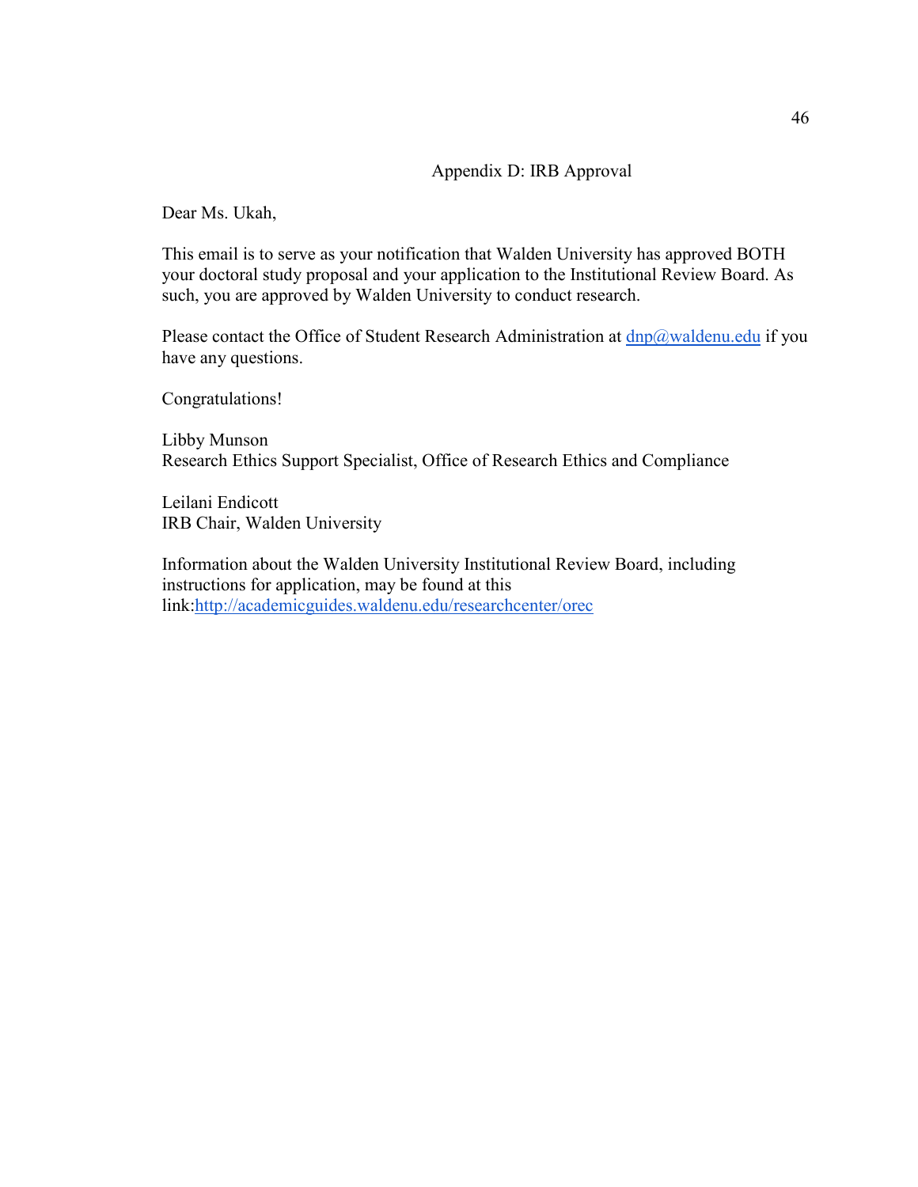## Appendix D: IRB Approval

Dear Ms. Ukah,

This email is to serve as your notification that Walden University has approved BOTH your doctoral study proposal and your application to the Institutional Review Board. As such, you are approved by Walden University to conduct research.

Please contact the Office of Student Research Administration at dnp@waldenu.edu if you have any questions.

Congratulations!

Libby Munson
Research Ethics Support Specialist, Office of Research Ethics and Compliance

Leilani Endicott
IRB Chair, Walden University

Information about the Walden University Institutional Review Board, including instructions for application, may be found at this link:http://academicguides.waldenu.edu/researchcenter/orec